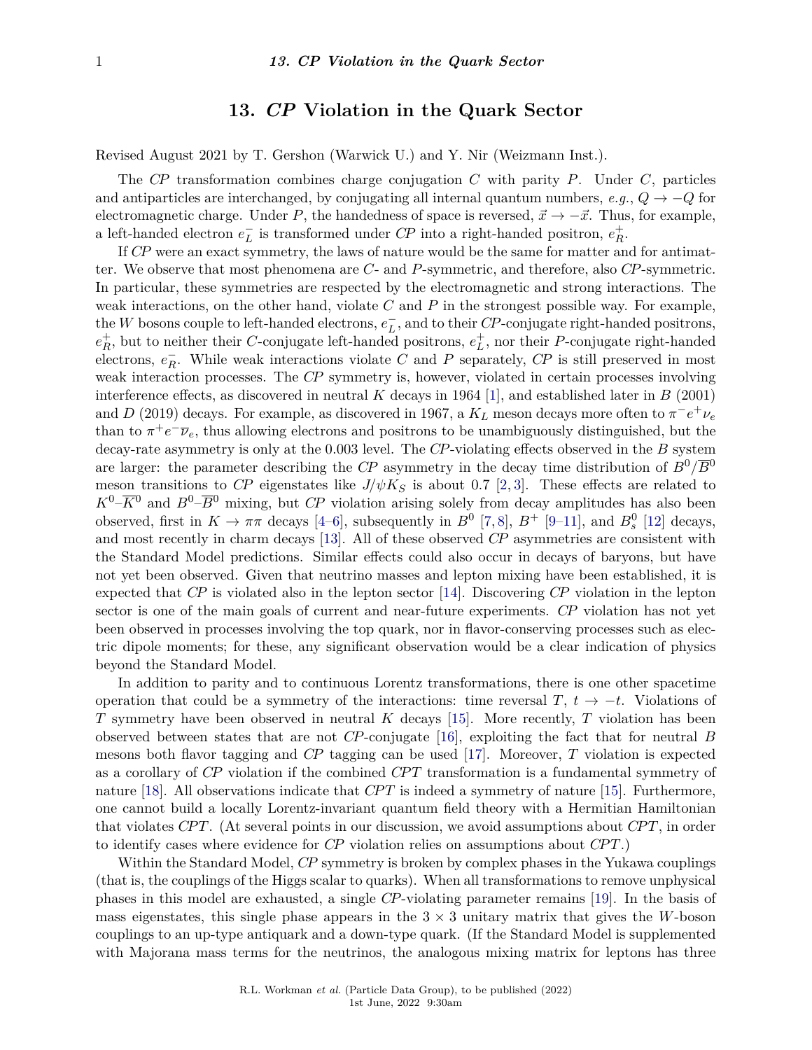# 13. *CP* Violation in the Quark Sector

Revised August 2021 by T. Gershon (Warwick U.) and Y. Nir (Weizmann Inst.).

The *CP* transformation combines charge conjugation *C* with parity *P*. Under *C*, particles and antiparticles are interchanged, by conjugating all internal quantum numbers, *e.g.*, $Q \to -Q$ for electromagnetic charge. Under *P*, the handedness of space is reversed, $\vec{x} \to -\vec{x}$. Thus, for example, a left-handed electron $e^-_L$ is transformed under *CP* into a right-handed positron, $e^+_R$.

If *CP* were an exact symmetry, the laws of nature would be the same for matter and for antimatter. We observe that most phenomena are *C*- and *P*-symmetric, and therefore, also *CP*-symmetric. In particular, these symmetries are respected by the electromagnetic and strong interactions. The weak interactions, on the other hand, violate *C* and *P* in the strongest possible way. For example, the *W* bosons couple to left-handed electrons, $e^-_L$, and to their *CP*-conjugate right-handed positrons, $e^+_R$, but to neither their *C*-conjugate left-handed positrons, $e^+_L$, nor their *P*-conjugate right-handed electrons, $e^-_R$. While weak interactions violate *C* and *P* separately, *CP* is still preserved in most weak interaction processes. The *CP* symmetry is, however, violated in certain processes involving interference effects, as discovered in neutral *K* decays in 1964 [1], and established later in *B* (2001) and *D* (2019) decays. For example, as discovered in 1967, a $K_L$ meson decays more often to $\pi^- e^+ \nu_e$ than to $\pi^+ e^- \overline{\nu}_e$, thus allowing electrons and positrons to be unambiguously distinguished, but the decay-rate asymmetry is only at the 0.003 level. The *CP*-violating effects observed in the *B* system are larger: the parameter describing the *CP* asymmetry in the decay time distribution of $B^0/\overline{B}^0$ meson transitions to *CP* eigenstates like $J/\psi K_S$ is about 0.7 [2,3]. These effects are related to $K^0$–$\overline{K}^0$ and $B^0$–$\overline{B}^0$ mixing, but *CP* violation arising solely from decay amplitudes has also been observed, first in $K \to \pi\pi$ decays [4–6], subsequently in $B^0$ [7,8], $B^+$ [9–11], and $B^0_s$ [12] decays, and most recently in charm decays [13]. All of these observed *CP* asymmetries are consistent with the Standard Model predictions. Similar effects could also occur in decays of baryons, but have not yet been observed. Given that neutrino masses and lepton mixing have been established, it is expected that *CP* is violated also in the lepton sector [14]. Discovering *CP* violation in the lepton sector is one of the main goals of current and near-future experiments. *CP* violation has not yet been observed in processes involving the top quark, nor in flavor-conserving processes such as electric dipole moments; for these, any significant observation would be a clear indication of physics beyond the Standard Model.

In addition to parity and to continuous Lorentz transformations, there is one other spacetime operation that could be a symmetry of the interactions: time reversal *T*, $t \to -t$. Violations of *T* symmetry have been observed in neutral *K* decays [15]. More recently, *T* violation has been observed between states that are not *CP*-conjugate [16], exploiting the fact that for neutral *B* mesons both flavor tagging and *CP* tagging can be used [17]. Moreover, *T* violation is expected as a corollary of *CP* violation if the combined *CPT* transformation is a fundamental symmetry of nature [18]. All observations indicate that *CPT* is indeed a symmetry of nature [15]. Furthermore, one cannot build a locally Lorentz-invariant quantum field theory with a Hermitian Hamiltonian that violates *CPT*. (At several points in our discussion, we avoid assumptions about *CPT*, in order to identify cases where evidence for *CP* violation relies on assumptions about *CPT*.)

Within the Standard Model, *CP* symmetry is broken by complex phases in the Yukawa couplings (that is, the couplings of the Higgs scalar to quarks). When all transformations to remove unphysical phases in this model are exhausted, a single *CP*-violating parameter remains [19]. In the basis of mass eigenstates, this single phase appears in the $3 \times 3$ unitary matrix that gives the *W*-boson couplings to an up-type antiquark and a down-type quark. (If the Standard Model is supplemented with Majorana mass terms for the neutrinos, the analogous mixing matrix for leptons has three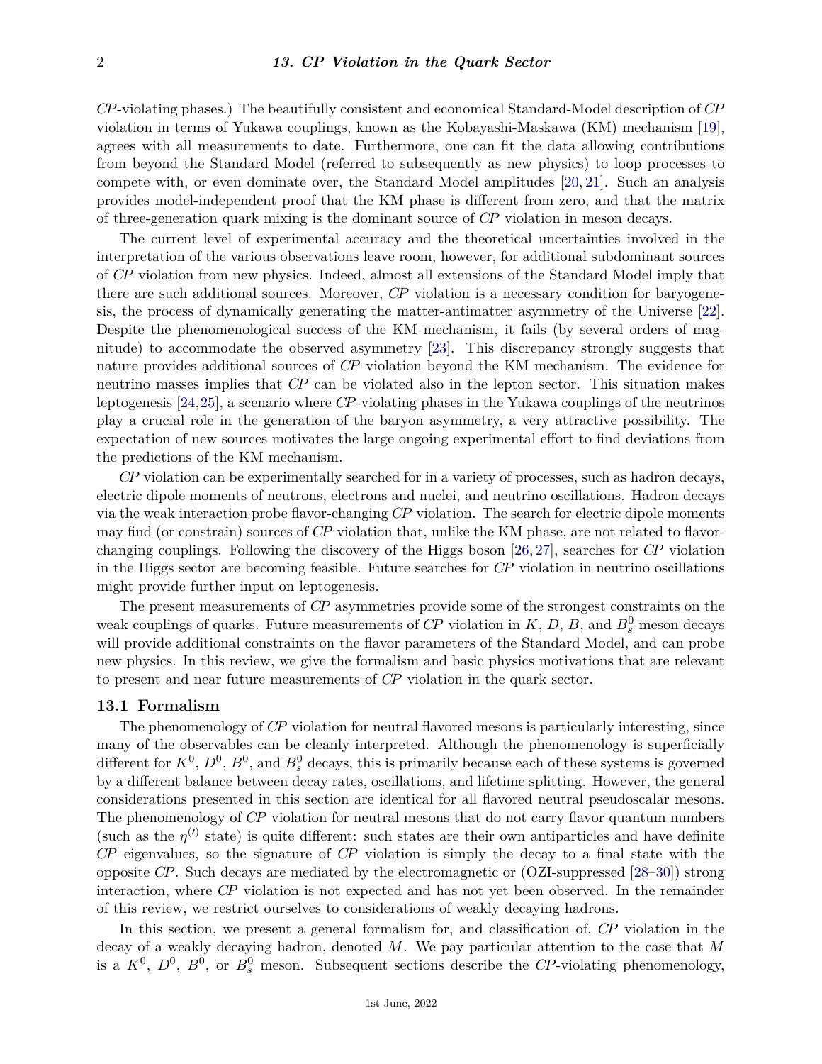*CP*-violating phases.) The beautifully consistent and economical Standard-Model description of *CP* violation in terms of Yukawa couplings, known as the Kobayashi-Maskawa (KM) mechanism [19], agrees with all measurements to date. Furthermore, one can fit the data allowing contributions from beyond the Standard Model (referred to subsequently as new physics) to loop processes to compete with, or even dominate over, the Standard Model amplitudes [20, 21]. Such an analysis provides model-independent proof that the KM phase is different from zero, and that the matrix of three-generation quark mixing is the dominant source of *CP* violation in meson decays.

The current level of experimental accuracy and the theoretical uncertainties involved in the interpretation of the various observations leave room, however, for additional subdominant sources of *CP* violation from new physics. Indeed, almost all extensions of the Standard Model imply that there are such additional sources. Moreover, *CP* violation is a necessary condition for baryogenesis, the process of dynamically generating the matter-antimatter asymmetry of the Universe [22]. Despite the phenomenological success of the KM mechanism, it fails (by several orders of magnitude) to accommodate the observed asymmetry [23]. This discrepancy strongly suggests that nature provides additional sources of *CP* violation beyond the KM mechanism. The evidence for neutrino masses implies that *CP* can be violated also in the lepton sector. This situation makes leptogenesis [24, 25], a scenario where *CP*-violating phases in the Yukawa couplings of the neutrinos play a crucial role in the generation of the baryon asymmetry, a very attractive possibility. The expectation of new sources motivates the large ongoing experimental effort to find deviations from the predictions of the KM mechanism.

*CP* violation can be experimentally searched for in a variety of processes, such as hadron decays, electric dipole moments of neutrons, electrons and nuclei, and neutrino oscillations. Hadron decays via the weak interaction probe flavor-changing *CP* violation. The search for electric dipole moments may find (or constrain) sources of *CP* violation that, unlike the KM phase, are not related to flavor-changing couplings. Following the discovery of the Higgs boson [26, 27], searches for *CP* violation in the Higgs sector are becoming feasible. Future searches for *CP* violation in neutrino oscillations might provide further input on leptogenesis.

The present measurements of *CP* asymmetries provide some of the strongest constraints on the weak couplings of quarks. Future measurements of *CP* violation in $K$, $D$, $B$, and $B_s^0$ meson decays will provide additional constraints on the flavor parameters of the Standard Model, and can probe new physics. In this review, we give the formalism and basic physics motivations that are relevant to present and near future measurements of *CP* violation in the quark sector.

## 13.1 Formalism

The phenomenology of *CP* violation for neutral flavored mesons is particularly interesting, since many of the observables can be cleanly interpreted. Although the phenomenology is superficially different for $K^0$, $D^0$, $B^0$, and $B_s^0$ decays, this is primarily because each of these systems is governed by a different balance between decay rates, oscillations, and lifetime splitting. However, the general considerations presented in this section are identical for all flavored neutral pseudoscalar mesons. The phenomenology of *CP* violation for neutral mesons that do not carry flavor quantum numbers (such as the $\eta^{(\prime)}$ state) is quite different: such states are their own antiparticles and have definite *CP* eigenvalues, so the signature of *CP* violation is simply the decay to a final state with the opposite *CP*. Such decays are mediated by the electromagnetic or (OZI-suppressed [28–30]) strong interaction, where *CP* violation is not expected and has not yet been observed. In the remainder of this review, we restrict ourselves to considerations of weakly decaying hadrons.

In this section, we present a general formalism for, and classification of, *CP* violation in the decay of a weakly decaying hadron, denoted $M$. We pay particular attention to the case that $M$ is a $K^0$, $D^0$, $B^0$, or $B_s^0$ meson. Subsequent sections describe the *CP*-violating phenomenology,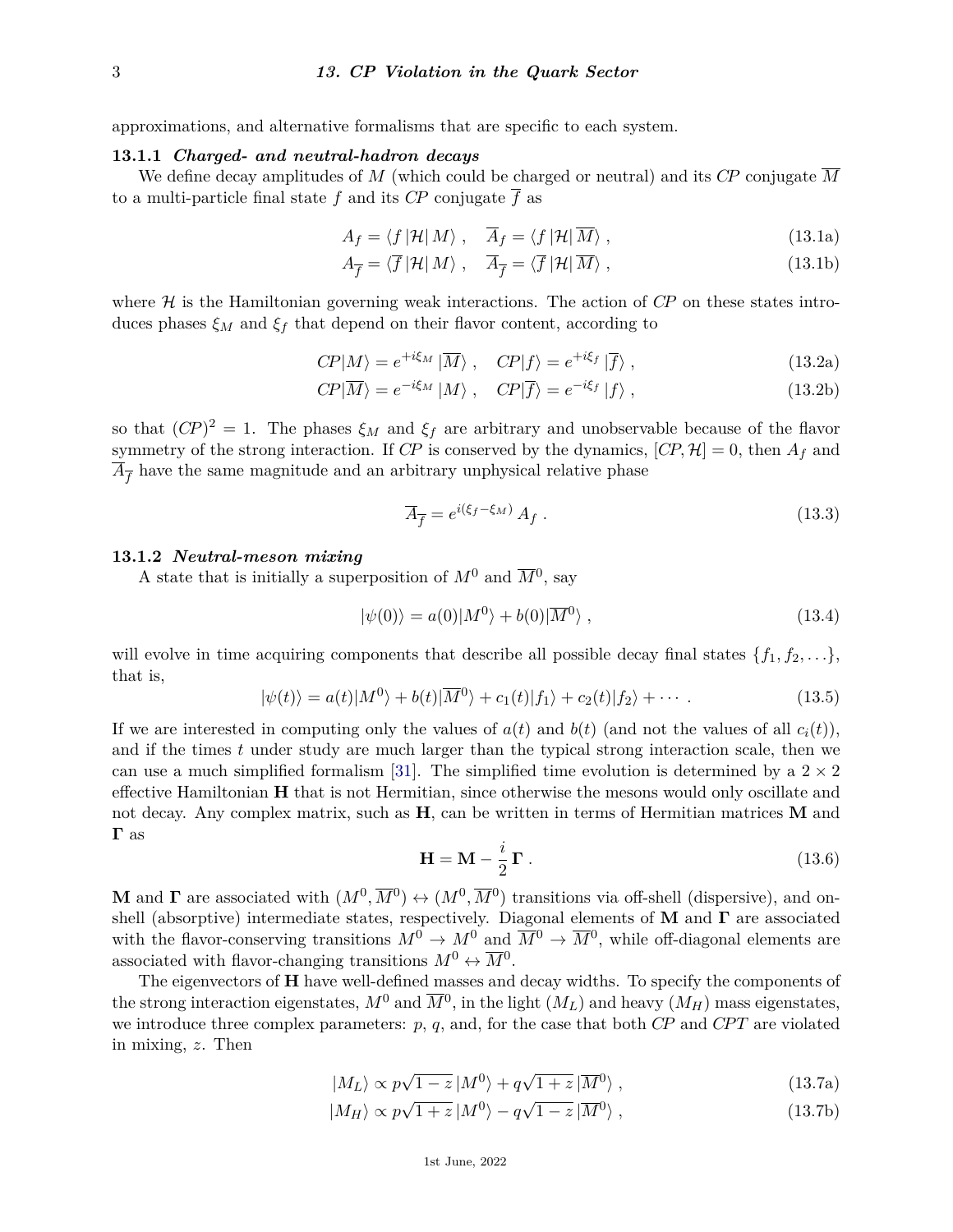approximations, and alternative formalisms that are specific to each system.

### 13.1.1 *Charged- and neutral-hadron decays*

We define decay amplitudes of $M$ (which could be charged or neutral) and its *CP* conjugate $\overline{M}$ to a multi-particle final state $f$ and its *CP* conjugate $\overline{f}$ as

$$A_f = \langle f\,|\mathcal{H}|\,M\rangle\ , \quad \overline{A}_f = \langle f\,|\mathcal{H}|\,\overline{M}\rangle\ , \tag{13.1a}$$

$$A_{\overline{f}} = \langle \overline{f}\,|\mathcal{H}|\,M\rangle\ , \quad \overline{A}_{\overline{f}} = \langle \overline{f}\,|\mathcal{H}|\,\overline{M}\rangle\ , \tag{13.1b}$$

where $\mathcal{H}$ is the Hamiltonian governing weak interactions. The action of *CP* on these states introduces phases $\xi_M$ and $\xi_f$ that depend on their flavor content, according to

$$CP|M\rangle = e^{+i\xi_M}\,|\overline{M}\rangle\ , \quad CP|f\rangle = e^{+i\xi_f}\,|\overline{f}\rangle\ , \tag{13.2a}$$

$$CP|\overline{M}\rangle = e^{-i\xi_M}\,|M\rangle\ , \quad CP|\overline{f}\rangle = e^{-i\xi_f}\,|f\rangle\ , \tag{13.2b}$$

so that $(CP)^2 = 1$. The phases $\xi_M$ and $\xi_f$ are arbitrary and unobservable because of the flavor symmetry of the strong interaction. If *CP* is conserved by the dynamics, $[CP, \mathcal{H}] = 0$, then $A_f$ and $\overline{A}_{\overline{f}}$ have the same magnitude and an arbitrary unphysical relative phase

$$\overline{A}_{\overline{f}} = e^{i(\xi_f - \xi_M)}\,A_f\ . \tag{13.3}$$

### 13.1.2 *Neutral-meson mixing*

A state that is initially a superposition of $M^0$ and $\overline{M}^0$, say

$$|\psi(0)\rangle = a(0)|M^0\rangle + b(0)|\overline{M}^0\rangle\ , \tag{13.4}$$

will evolve in time acquiring components that describe all possible decay final states $\{f_1, f_2, \ldots\}$, that is,

$$|\psi(t)\rangle = a(t)|M^0\rangle + b(t)|\overline{M}^0\rangle + c_1(t)|f_1\rangle + c_2(t)|f_2\rangle + \cdots\ . \tag{13.5}$$

If we are interested in computing only the values of $a(t)$ and $b(t)$ (and not the values of all $c_i(t)$), and if the times $t$ under study are much larger than the typical strong interaction scale, then we can use a much simplified formalism [31]. The simplified time evolution is determined by a $2 \times 2$ effective Hamiltonian $\mathbf{H}$ that is not Hermitian, since otherwise the mesons would only oscillate and not decay. Any complex matrix, such as $\mathbf{H}$, can be written in terms of Hermitian matrices $\mathbf{M}$ and $\mathbf{\Gamma}$ as

$$\mathbf{H} = \mathbf{M} - \frac{i}{2}\,\mathbf{\Gamma}\ . \tag{13.6}$$

$\mathbf{M}$ and $\mathbf{\Gamma}$ are associated with $(M^0, \overline{M}^0) \leftrightarrow (M^0, \overline{M}^0)$ transitions via off-shell (dispersive), and on-shell (absorptive) intermediate states, respectively. Diagonal elements of $\mathbf{M}$ and $\mathbf{\Gamma}$ are associated with the flavor-conserving transitions $M^0 \to M^0$ and $\overline{M}^0 \to \overline{M}^0$, while off-diagonal elements are associated with flavor-changing transitions $M^0 \leftrightarrow \overline{M}^0$.

The eigenvectors of $\mathbf{H}$ have well-defined masses and decay widths. To specify the components of the strong interaction eigenstates, $M^0$ and $\overline{M}^0$, in the light ($M_L$) and heavy ($M_H$) mass eigenstates, we introduce three complex parameters: $p$, $q$, and, for the case that both *CP* and *CPT* are violated in mixing, $z$. Then

$$|M_L\rangle \propto p\sqrt{1-z}\,|M^0\rangle + q\sqrt{1+z}\,|\overline{M}^0\rangle\ , \tag{13.7a}$$

$$|M_H\rangle \propto p\sqrt{1+z}\,|M^0\rangle - q\sqrt{1-z}\,|\overline{M}^0\rangle\ , \tag{13.7b}$$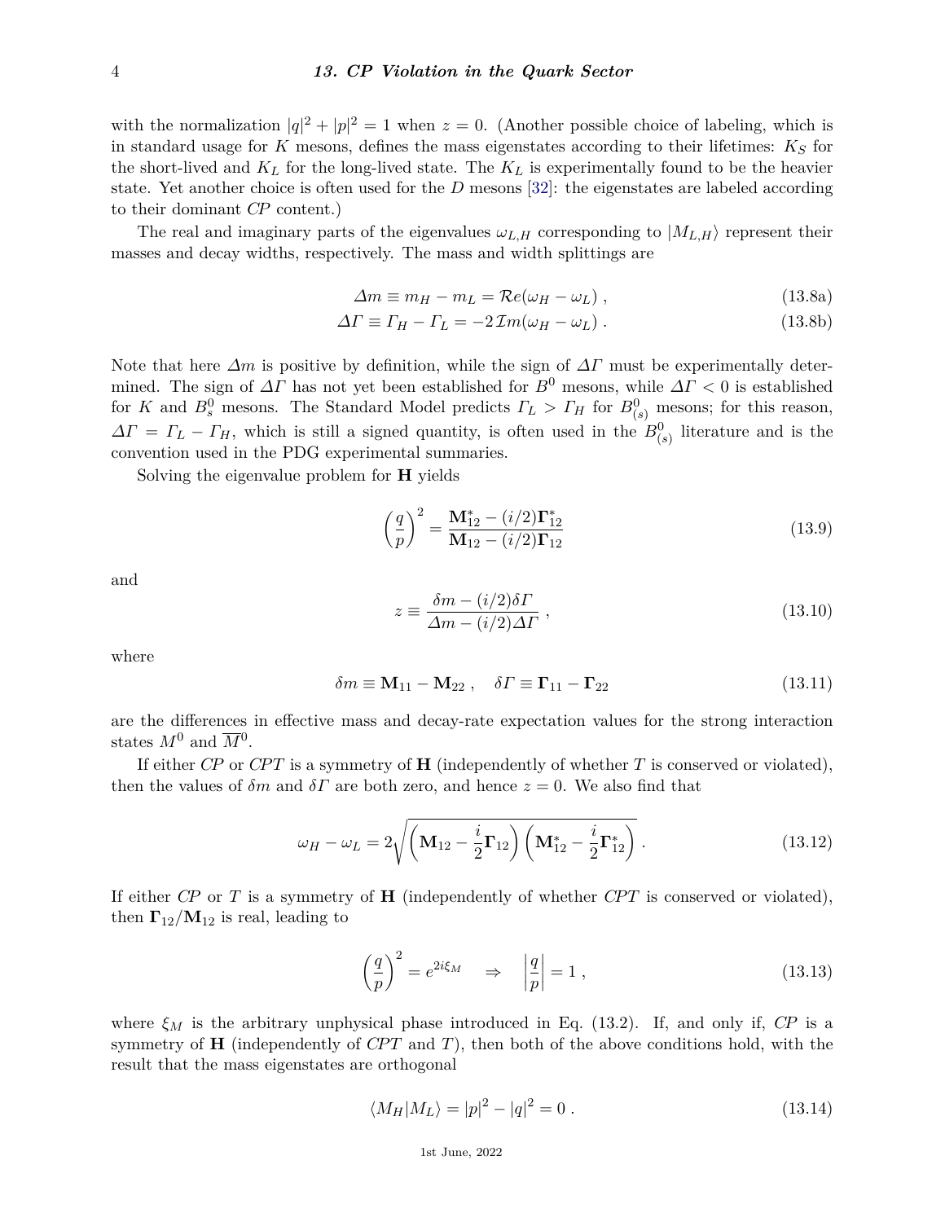with the normalization $|q|^2 + |p|^2 = 1$ when $z = 0$. (Another possible choice of labeling, which is in standard usage for $K$ mesons, defines the mass eigenstates according to their lifetimes: $K_S$ for the short-lived and $K_L$ for the long-lived state. The $K_L$ is experimentally found to be the heavier state. Yet another choice is often used for the $D$ mesons [32]: the eigenstates are labeled according to their dominant *CP* content.)

The real and imaginary parts of the eigenvalues $\omega_{L,H}$ corresponding to $|M_{L,H}\rangle$ represent their masses and decay widths, respectively. The mass and width splittings are

$$\Delta m \equiv m_H - m_L = \mathcal{R}e(\omega_H - \omega_L) \, , \tag{13.8a}$$

$$\Delta\Gamma \equiv \Gamma_H - \Gamma_L = -2\,\mathcal{I}m(\omega_H - \omega_L) \, . \tag{13.8b}$$

Note that here $\Delta m$ is positive by definition, while the sign of $\Delta\Gamma$ must be experimentally determined. The sign of $\Delta\Gamma$ has not yet been established for $B^0$ mesons, while $\Delta\Gamma < 0$ is established for $K$ and $B_s^0$ mesons. The Standard Model predicts $\Gamma_L > \Gamma_H$ for $B_{(s)}^0$ mesons; for this reason, $\Delta\Gamma = \Gamma_L - \Gamma_H$, which is still a signed quantity, is often used in the $B_{(s)}^0$ literature and is the convention used in the PDG experimental summaries.

Solving the eigenvalue problem for $\mathbf{H}$ yields

$$\left(\frac{q}{p}\right)^2 = \frac{\mathbf{M}_{12}^* - (i/2)\mathbf{\Gamma}_{12}^*}{\mathbf{M}_{12} - (i/2)\mathbf{\Gamma}_{12}} \tag{13.9}$$

and

$$z \equiv \frac{\delta m - (i/2)\delta\Gamma}{\Delta m - (i/2)\Delta\Gamma} \, , \tag{13.10}$$

where

$$\delta m \equiv \mathbf{M}_{11} - \mathbf{M}_{22} \, , \quad \delta\Gamma \equiv \mathbf{\Gamma}_{11} - \mathbf{\Gamma}_{22} \tag{13.11}$$

are the differences in effective mass and decay-rate expectation values for the strong interaction states $M^0$ and $\overline{M}^0$.

If either *CP* or *CPT* is a symmetry of $\mathbf{H}$ (independently of whether $T$ is conserved or violated), then the values of $\delta m$ and $\delta\Gamma$ are both zero, and hence $z = 0$. We also find that

$$\omega_H - \omega_L = 2\sqrt{\left(\mathbf{M}_{12} - \frac{i}{2}\mathbf{\Gamma}_{12}\right)\left(\mathbf{M}_{12}^* - \frac{i}{2}\mathbf{\Gamma}_{12}^*\right)} \, . \tag{13.12}$$

If either *CP* or $T$ is a symmetry of $\mathbf{H}$ (independently of whether *CPT* is conserved or violated), then $\mathbf{\Gamma}_{12}/\mathbf{M}_{12}$ is real, leading to

$$\left(\frac{q}{p}\right)^2 = e^{2i\xi_M} \quad \Rightarrow \quad \left|\frac{q}{p}\right| = 1 \, , \tag{13.13}$$

where $\xi_M$ is the arbitrary unphysical phase introduced in Eq. (13.2). If, and only if, *CP* is a symmetry of $\mathbf{H}$ (independently of *CPT* and $T$), then both of the above conditions hold, with the result that the mass eigenstates are orthogonal

$$\langle M_H | M_L \rangle = |p|^2 - |q|^2 = 0 \, . \tag{13.14}$$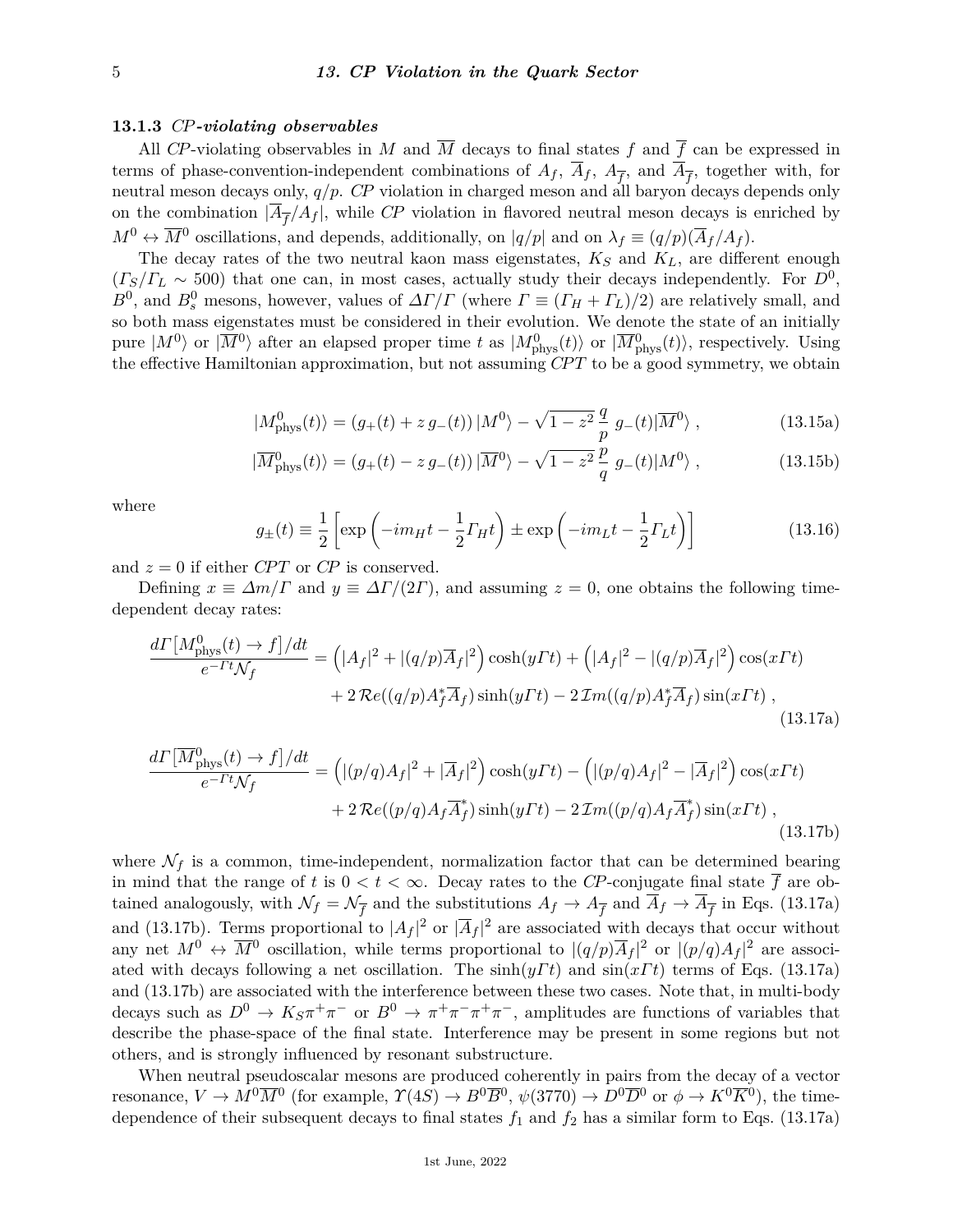### 13.1.3 *CP*-violating observables

All *CP*-violating observables in $M$ and $\overline{M}$ decays to final states $f$ and $\overline{f}$ can be expressed in terms of phase-convention-independent combinations of $A_f$, $\overline{A}_f$, $A_{\overline{f}}$, and $\overline{A}_{\overline{f}}$, together with, for neutral meson decays only, $q/p$. *CP* violation in charged meson and all baryon decays depends only on the combination $|\overline{A}_{\overline{f}}/A_f|$, while *CP* violation in flavored neutral meson decays is enriched by $M^0 \leftrightarrow \overline{M}^0$ oscillations, and depends, additionally, on $|q/p|$ and on $\lambda_f \equiv (q/p)(\overline{A}_f/A_f)$.

The decay rates of the two neutral kaon mass eigenstates, $K_S$ and $K_L$, are different enough ($\Gamma_S/\Gamma_L \sim 500$) that one can, in most cases, actually study their decays independently. For $D^0$, $B^0$, and $B_s^0$ mesons, however, values of $\Delta\Gamma/\Gamma$ (where $\Gamma \equiv (\Gamma_H + \Gamma_L)/2$) are relatively small, and so both mass eigenstates must be considered in their evolution. We denote the state of an initially pure $|M^0\rangle$ or $|\overline{M}^0\rangle$ after an elapsed proper time $t$ as $|M^0_{\rm phys}(t)\rangle$ or $|\overline{M}^0_{\rm phys}(t)\rangle$, respectively. Using the effective Hamiltonian approximation, but not assuming *CPT* to be a good symmetry, we obtain

$$|M^0_{\rm phys}(t)\rangle = (g_+(t) + z\, g_-(t))\, |M^0\rangle - \sqrt{1-z^2}\, \frac{q}{p}\, g_-(t)|\overline{M}^0\rangle\ , \tag{13.15a}$$

$$|\overline{M}^0_{\rm phys}(t)\rangle = (g_+(t) - z\, g_-(t))\, |\overline{M}^0\rangle - \sqrt{1-z^2}\, \frac{p}{q}\, g_-(t)|M^0\rangle\ , \tag{13.15b}$$

where

$$g_\pm(t) \equiv \frac{1}{2}\left[\exp\left(-im_H t - \frac{1}{2}\Gamma_H t\right) \pm \exp\left(-im_L t - \frac{1}{2}\Gamma_L t\right)\right] \tag{13.16}$$

and $z = 0$ if either *CPT* or *CP* is conserved.

Defining $x \equiv \Delta m/\Gamma$ and $y \equiv \Delta\Gamma/(2\Gamma)$, and assuming $z = 0$, one obtains the following time-dependent decay rates:

$$\begin{aligned}\frac{d\Gamma\left[M^0_{\rm phys}(t) \to f\right]/dt}{e^{-\Gamma t}\mathcal{N}_f} = &\left(|A_f|^2 + |(q/p)\overline{A}_f|^2\right)\cosh(y\Gamma t) + \left(|A_f|^2 - |(q/p)\overline{A}_f|^2\right)\cos(x\Gamma t)\\ &+ 2\,\mathcal{R}e((q/p)A_f^*\overline{A}_f)\sinh(y\Gamma t) - 2\,\mathcal{I}m((q/p)A_f^*\overline{A}_f)\sin(x\Gamma t)\ ,\end{aligned} \tag{13.17a}$$

$$\begin{aligned}\frac{d\Gamma\left[\overline{M}^0_{\rm phys}(t) \to f\right]/dt}{e^{-\Gamma t}\mathcal{N}_f} = &\left(|(p/q)A_f|^2 + |\overline{A}_f|^2\right)\cosh(y\Gamma t) - \left(|(p/q)A_f|^2 - |\overline{A}_f|^2\right)\cos(x\Gamma t)\\ &+ 2\,\mathcal{R}e((p/q)A_f\overline{A}_f^*)\sinh(y\Gamma t) - 2\,\mathcal{I}m((p/q)A_f\overline{A}_f^*)\sin(x\Gamma t)\ ,\end{aligned} \tag{13.17b}$$

where $\mathcal{N}_f$ is a common, time-independent, normalization factor that can be determined bearing in mind that the range of $t$ is $0 < t < \infty$. Decay rates to the *CP*-conjugate final state $\overline{f}$ are obtained analogously, with $\mathcal{N}_f = \mathcal{N}_{\overline{f}}$ and the substitutions $A_f \to A_{\overline{f}}$ and $\overline{A}_f \to \overline{A}_{\overline{f}}$ in Eqs. (13.17a) and (13.17b). Terms proportional to $|A_f|^2$ or $|\overline{A}_f|^2$ are associated with decays that occur without any net $M^0 \leftrightarrow \overline{M}^0$ oscillation, while terms proportional to $|(q/p)\overline{A}_f|^2$ or $|(p/q)A_f|^2$ are associated with decays following a net oscillation. The $\sinh(y\Gamma t)$ and $\sin(x\Gamma t)$ terms of Eqs. (13.17a) and (13.17b) are associated with the interference between these two cases. Note that, in multi-body decays such as $D^0 \to K_S\pi^+\pi^-$ or $B^0 \to \pi^+\pi^-\pi^+\pi^-$, amplitudes are functions of variables that describe the phase-space of the final state. Interference may be present in some regions but not others, and is strongly influenced by resonant substructure.

When neutral pseudoscalar mesons are produced coherently in pairs from the decay of a vector resonance, $V \to M^0\overline{M}^0$ (for example, $\Upsilon(4S) \to B^0\overline{B}^0$, $\psi(3770) \to D^0\overline{D}^0$ or $\phi \to K^0\overline{K}^0$), the time-dependence of their subsequent decays to final states $f_1$ and $f_2$ has a similar form to Eqs. (13.17a)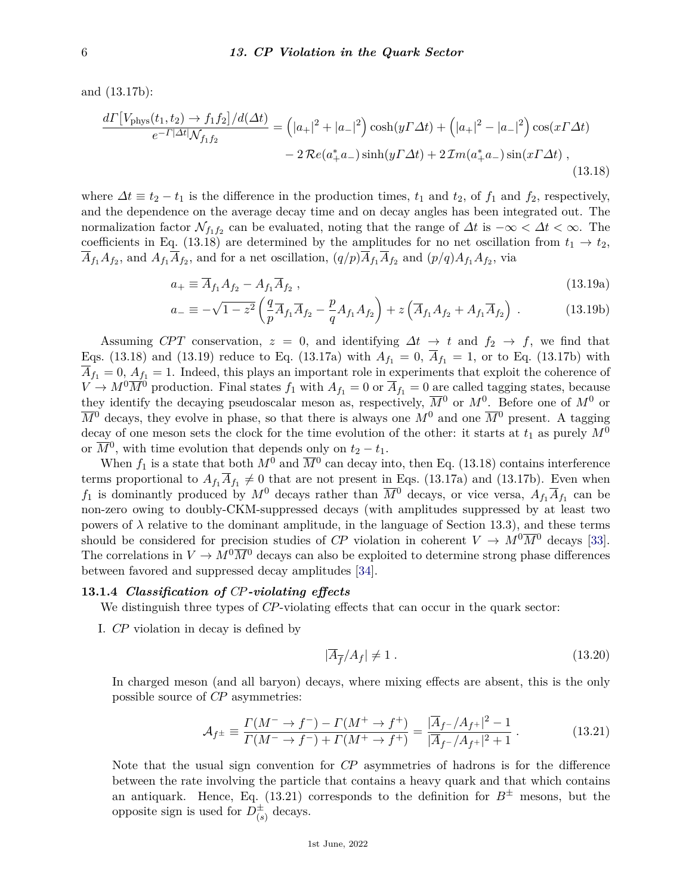and (13.17b):

$$\frac{d\Gamma\big[V_{\rm phys}(t_1,t_2)\to f_1 f_2\big]/d(\Delta t)}{e^{-\Gamma|\Delta t|}\mathcal{N}_{f_1 f_2}} = \Big(|a_+|^2+|a_-|^2\Big)\cosh(y\Gamma\Delta t)+\Big(|a_+|^2-|a_-|^2\Big)\cos(x\Gamma\Delta t) - 2\,\mathcal{R}e(a_+^* a_-)\sinh(y\Gamma\Delta t) + 2\,\mathcal{I}m(a_+^* a_-)\sin(x\Gamma\Delta t)\ , \tag{13.18}$$

where $\Delta t \equiv t_2 - t_1$ is the difference in the production times, $t_1$ and $t_2$, of $f_1$ and $f_2$, respectively, and the dependence on the average decay time and on decay angles has been integrated out. The normalization factor $\mathcal{N}_{f_1 f_2}$ can be evaluated, noting that the range of $\Delta t$ is $-\infty < \Delta t < \infty$. The coefficients in Eq. (13.18) are determined by the amplitudes for no net oscillation from $t_1 \to t_2$, $\overline{A}_{f_1}A_{f_2}$, and $A_{f_1}\overline{A}_{f_2}$, and for a net oscillation, $(q/p)\overline{A}_{f_1}\overline{A}_{f_2}$ and $(p/q)A_{f_1}A_{f_2}$, via

$$a_+ \equiv \overline{A}_{f_1}A_{f_2} - A_{f_1}\overline{A}_{f_2}\ , \tag{13.19a}$$

$$a_- \equiv -\sqrt{1-z^2}\left(\frac{q}{p}\overline{A}_{f_1}\overline{A}_{f_2} - \frac{p}{q}A_{f_1}A_{f_2}\right) + z\left(\overline{A}_{f_1}A_{f_2} + A_{f_1}\overline{A}_{f_2}\right)\ . \tag{13.19b}$$

Assuming *CPT* conservation, $z = 0$, and identifying $\Delta t \to t$ and $f_2 \to f$, we find that Eqs. (13.18) and (13.19) reduce to Eq. (13.17a) with $A_{f_1} = 0$, $\overline{A}_{f_1} = 1$, or to Eq. (13.17b) with $\overline{A}_{f_1} = 0$, $A_{f_1} = 1$. Indeed, this plays an important role in experiments that exploit the coherence of $V \to M^0\overline{M}{}^0$ production. Final states $f_1$ with $A_{f_1} = 0$ or $\overline{A}_{f_1} = 0$ are called tagging states, because they identify the decaying pseudoscalar meson as, respectively, $\overline{M}{}^0$ or $M^0$. Before one of $M^0$ or $\overline{M}{}^0$ decays, they evolve in phase, so that there is always one $M^0$ and one $\overline{M}{}^0$ present. A tagging decay of one meson sets the clock for the time evolution of the other: it starts at $t_1$ as purely $M^0$ or $\overline{M}{}^0$, with time evolution that depends only on $t_2 - t_1$.

When $f_1$ is a state that both $M^0$ and $\overline{M}{}^0$ can decay into, then Eq. (13.18) contains interference terms proportional to $A_{f_1}\overline{A}_{f_1} \neq 0$ that are not present in Eqs. (13.17a) and (13.17b). Even when $f_1$ is dominantly produced by $M^0$ decays rather than $\overline{M}{}^0$ decays, or vice versa, $A_{f_1}\overline{A}_{f_1}$ can be non-zero owing to doubly-CKM-suppressed decays (with amplitudes suppressed by at least two powers of $\lambda$ relative to the dominant amplitude, in the language of Section 13.3), and these terms should be considered for precision studies of *CP* violation in coherent $V \to M^0\overline{M}{}^0$ decays [33]. The correlations in $V \to M^0\overline{M}{}^0$ decays can also be exploited to determine strong phase differences between favored and suppressed decay amplitudes [34].

### 13.1.4 *Classification of CP-violating effects*

We distinguish three types of *CP*-violating effects that can occur in the quark sector:

I. *CP* violation in decay is defined by

$$|\overline{A}_{\overline{f}}/A_f| \neq 1\ . \tag{13.20}$$

In charged meson (and all baryon) decays, where mixing effects are absent, this is the only possible source of *CP* asymmetries:

$$\mathcal{A}_{f^\pm} \equiv \frac{\Gamma(M^- \to f^-) - \Gamma(M^+ \to f^+)}{\Gamma(M^- \to f^-) + \Gamma(M^+ \to f^+)} = \frac{|\overline{A}_{f^-}/A_{f^+}|^2 - 1}{|\overline{A}_{f^-}/A_{f^+}|^2 + 1}\ . \tag{13.21}$$

Note that the usual sign convention for *CP* asymmetries of hadrons is for the difference between the rate involving the particle that contains a heavy quark and that which contains an antiquark. Hence, Eq. (13.21) corresponds to the definition for $B^\pm$ mesons, but the opposite sign is used for $D^\pm_{(s)}$ decays.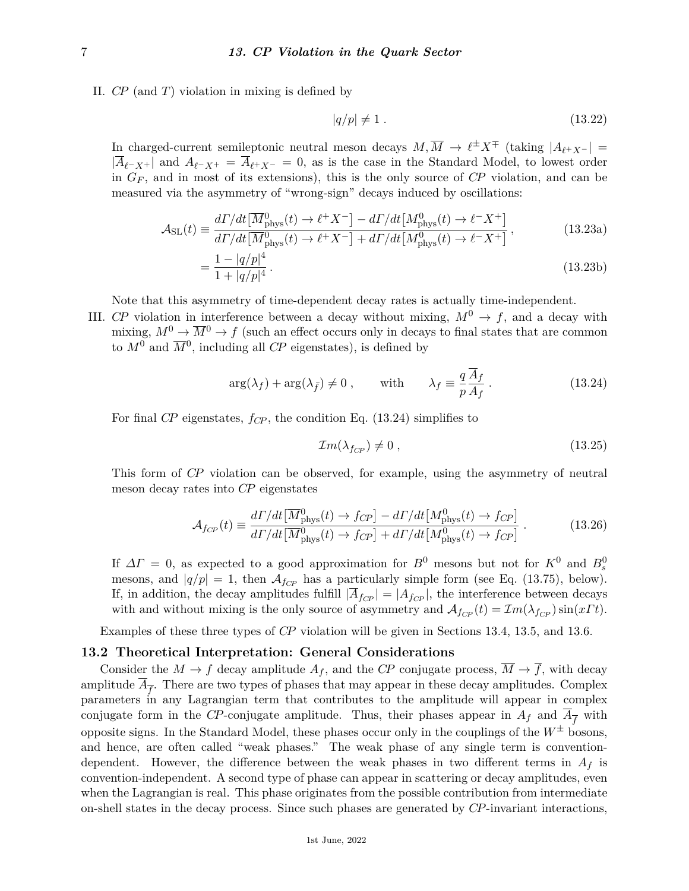II. *CP* (and *T*) violation in mixing is defined by

$$|q/p| \neq 1 \; . \tag{13.22}$$

In charged-current semileptonic neutral meson decays $M, \overline{M} \to \ell^{\pm} X^{\mp}$ (taking $|A_{\ell^+X^-}| = |\overline{A}_{\ell^-X^+}|$ and $A_{\ell^-X^+} = \overline{A}_{\ell^+X^-} = 0$, as is the case in the Standard Model, to lowest order in $G_F$, and in most of its extensions), this is the only source of *CP* violation, and can be measured via the asymmetry of "wrong-sign" decays induced by oscillations:

$$\mathcal{A}_{\rm SL}(t) \equiv \frac{d\Gamma/dt\big[\overline{M}^0_{\rm phys}(t) \to \ell^+ X^-\big] - d\Gamma/dt\big[M^0_{\rm phys}(t) \to \ell^- X^+\big]}{d\Gamma/dt\big[\overline{M}^0_{\rm phys}(t) \to \ell^+ X^-\big] + d\Gamma/dt\big[M^0_{\rm phys}(t) \to \ell^- X^+\big]} \, , \tag{13.23a}$$

$$= \frac{1 - |q/p|^4}{1 + |q/p|^4} \, . \tag{13.23b}$$

Note that this asymmetry of time-dependent decay rates is actually time-independent.

III. *CP* violation in interference between a decay without mixing, $M^0 \to f$, and a decay with mixing, $M^0 \to \overline{M}^0 \to f$ (such an effect occurs only in decays to final states that are common to $M^0$ and $\overline{M}^0$, including all *CP* eigenstates), is defined by

$$\arg(\lambda_f) + \arg(\lambda_{\bar{f}}) \neq 0 \; , \qquad \text{with} \qquad \lambda_f \equiv \frac{q}{p}\frac{\overline{A}_f}{A_f} \; . \tag{13.24}$$

For final *CP* eigenstates, $f_{CP}$, the condition Eq. (13.24) simplifies to

$$\mathcal{I}m(\lambda_{f_{CP}}) \neq 0 \; , \tag{13.25}$$

This form of *CP* violation can be observed, for example, using the asymmetry of neutral meson decay rates into *CP* eigenstates

$$\mathcal{A}_{f_{CP}}(t) \equiv \frac{d\Gamma/dt\big[\overline{M}^0_{\rm phys}(t) \to f_{CP}\big] - d\Gamma/dt\big[M^0_{\rm phys}(t) \to f_{CP}\big]}{d\Gamma/dt\big[\overline{M}^0_{\rm phys}(t) \to f_{CP}\big] + d\Gamma/dt\big[M^0_{\rm phys}(t) \to f_{CP}\big]} \; . \tag{13.26}$$

If $\Delta\Gamma = 0$, as expected to a good approximation for $B^0$ mesons but not for $K^0$ and $B^0_s$ mesons, and $|q/p| = 1$, then $\mathcal{A}_{f_{CP}}$ has a particularly simple form (see Eq. (13.75), below). If, in addition, the decay amplitudes fulfill $|\overline{A}_{f_{CP}}| = |A_{f_{CP}}|$, the interference between decays with and without mixing is the only source of asymmetry and $\mathcal{A}_{f_{CP}}(t) = \mathcal{I}m(\lambda_{f_{CP}}) \sin(x\Gamma t)$.

Examples of these three types of *CP* violation will be given in Sections 13.4, 13.5, and 13.6.

## 13.2 Theoretical Interpretation: General Considerations

Consider the $M \to f$ decay amplitude $A_f$, and the *CP* conjugate process, $\overline{M} \to \overline{f}$, with decay amplitude $\overline{A}_{\overline{f}}$. There are two types of phases that may appear in these decay amplitudes. Complex parameters in any Lagrangian term that contributes to the amplitude will appear in complex conjugate form in the *CP*-conjugate amplitude. Thus, their phases appear in $A_f$ and $\overline{A}_{\overline{f}}$ with opposite signs. In the Standard Model, these phases occur only in the couplings of the $W^{\pm}$ bosons, and hence, are often called "weak phases." The weak phase of any single term is convention-dependent. However, the difference between the weak phases in two different terms in $A_f$ is convention-independent. A second type of phase can appear in scattering or decay amplitudes, even when the Lagrangian is real. This phase originates from the possible contribution from intermediate on-shell states in the decay process. Since such phases are generated by *CP*-invariant interactions,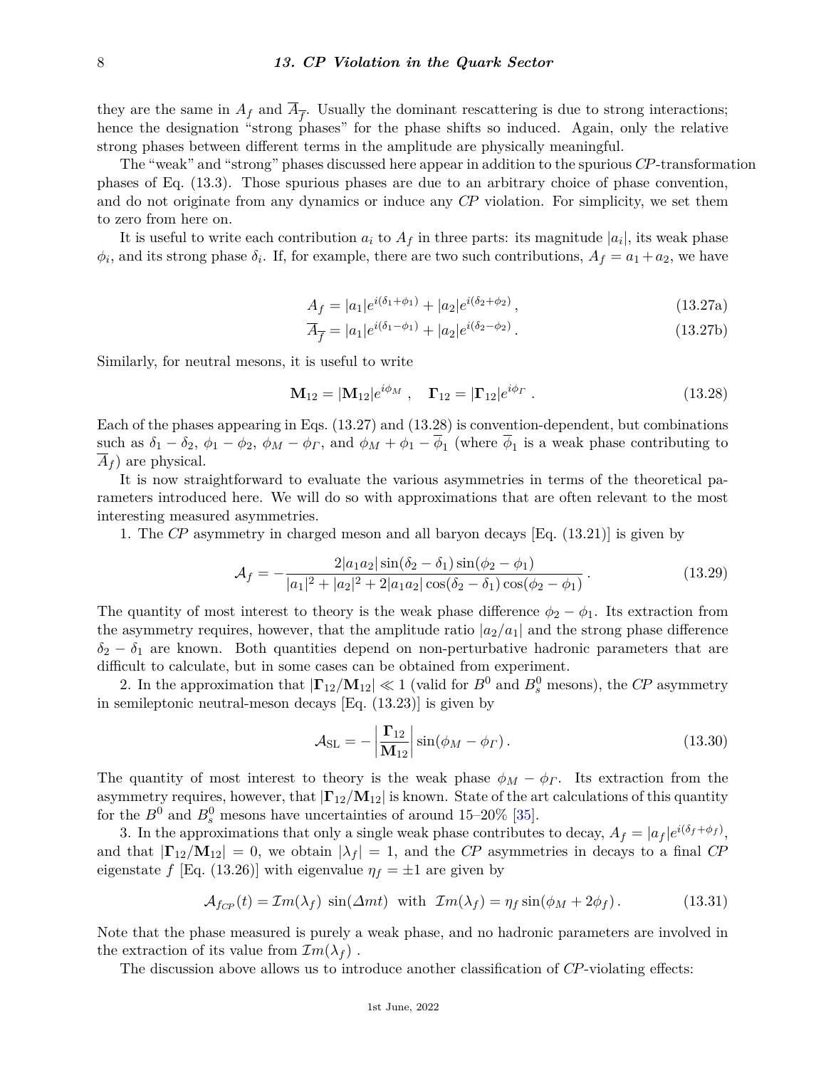they are the same in $A_f$ and $\overline{A}_{\overline{f}}$. Usually the dominant rescattering is due to strong interactions; hence the designation "strong phases" for the phase shifts so induced. Again, only the relative strong phases between different terms in the amplitude are physically meaningful.

The "weak" and "strong" phases discussed here appear in addition to the spurious *CP*-transformation phases of Eq. (13.3). Those spurious phases are due to an arbitrary choice of phase convention, and do not originate from any dynamics or induce any *CP* violation. For simplicity, we set them to zero from here on.

It is useful to write each contribution $a_i$ to $A_f$ in three parts: its magnitude $|a_i|$, its weak phase $\phi_i$, and its strong phase $\delta_i$. If, for example, there are two such contributions, $A_f = a_1 + a_2$, we have

$$A_f = |a_1|e^{i(\delta_1+\phi_1)} + |a_2|e^{i(\delta_2+\phi_2)}\,, \tag{13.27a}$$

$$\overline{A}_{\overline{f}} = |a_1|e^{i(\delta_1-\phi_1)} + |a_2|e^{i(\delta_2-\phi_2)}\,. \tag{13.27b}$$

Similarly, for neutral mesons, it is useful to write

$$\mathbf{M}_{12} = |\mathbf{M}_{12}|e^{i\phi_M}\ , \quad \mathbf{\Gamma}_{12} = |\mathbf{\Gamma}_{12}|e^{i\phi_\Gamma}\ . \tag{13.28}$$

Each of the phases appearing in Eqs. (13.27) and (13.28) is convention-dependent, but combinations such as $\delta_1 - \delta_2$, $\phi_1 - \phi_2$, $\phi_M - \phi_\Gamma$, and $\phi_M + \phi_1 - \overline{\phi}_1$ (where $\overline{\phi}_1$ is a weak phase contributing to $\overline{A}_f$) are physical.

It is now straightforward to evaluate the various asymmetries in terms of the theoretical parameters introduced here. We will do so with approximations that are often relevant to the most interesting measured asymmetries.

1. The *CP* asymmetry in charged meson and all baryon decays [Eq. (13.21)] is given by

$$\mathcal{A}_f = -\frac{2|a_1a_2|\sin(\delta_2-\delta_1)\sin(\phi_2-\phi_1)}{|a_1|^2+|a_2|^2+2|a_1a_2|\cos(\delta_2-\delta_1)\cos(\phi_2-\phi_1)}\,. \tag{13.29}$$

The quantity of most interest to theory is the weak phase difference $\phi_2 - \phi_1$. Its extraction from the asymmetry requires, however, that the amplitude ratio $|a_2/a_1|$ and the strong phase difference $\delta_2 - \delta_1$ are known. Both quantities depend on non-perturbative hadronic parameters that are difficult to calculate, but in some cases can be obtained from experiment.

2. In the approximation that $|\mathbf{\Gamma}_{12}/\mathbf{M}_{12}| \ll 1$ (valid for $B^0$ and $B^0_s$ mesons), the *CP* asymmetry in semileptonic neutral-meson decays [Eq. (13.23)] is given by

$$\mathcal{A}_{\rm SL} = -\left|\frac{\mathbf{\Gamma}_{12}}{\mathbf{M}_{12}}\right|\sin(\phi_M-\phi_\Gamma)\,. \tag{13.30}$$

The quantity of most interest to theory is the weak phase $\phi_M - \phi_\Gamma$. Its extraction from the asymmetry requires, however, that $|\mathbf{\Gamma}_{12}/\mathbf{M}_{12}|$ is known. State of the art calculations of this quantity for the $B^0$ and $B^0_s$ mesons have uncertainties of around 15–20% [35].

3. In the approximations that only a single weak phase contributes to decay, $A_f = |a_f|e^{i(\delta_f+\phi_f)}$, and that $|\mathbf{\Gamma}_{12}/\mathbf{M}_{12}| = 0$, we obtain $|\lambda_f| = 1$, and the *CP* asymmetries in decays to a final *CP* eigenstate $f$ [Eq. (13.26)] with eigenvalue $\eta_f = \pm 1$ are given by

$$\mathcal{A}_{f_{CP}}(t) = \mathcal{I}m(\lambda_f)\ \sin(\Delta m t)\ \ \text{with}\ \ \mathcal{I}m(\lambda_f) = \eta_f\sin(\phi_M+2\phi_f)\,. \tag{13.31}$$

Note that the phase measured is purely a weak phase, and no hadronic parameters are involved in the extraction of its value from $\mathcal{I}m(\lambda_f)$ .

The discussion above allows us to introduce another classification of *CP*-violating effects: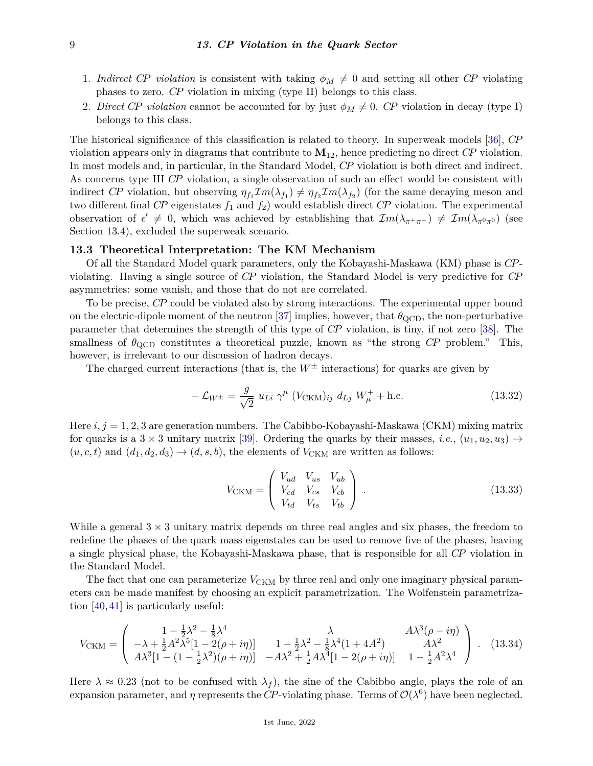1. *Indirect CP violation* is consistent with taking $\phi_M \neq 0$ and setting all other *CP* violating phases to zero. *CP* violation in mixing (type II) belongs to this class.
2. *Direct CP violation* cannot be accounted for by just $\phi_M \neq 0$. *CP* violation in decay (type I) belongs to this class.

The historical significance of this classification is related to theory. In superweak models [36], *CP* violation appears only in diagrams that contribute to $\mathbf{M}_{12}$, hence predicting no direct *CP* violation. In most models and, in particular, in the Standard Model, *CP* violation is both direct and indirect. As concerns type III *CP* violation, a single observation of such an effect would be consistent with indirect *CP* violation, but observing $\eta_{f_1}\mathcal{I}m(\lambda_{f_1}) \neq \eta_{f_2}\mathcal{I}m(\lambda_{f_2})$ (for the same decaying meson and two different final *CP* eigenstates $f_1$ and $f_2$) would establish direct *CP* violation. The experimental observation of $\epsilon' \neq 0$, which was achieved by establishing that $\mathcal{I}m(\lambda_{\pi^+\pi^-}) \neq \mathcal{I}m(\lambda_{\pi^0\pi^0})$ (see Section 13.4), excluded the superweak scenario.

## 13.3 Theoretical Interpretation: The KM Mechanism

Of all the Standard Model quark parameters, only the Kobayashi-Maskawa (KM) phase is *CP*-violating. Having a single source of *CP* violation, the Standard Model is very predictive for *CP* asymmetries: some vanish, and those that do not are correlated.

To be precise, *CP* could be violated also by strong interactions. The experimental upper bound on the electric-dipole moment of the neutron [37] implies, however, that $\theta_{\rm QCD}$, the non-perturbative parameter that determines the strength of this type of *CP* violation, is tiny, if not zero [38]. The smallness of $\theta_{\rm QCD}$ constitutes a theoretical puzzle, known as "the strong *CP* problem." This, however, is irrelevant to our discussion of hadron decays.

The charged current interactions (that is, the $W^\pm$ interactions) for quarks are given by

$$-\mathcal{L}_{W^\pm} = \frac{g}{\sqrt{2}}\; \overline{u_{Li}}\; \gamma^\mu\; (V_{\rm CKM})_{ij}\; d_{Lj}\; W_\mu^+ + \text{h.c.} \tag{13.32}$$

Here $i, j = 1, 2, 3$ are generation numbers. The Cabibbo-Kobayashi-Maskawa (CKM) mixing matrix for quarks is a $3 \times 3$ unitary matrix [39]. Ordering the quarks by their masses, *i.e.*, $(u_1, u_2, u_3) \to (u, c, t)$ and $(d_1, d_2, d_3) \to (d, s, b)$, the elements of $V_{\rm CKM}$ are written as follows:

$$V_{\rm CKM} = \begin{pmatrix} V_{ud} & V_{us} & V_{ub} \\ V_{cd} & V_{cs} & V_{cb} \\ V_{td} & V_{ts} & V_{tb} \end{pmatrix} . \tag{13.33}$$

While a general $3 \times 3$ unitary matrix depends on three real angles and six phases, the freedom to redefine the phases of the quark mass eigenstates can be used to remove five of the phases, leaving a single physical phase, the Kobayashi-Maskawa phase, that is responsible for all *CP* violation in the Standard Model.

The fact that one can parameterize $V_{\rm CKM}$ by three real and only one imaginary physical parameters can be made manifest by choosing an explicit parametrization. The Wolfenstein parametrization [40, 41] is particularly useful:

$$V_{\rm CKM} = \begin{pmatrix} 1 - \frac{1}{2}\lambda^2 - \frac{1}{8}\lambda^4 & \lambda & A\lambda^3(\rho - i\eta) \\ -\lambda + \frac{1}{2}A^2\lambda^5[1 - 2(\rho + i\eta)] & 1 - \frac{1}{2}\lambda^2 - \frac{1}{8}\lambda^4(1 + 4A^2) & A\lambda^2 \\ A\lambda^3[1 - (1 - \frac{1}{2}\lambda^2)(\rho + i\eta)] & -A\lambda^2 + \frac{1}{2}A\lambda^4[1 - 2(\rho + i\eta)] & 1 - \frac{1}{2}A^2\lambda^4 \end{pmatrix} . \tag{13.34}$$

Here $\lambda \approx 0.23$ (not to be confused with $\lambda_f$), the sine of the Cabibbo angle, plays the role of an expansion parameter, and $\eta$ represents the *CP*-violating phase. Terms of $\mathcal{O}(\lambda^6)$ have been neglected.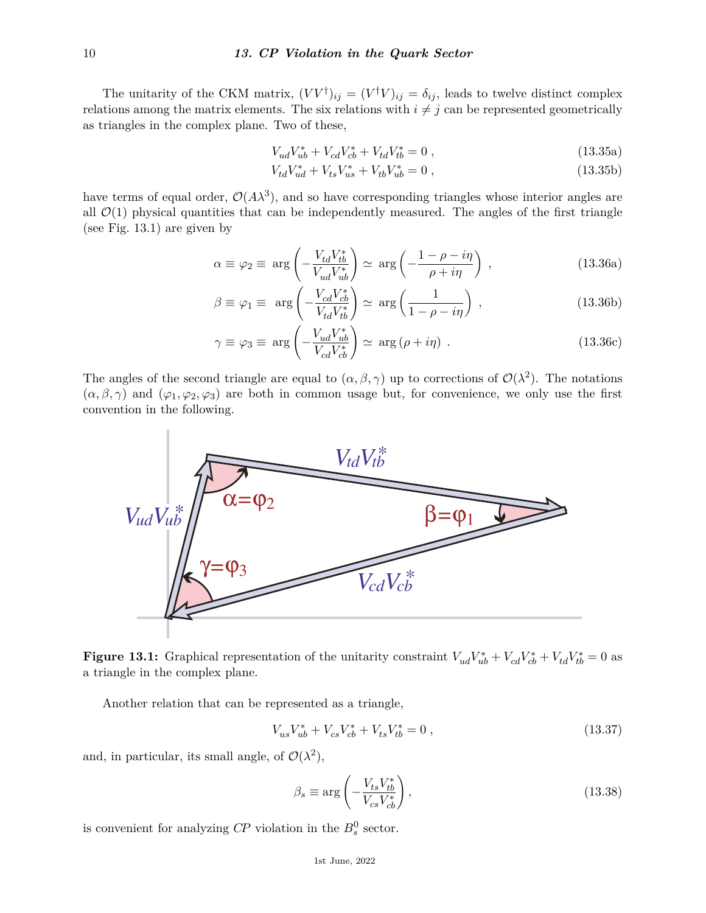The unitarity of the CKM matrix, $(VV^\dagger)_{ij} = (V^\dagger V)_{ij} = \delta_{ij}$, leads to twelve distinct complex relations among the matrix elements. The six relations with $i \neq j$ can be represented geometrically as triangles in the complex plane. Two of these,

$$V_{ud}V_{ub}^* + V_{cd}V_{cb}^* + V_{td}V_{tb}^* = 0 \,, \tag{13.35a}$$

$$V_{td}V_{ud}^* + V_{ts}V_{us}^* + V_{tb}V_{ub}^* = 0 \,, \tag{13.35b}$$

have terms of equal order, $\mathcal{O}(A\lambda^3)$, and so have corresponding triangles whose interior angles are all $\mathcal{O}(1)$ physical quantities that can be independently measured. The angles of the first triangle (see Fig. 13.1) are given by

$$\alpha \equiv \varphi_2 \equiv \arg\left(-\frac{V_{td}V_{tb}^*}{V_{ud}V_{ub}^*}\right) \simeq \arg\left(-\frac{1-\rho-i\eta}{\rho+i\eta}\right) \,, \tag{13.36a}$$

$$\beta \equiv \varphi_1 \equiv \arg\left(-\frac{V_{cd}V_{cb}^*}{V_{td}V_{tb}^*}\right) \simeq \arg\left(\frac{1}{1-\rho-i\eta}\right) \,, \tag{13.36b}$$

$$\gamma \equiv \varphi_3 \equiv \arg\left(-\frac{V_{ud}V_{ub}^*}{V_{cd}V_{cb}^*}\right) \simeq \arg\left(\rho+i\eta\right) \,. \tag{13.36c}$$

The angles of the second triangle are equal to $(\alpha, \beta, \gamma)$ up to corrections of $\mathcal{O}(\lambda^2)$. The notations $(\alpha, \beta, \gamma)$ and $(\varphi_1, \varphi_2, \varphi_3)$ are both in common usage but, for convenience, we only use the first convention in the following.

**Figure 13.1:** Graphical representation of the unitarity constraint $V_{ud}V_{ub}^* + V_{cd}V_{cb}^* + V_{td}V_{tb}^* = 0$ as a triangle in the complex plane.

Another relation that can be represented as a triangle,

$$V_{us}V_{ub}^* + V_{cs}V_{cb}^* + V_{ts}V_{tb}^* = 0 \,, \tag{13.37}$$

and, in particular, its small angle, of $\mathcal{O}(\lambda^2)$,

$$\beta_s \equiv \arg\left(-\frac{V_{ts}V_{tb}^*}{V_{cs}V_{cb}^*}\right) , \tag{13.38}$$

is convenient for analyzing *CP* violation in the $B_s^0$ sector.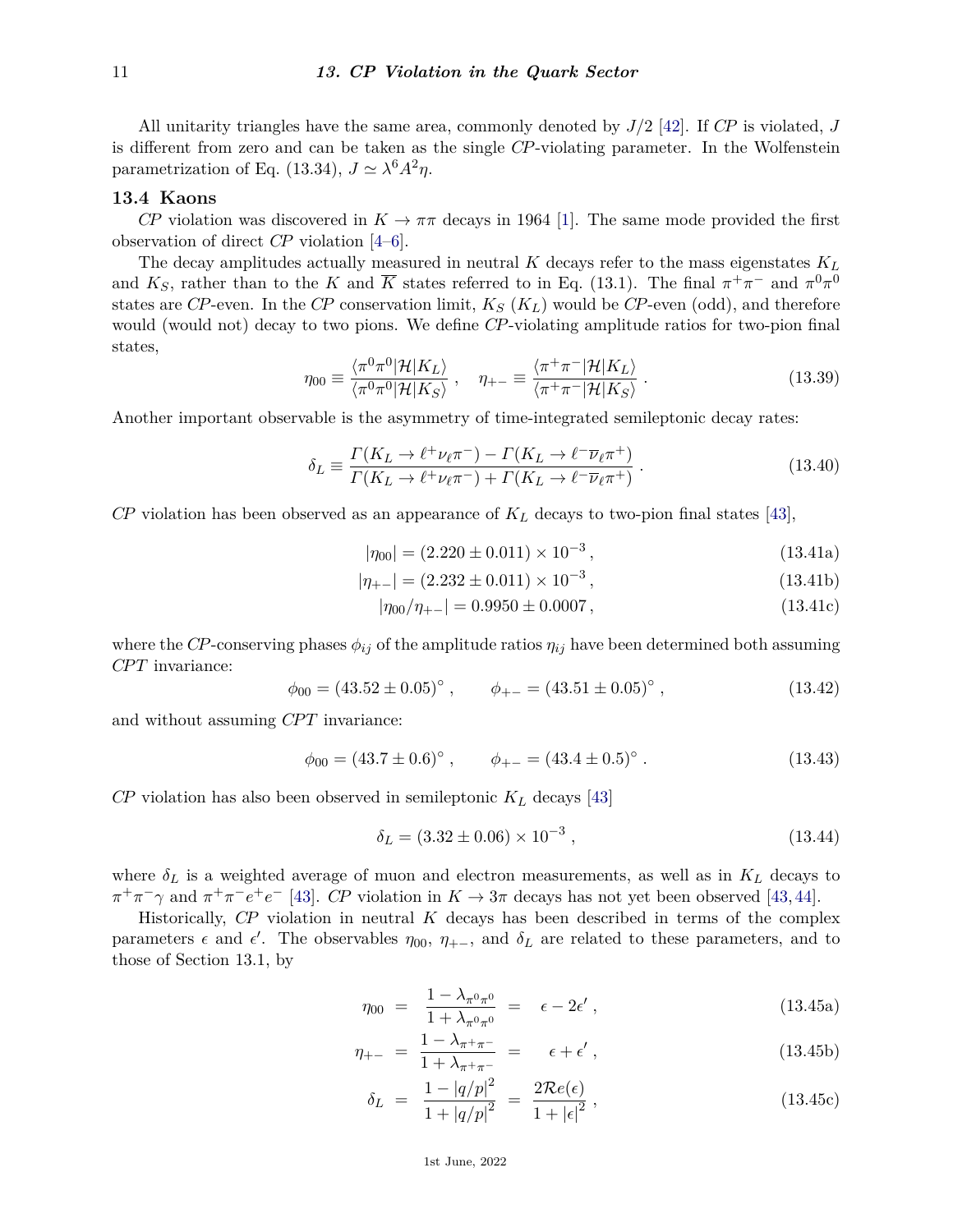All unitarity triangles have the same area, commonly denoted by $J/2$ [42]. If *CP* is violated, $J$ is different from zero and can be taken as the single *CP*-violating parameter. In the Wolfenstein parametrization of Eq. (13.34), $J \simeq \lambda^6 A^2 \eta$.

## 13.4 Kaons

*CP* violation was discovered in $K \to \pi\pi$ decays in 1964 [1]. The same mode provided the first observation of direct *CP* violation [4–6].

The decay amplitudes actually measured in neutral $K$ decays refer to the mass eigenstates $K_L$ and $K_S$, rather than to the $K$ and $\overline{K}$ states referred to in Eq. (13.1). The final $\pi^+\pi^-$ and $\pi^0\pi^0$ states are *CP*-even. In the *CP* conservation limit, $K_S$ ($K_L$) would be *CP*-even (odd), and therefore would (would not) decay to two pions. We define *CP*-violating amplitude ratios for two-pion final states,

$$\eta_{00} \equiv \frac{\langle \pi^0\pi^0 | \mathcal{H} | K_L \rangle}{\langle \pi^0\pi^0 | \mathcal{H} | K_S \rangle} , \quad \eta_{+-} \equiv \frac{\langle \pi^+\pi^- | \mathcal{H} | K_L \rangle}{\langle \pi^+\pi^- | \mathcal{H} | K_S \rangle} . \tag{13.39}$$

Another important observable is the asymmetry of time-integrated semileptonic decay rates:

$$\delta_L \equiv \frac{\Gamma(K_L \to \ell^+ \nu_\ell \pi^-) - \Gamma(K_L \to \ell^- \overline{\nu}_\ell \pi^+)}{\Gamma(K_L \to \ell^+ \nu_\ell \pi^-) + \Gamma(K_L \to \ell^- \overline{\nu}_\ell \pi^+)} . \tag{13.40}$$

*CP* violation has been observed as an appearance of $K_L$ decays to two-pion final states [43],

$$|\eta_{00}| = (2.220 \pm 0.011) \times 10^{-3} , \tag{13.41a}$$

$$|\eta_{+-}| = (2.232 \pm 0.011) \times 10^{-3} , \tag{13.41b}$$

$$|\eta_{00}/\eta_{+-}| = 0.9950 \pm 0.0007 , \tag{13.41c}$$

where the *CP*-conserving phases $\phi_{ij}$ of the amplitude ratios $\eta_{ij}$ have been determined both assuming *CPT* invariance:

$$\phi_{00} = (43.52 \pm 0.05)^\circ , \qquad \phi_{+-} = (43.51 \pm 0.05)^\circ , \tag{13.42}$$

and without assuming *CPT* invariance:

$$\phi_{00} = (43.7 \pm 0.6)^\circ , \qquad \phi_{+-} = (43.4 \pm 0.5)^\circ . \tag{13.43}$$

*CP* violation has also been observed in semileptonic $K_L$ decays [43]

$$\delta_L = (3.32 \pm 0.06) \times 10^{-3} , \tag{13.44}$$

where $\delta_L$ is a weighted average of muon and electron measurements, as well as in $K_L$ decays to $\pi^+\pi^-\gamma$ and $\pi^+\pi^-e^+e^-$ [43]. *CP* violation in $K \to 3\pi$ decays has not yet been observed [43, 44].

Historically, *CP* violation in neutral $K$ decays has been described in terms of the complex parameters $\epsilon$ and $\epsilon'$. The observables $\eta_{00}$, $\eta_{+-}$, and $\delta_L$ are related to these parameters, and to those of Section 13.1, by

$$\eta_{00} = \frac{1 - \lambda_{\pi^0\pi^0}}{1 + \lambda_{\pi^0\pi^0}} = \epsilon - 2\epsilon' , \tag{13.45a}$$

$$\eta_{+-} = \frac{1 - \lambda_{\pi^+\pi^-}}{1 + \lambda_{\pi^+\pi^-}} = \epsilon + \epsilon' , \tag{13.45b}$$

$$\delta_L = \frac{1 - |q/p|^2}{1 + |q/p|^2} = \frac{2\mathcal{R}e(\epsilon)}{1 + |\epsilon|^2} , \tag{13.45c}$$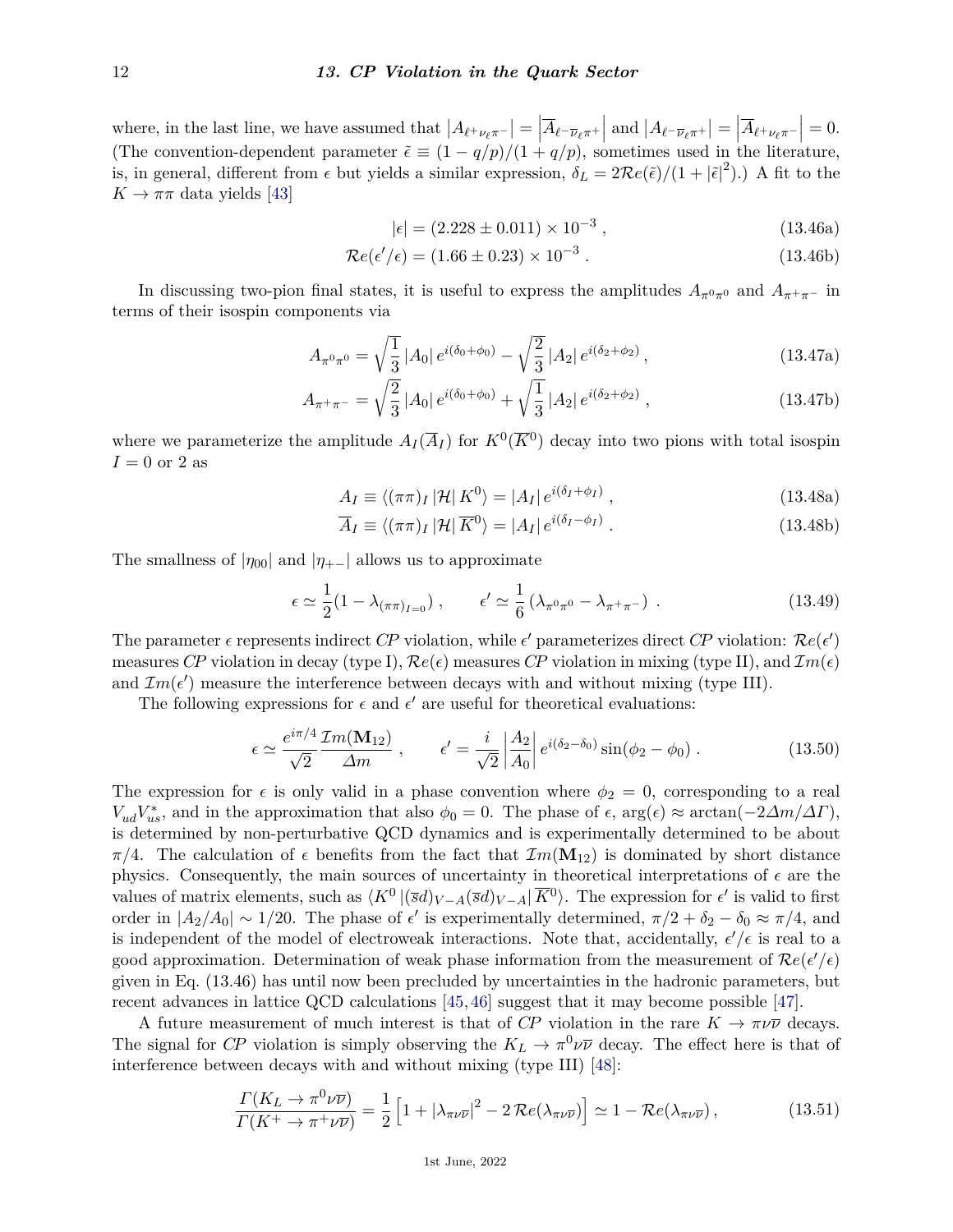where, in the last line, we have assumed that $|A_{\ell^+\nu_\ell\pi^-}| = |\overline{A}_{\ell^-\overline{\nu}_\ell\pi^+}|$ and $|A_{\ell^-\overline{\nu}_\ell\pi^+}| = |\overline{A}_{\ell^+\nu_\ell\pi^-}| = 0$. (The convention-dependent parameter $\tilde{\epsilon} \equiv (1 - q/p)/(1 + q/p)$, sometimes used in the literature, is, in general, different from $\epsilon$ but yields a similar expression, $\delta_L = 2\mathcal{R}e(\tilde{\epsilon})/(1 + |\tilde{\epsilon}|^2)$.) A fit to the $K \to \pi\pi$ data yields [43]

$$|\epsilon| = (2.228 \pm 0.011) \times 10^{-3} , \tag{13.46a}$$

$$\mathcal{R}e(\epsilon'/\epsilon) = (1.66 \pm 0.23) \times 10^{-3} . \tag{13.46b}$$

In discussing two-pion final states, it is useful to express the amplitudes $A_{\pi^0\pi^0}$ and $A_{\pi^+\pi^-}$ in terms of their isospin components via

$$A_{\pi^0\pi^0} = \sqrt{\frac{1}{3}}\, |A_0|\, e^{i(\delta_0+\phi_0)} - \sqrt{\frac{2}{3}}\, |A_2|\, e^{i(\delta_2+\phi_2)} , \tag{13.47a}$$

$$A_{\pi^+\pi^-} = \sqrt{\frac{2}{3}}\, |A_0|\, e^{i(\delta_0+\phi_0)} + \sqrt{\frac{1}{3}}\, |A_2|\, e^{i(\delta_2+\phi_2)} , \tag{13.47b}$$

where we parameterize the amplitude $A_I(\overline{A}_I)$ for $K^0(\overline{K}^0)$ decay into two pions with total isospin $I = 0$ or 2 as

$$A_I \equiv \langle(\pi\pi)_I\, |\mathcal{H}|\, K^0\rangle = |A_I|\, e^{i(\delta_I+\phi_I)} , \tag{13.48a}$$

$$\overline{A}_I \equiv \langle(\pi\pi)_I\, |\mathcal{H}|\, \overline{K}^0\rangle = |A_I|\, e^{i(\delta_I-\phi_I)} . \tag{13.48b}$$

The smallness of $|\eta_{00}|$ and $|\eta_{+-}|$ allows us to approximate

$$\epsilon \simeq \frac{1}{2}(1 - \lambda_{(\pi\pi)_{I=0}}) , \qquad \epsilon' \simeq \frac{1}{6}\left(\lambda_{\pi^0\pi^0} - \lambda_{\pi^+\pi^-}\right) . \tag{13.49}$$

The parameter $\epsilon$ represents indirect *CP* violation, while $\epsilon'$ parameterizes direct *CP* violation: $\mathcal{R}e(\epsilon')$ measures *CP* violation in decay (type I), $\mathcal{R}e(\epsilon)$ measures *CP* violation in mixing (type II), and $\mathcal{I}m(\epsilon)$ and $\mathcal{I}m(\epsilon')$ measure the interference between decays with and without mixing (type III).

The following expressions for $\epsilon$ and $\epsilon'$ are useful for theoretical evaluations:

$$\epsilon \simeq \frac{e^{i\pi/4}}{\sqrt{2}} \frac{\mathcal{I}m(\mathbf{M}_{12})}{\Delta m} , \qquad \epsilon' = \frac{i}{\sqrt{2}} \left|\frac{A_2}{A_0}\right| e^{i(\delta_2-\delta_0)} \sin(\phi_2 - \phi_0) . \tag{13.50}$$

The expression for $\epsilon$ is only valid in a phase convention where $\phi_2 = 0$, corresponding to a real $V_{ud}V_{us}^*$, and in the approximation that also $\phi_0 = 0$. The phase of $\epsilon$, $\arg(\epsilon) \approx \arctan(-2\Delta m/\Delta\Gamma)$, is determined by non-perturbative QCD dynamics and is experimentally determined to be about $\pi/4$. The calculation of $\epsilon$ benefits from the fact that $\mathcal{I}m(\mathbf{M}_{12})$ is dominated by short distance physics. Consequently, the main sources of uncertainty in theoretical interpretations of $\epsilon$ are the values of matrix elements, such as $\langle K^0\, |(\overline{s}d)_{V-A}(\overline{s}d)_{V-A}|\, \overline{K}^0\rangle$. The expression for $\epsilon'$ is valid to first order in $|A_2/A_0| \sim 1/20$. The phase of $\epsilon'$ is experimentally determined, $\pi/2 + \delta_2 - \delta_0 \approx \pi/4$, and is independent of the model of electroweak interactions. Note that, accidentally, $\epsilon'/\epsilon$ is real to a good approximation. Determination of weak phase information from the measurement of $\mathcal{R}e(\epsilon'/\epsilon)$ given in Eq. (13.46) has until now been precluded by uncertainties in the hadronic parameters, but recent advances in lattice QCD calculations [45, 46] suggest that it may become possible [47].

A future measurement of much interest is that of *CP* violation in the rare $K \to \pi\nu\overline{\nu}$ decays. The signal for *CP* violation is simply observing the $K_L \to \pi^0\nu\overline{\nu}$ decay. The effect here is that of interference between decays with and without mixing (type III) [48]:

$$\frac{\Gamma(K_L \to \pi^0\nu\overline{\nu})}{\Gamma(K^+ \to \pi^+\nu\overline{\nu})} = \frac{1}{2}\left[1 + |\lambda_{\pi\nu\overline{\nu}}|^2 - 2\,\mathcal{R}e(\lambda_{\pi\nu\overline{\nu}})\right] \simeq 1 - \mathcal{R}e(\lambda_{\pi\nu\overline{\nu}}) , \tag{13.51}$$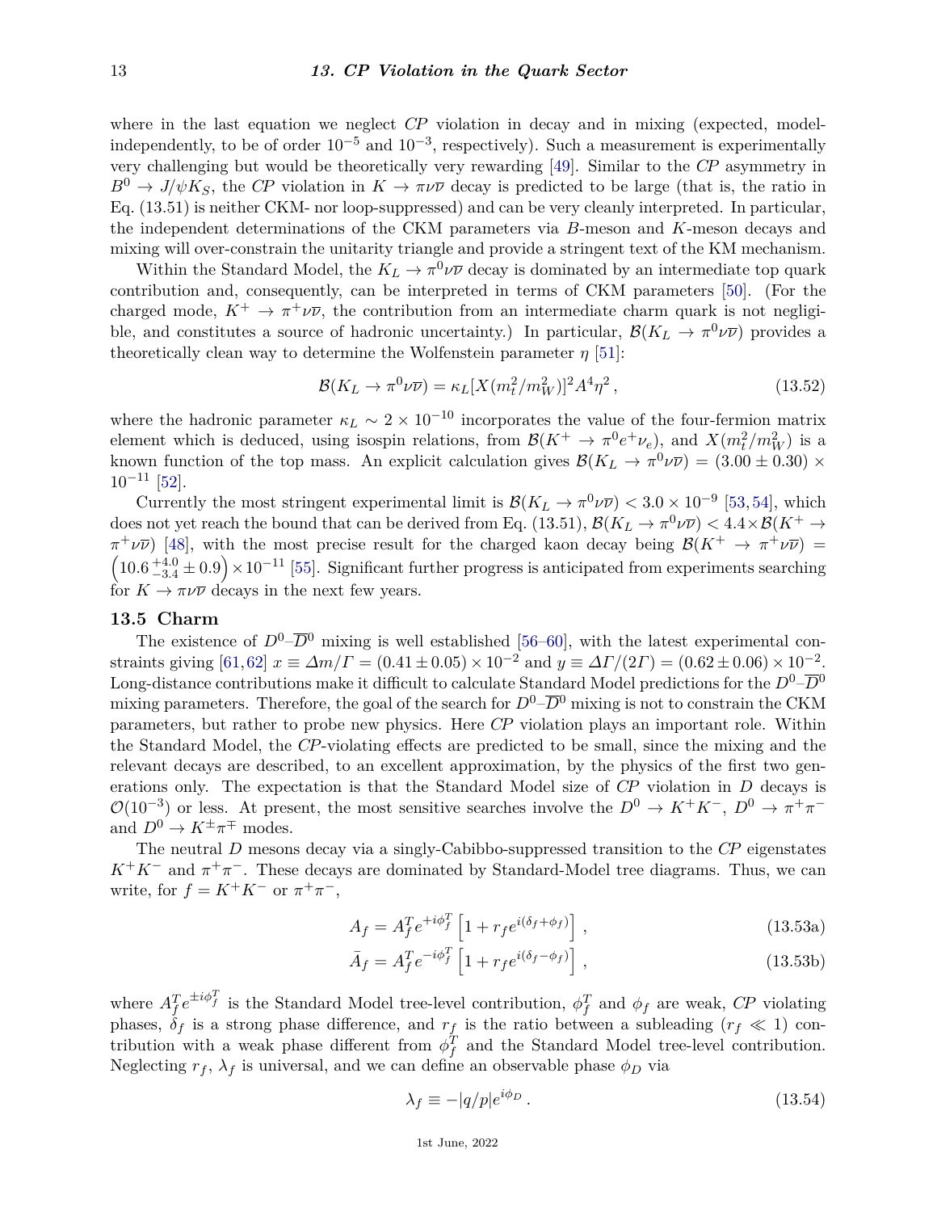where in the last equation we neglect $CP$ violation in decay and in mixing (expected, model-independently, to be of order $10^{-5}$ and $10^{-3}$, respectively). Such a measurement is experimentally very challenging but would be theoretically very rewarding [49]. Similar to the $CP$ asymmetry in $B^0 \to J/\psi K_S$, the $CP$ violation in $K \to \pi\nu\overline{\nu}$ decay is predicted to be large (that is, the ratio in Eq. (13.51) is neither CKM- nor loop-suppressed) and can be very cleanly interpreted. In particular, the independent determinations of the CKM parameters via $B$-meson and $K$-meson decays and mixing will over-constrain the unitarity triangle and provide a stringent text of the KM mechanism.

Within the Standard Model, the $K_L \to \pi^0\nu\overline{\nu}$ decay is dominated by an intermediate top quark contribution and, consequently, can be interpreted in terms of CKM parameters [50]. (For the charged mode, $K^+ \to \pi^+\nu\overline{\nu}$, the contribution from an intermediate charm quark is not negligible, and constitutes a source of hadronic uncertainty.) In particular, $\mathcal{B}(K_L \to \pi^0\nu\overline{\nu})$ provides a theoretically clean way to determine the Wolfenstein parameter $\eta$ [51]:

$$\mathcal{B}(K_L \to \pi^0\nu\overline{\nu}) = \kappa_L[X(m_t^2/m_W^2)]^2 A^4\eta^2\,, \tag{13.52}$$

where the hadronic parameter $\kappa_L \sim 2 \times 10^{-10}$ incorporates the value of the four-fermion matrix element which is deduced, using isospin relations, from $\mathcal{B}(K^+ \to \pi^0 e^+\nu_e)$, and $X(m_t^2/m_W^2)$ is a known function of the top mass. An explicit calculation gives $\mathcal{B}(K_L \to \pi^0\nu\overline{\nu}) = (3.00 \pm 0.30) \times 10^{-11}$ [52].

Currently the most stringent experimental limit is $\mathcal{B}(K_L \to \pi^0\nu\overline{\nu}) < 3.0 \times 10^{-9}$ [53,54], which does not yet reach the bound that can be derived from Eq. (13.51), $\mathcal{B}(K_L \to \pi^0\nu\overline{\nu}) < 4.4\times\mathcal{B}(K^+ \to \pi^+\nu\overline{\nu})$ [48], with the most precise result for the charged kaon decay being $\mathcal{B}(K^+ \to \pi^+\nu\overline{\nu}) = \left(10.6\,^{+4.0}_{-3.4} \pm 0.9\right)\times 10^{-11}$ [55]. Significant further progress is anticipated from experiments searching for $K \to \pi\nu\overline{\nu}$ decays in the next few years.

## 13.5 Charm

The existence of $D^0$–$\overline{D}^0$ mixing is well established [56–60], with the latest experimental constraints giving [61,62] $x \equiv \Delta m/\Gamma = (0.41 \pm 0.05) \times 10^{-2}$ and $y \equiv \Delta\Gamma/(2\Gamma) = (0.62 \pm 0.06) \times 10^{-2}$. Long-distance contributions make it difficult to calculate Standard Model predictions for the $D^0$–$\overline{D}^0$ mixing parameters. Therefore, the goal of the search for $D^0$–$\overline{D}^0$ mixing is not to constrain the CKM parameters, but rather to probe new physics. Here $CP$ violation plays an important role. Within the Standard Model, the $CP$-violating effects are predicted to be small, since the mixing and the relevant decays are described, to an excellent approximation, by the physics of the first two generations only. The expectation is that the Standard Model size of $CP$ violation in $D$ decays is $\mathcal{O}(10^{-3})$ or less. At present, the most sensitive searches involve the $D^0 \to K^+K^-$, $D^0 \to \pi^+\pi^-$ and $D^0 \to K^\pm\pi^\mp$ modes.

The neutral $D$ mesons decay via a singly-Cabibbo-suppressed transition to the $CP$ eigenstates $K^+K^-$ and $\pi^+\pi^-$. These decays are dominated by Standard-Model tree diagrams. Thus, we can write, for $f = K^+K^-$ or $\pi^+\pi^-$,

$$A_f = A_f^T e^{+i\phi_f^T}\left[1 + r_f e^{i(\delta_f+\phi_f)}\right]\,, \tag{13.53a}$$

$$\bar{A}_f = A_f^T e^{-i\phi_f^T}\left[1 + r_f e^{i(\delta_f-\phi_f)}\right]\,, \tag{13.53b}$$

where $A_f^T e^{\pm i\phi_f^T}$ is the Standard Model tree-level contribution, $\phi_f^T$ and $\phi_f$ are weak, $CP$ violating phases, $\delta_f$ is a strong phase difference, and $r_f$ is the ratio between a subleading ($r_f \ll 1$) contribution with a weak phase different from $\phi_f^T$ and the Standard Model tree-level contribution. Neglecting $r_f$, $\lambda_f$ is universal, and we can define an observable phase $\phi_D$ via

$$\lambda_f \equiv -|q/p|e^{i\phi_D}\,. \tag{13.54}$$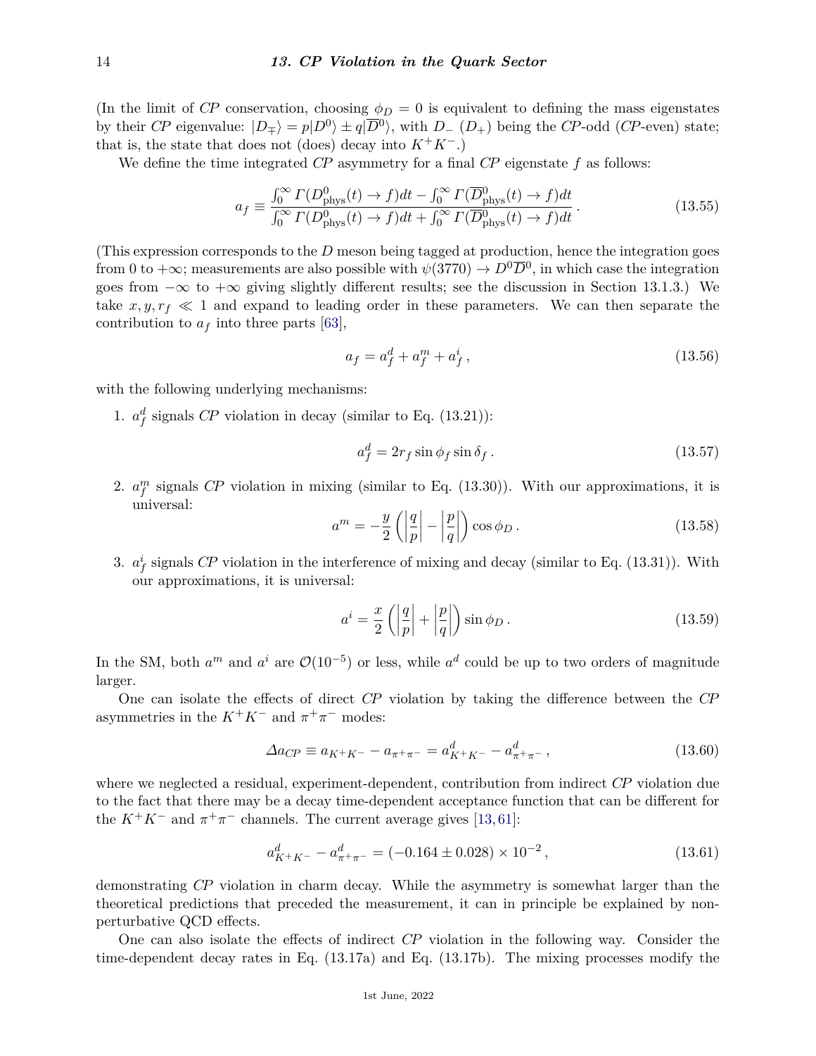(In the limit of *CP* conservation, choosing $\phi_D = 0$ is equivalent to defining the mass eigenstates by their *CP* eigenvalue: $|D_\mp\rangle = p|D^0\rangle \pm q|\overline{D}^0\rangle$, with $D_-$ ($D_+$) being the *CP*-odd (*CP*-even) state; that is, the state that does not (does) decay into $K^+K^-$.)

We define the time integrated *CP* asymmetry for a final *CP* eigenstate $f$ as follows:

$$a_f \equiv \frac{\int_0^\infty \Gamma(D^0_{\rm phys}(t) \to f)dt - \int_0^\infty \Gamma(\overline{D}^0_{\rm phys}(t) \to f)dt}{\int_0^\infty \Gamma(D^0_{\rm phys}(t) \to f)dt + \int_0^\infty \Gamma(\overline{D}^0_{\rm phys}(t) \to f)dt} \,. \tag{13.55}$$

(This expression corresponds to the $D$ meson being tagged at production, hence the integration goes from 0 to $+\infty$; measurements are also possible with $\psi(3770) \to D^0\overline{D}^0$, in which case the integration goes from $-\infty$ to $+\infty$ giving slightly different results; see the discussion in Section 13.1.3.) We take $x, y, r_f \ll 1$ and expand to leading order in these parameters. We can then separate the contribution to $a_f$ into three parts [63],

$$a_f = a_f^d + a_f^m + a_f^i \,, \tag{13.56}$$

with the following underlying mechanisms:

1. $a_f^d$ signals *CP* violation in decay (similar to Eq. (13.21)):

$$a_f^d = 2r_f \sin\phi_f \sin\delta_f \,. \tag{13.57}$$

2. $a_f^m$ signals *CP* violation in mixing (similar to Eq. (13.30)). With our approximations, it is universal:

$$a^m = -\frac{y}{2}\left(\left|\frac{q}{p}\right| - \left|\frac{p}{q}\right|\right)\cos\phi_D \,. \tag{13.58}$$

3. $a_f^i$ signals *CP* violation in the interference of mixing and decay (similar to Eq. (13.31)). With our approximations, it is universal:

$$a^i = \frac{x}{2}\left(\left|\frac{q}{p}\right| + \left|\frac{p}{q}\right|\right)\sin\phi_D \,. \tag{13.59}$$

In the SM, both $a^m$ and $a^i$ are $\mathcal{O}(10^{-5})$ or less, while $a^d$ could be up to two orders of magnitude larger.

One can isolate the effects of direct *CP* violation by taking the difference between the *CP* asymmetries in the $K^+K^-$ and $\pi^+\pi^-$ modes:

$$\Delta a_{CP} \equiv a_{K^+K^-} - a_{\pi^+\pi^-} = a^d_{K^+K^-} - a^d_{\pi^+\pi^-} \,, \tag{13.60}$$

where we neglected a residual, experiment-dependent, contribution from indirect *CP* violation due to the fact that there may be a decay time-dependent acceptance function that can be different for the $K^+K^-$ and $\pi^+\pi^-$ channels. The current average gives [13, 61]:

$$a^d_{K^+K^-} - a^d_{\pi^+\pi^-} = (-0.164 \pm 0.028) \times 10^{-2} \,, \tag{13.61}$$

demonstrating *CP* violation in charm decay. While the asymmetry is somewhat larger than the theoretical predictions that preceded the measurement, it can in principle be explained by non-perturbative QCD effects.

One can also isolate the effects of indirect *CP* violation in the following way. Consider the time-dependent decay rates in Eq. (13.17a) and Eq. (13.17b). The mixing processes modify the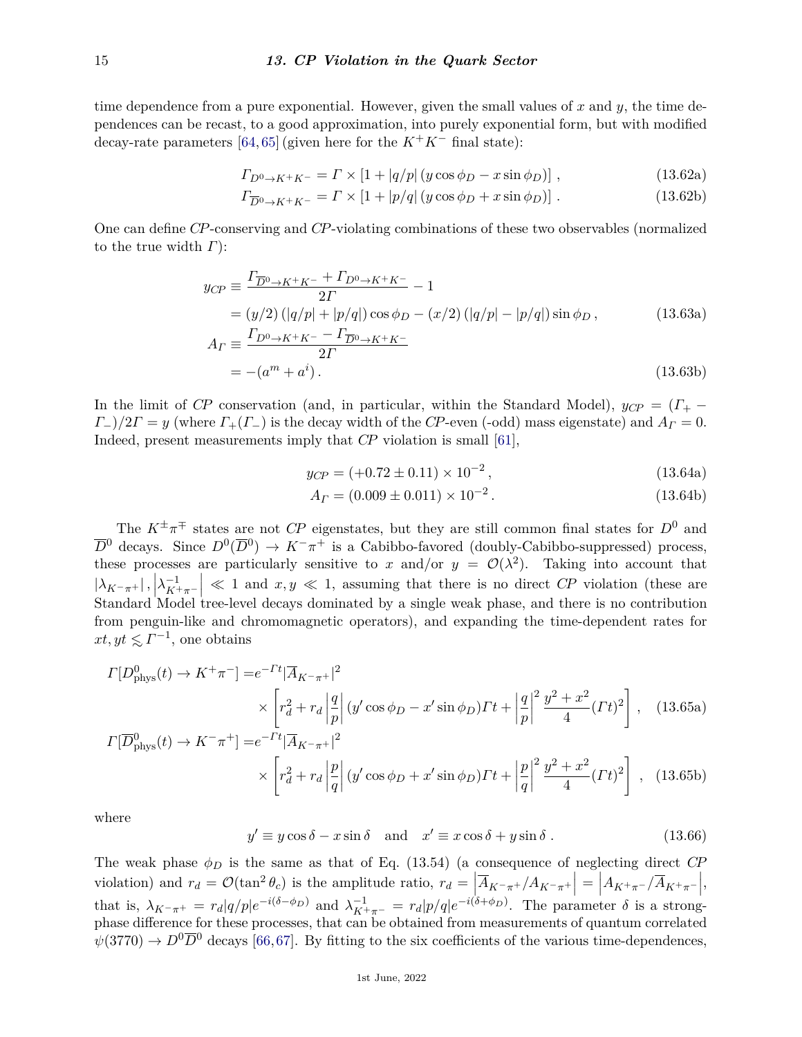time dependence from a pure exponential. However, given the small values of $x$ and $y$, the time dependences can be recast, to a good approximation, into purely exponential form, but with modified decay-rate parameters [64,65] (given here for the $K^+K^-$ final state):

$$\Gamma_{D^0\to K^+K^-} = \Gamma \times \left[1 + |q/p| \left(y\cos\phi_D - x\sin\phi_D\right)\right] , \tag{13.62a}$$

$$\Gamma_{\overline{D}^0\to K^+K^-} = \Gamma \times \left[1 + |p/q| \left(y\cos\phi_D + x\sin\phi_D\right)\right] . \tag{13.62b}$$

One can define *CP*-conserving and *CP*-violating combinations of these two observables (normalized to the true width $\Gamma$):

$$\begin{aligned} y_{CP} &\equiv \frac{\Gamma_{\overline{D}^0\to K^+K^-} + \Gamma_{D^0\to K^+K^-}}{2\Gamma} - 1 \\ &= (y/2)\left(|q/p| + |p/q|\right)\cos\phi_D - (x/2)\left(|q/p| - |p/q|\right)\sin\phi_D , \end{aligned} \tag{13.63a}$$

$$\begin{aligned} A_\Gamma &\equiv \frac{\Gamma_{D^0\to K^+K^-} - \Gamma_{\overline{D}^0\to K^+K^-}}{2\Gamma} \\ &= -(a^m + a^i) . \end{aligned} \tag{13.63b}$$

In the limit of *CP* conservation (and, in particular, within the Standard Model), $y_{CP} = (\Gamma_+ - \Gamma_-)/2\Gamma = y$ (where $\Gamma_+(\Gamma_-)$ is the decay width of the *CP*-even (-odd) mass eigenstate) and $A_\Gamma = 0$. Indeed, present measurements imply that *CP* violation is small [61],

$$y_{CP} = (+0.72 \pm 0.11) \times 10^{-2} , \tag{13.64a}$$

$$A_\Gamma = (0.009 \pm 0.011) \times 10^{-2} . \tag{13.64b}$$

The $K^\pm\pi^\mp$ states are not *CP* eigenstates, but they are still common final states for $D^0$ and $\overline{D}^0$ decays. Since $D^0(\overline{D}^0) \to K^-\pi^+$ is a Cabibbo-favored (doubly-Cabibbo-suppressed) process, these processes are particularly sensitive to $x$ and/or $y = \mathcal{O}(\lambda^2)$. Taking into account that $|\lambda_{K^-\pi^+}| , \left|\lambda^{-1}_{K^+\pi^-}\right| \ll 1$ and $x, y \ll 1$, assuming that there is no direct *CP* violation (these are Standard Model tree-level decays dominated by a single weak phase, and there is no contribution from penguin-like and chromomagnetic operators), and expanding the time-dependent rates for $xt, yt \lesssim \Gamma^{-1}$, one obtains

$$\begin{aligned} \Gamma[D^0_{\rm phys}(t) \to K^+\pi^-] =& e^{-\Gamma t} |\overline{A}_{K^-\pi^+}|^2 \\ &\times \left[ r_d^2 + r_d \left|\frac{q}{p}\right| (y'\cos\phi_D - x'\sin\phi_D)\Gamma t + \left|\frac{q}{p}\right|^2 \frac{y^2 + x^2}{4} (\Gamma t)^2 \right] , \end{aligned} \tag{13.65a}$$

$$\begin{aligned} \Gamma[\overline{D}^0_{\rm phys}(t) \to K^-\pi^+] =& e^{-\Gamma t} |\overline{A}_{K^-\pi^+}|^2 \\ &\times \left[ r_d^2 + r_d \left|\frac{p}{q}\right| (y'\cos\phi_D + x'\sin\phi_D)\Gamma t + \left|\frac{p}{q}\right|^2 \frac{y^2 + x^2}{4} (\Gamma t)^2 \right] , \end{aligned} \tag{13.65b}$$

where

$$y' \equiv y\cos\delta - x\sin\delta \quad \text{and} \quad x' \equiv x\cos\delta + y\sin\delta . \tag{13.66}$$

The weak phase $\phi_D$ is the same as that of Eq. (13.54) (a consequence of neglecting direct *CP* violation) and $r_d = \mathcal{O}(\tan^2\theta_c)$ is the amplitude ratio, $r_d = \left|\overline{A}_{K^-\pi^+}/A_{K^-\pi^+}\right| = \left|A_{K^+\pi^-}/\overline{A}_{K^+\pi^-}\right|$, that is, $\lambda_{K^-\pi^+} = r_d|q/p|e^{-i(\delta-\phi_D)}$ and $\lambda^{-1}_{K^+\pi^-} = r_d|p/q|e^{-i(\delta+\phi_D)}$. The parameter $\delta$ is a strong-phase difference for these processes, that can be obtained from measurements of quantum correlated $\psi(3770) \to D^0\overline{D}^0$ decays [66,67]. By fitting to the six coefficients of the various time-dependences,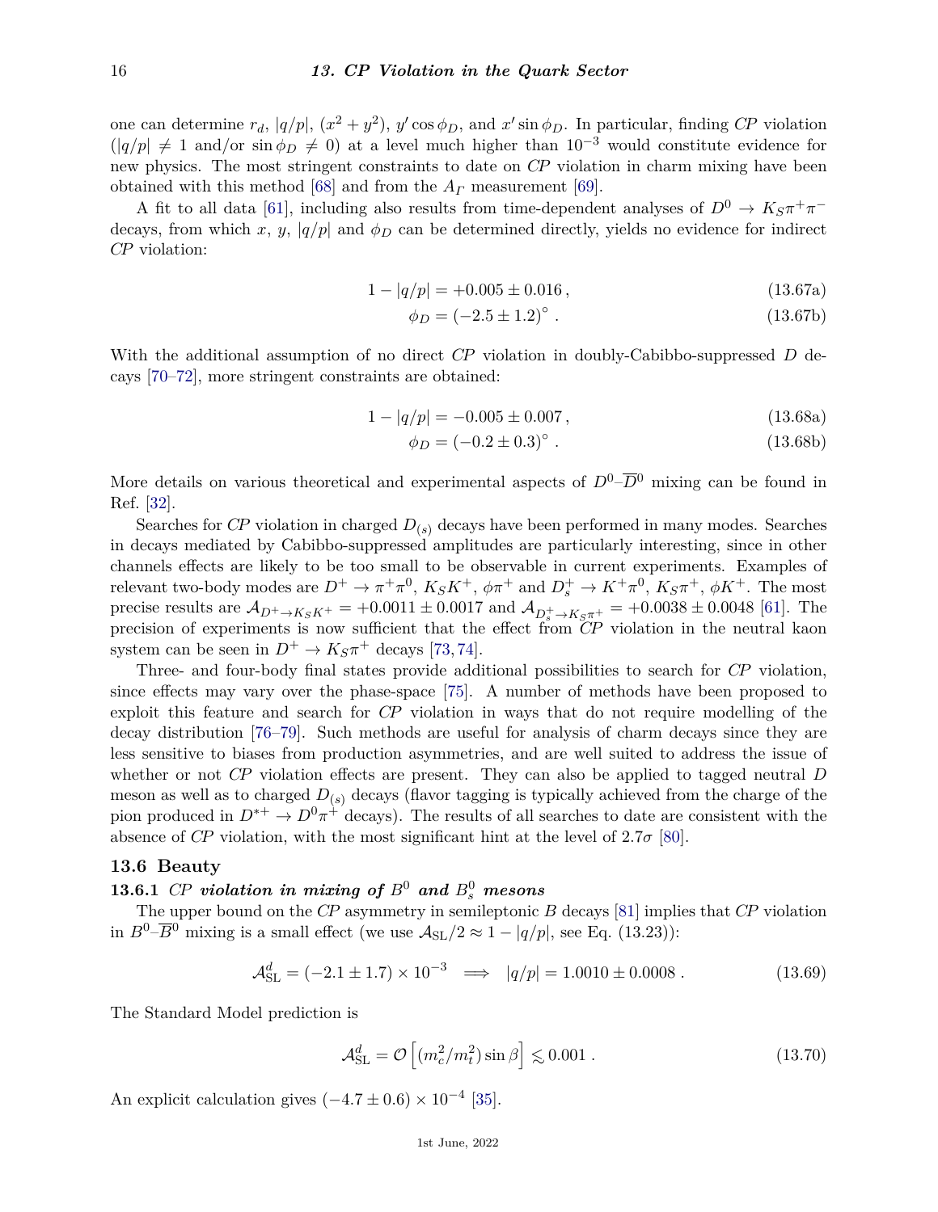one can determine $r_d$, $|q/p|$, $(x^2 + y^2)$, $y' \cos \phi_D$, and $x' \sin \phi_D$. In particular, finding *CP* violation ($|q/p| \neq 1$ and/or $\sin \phi_D \neq 0$) at a level much higher than $10^{-3}$ would constitute evidence for new physics. The most stringent constraints to date on *CP* violation in charm mixing have been obtained with this method [68] and from the $A_\Gamma$ measurement [69].

A fit to all data [61], including also results from time-dependent analyses of $D^0 \to K_S \pi^+ \pi^-$ decays, from which $x$, $y$, $|q/p|$ and $\phi_D$ can be determined directly, yields no evidence for indirect *CP* violation:

$$1 - |q/p| = +0.005 \pm 0.016\,, \tag{13.67a}$$

$$\phi_D = (-2.5 \pm 1.2)^\circ\,. \tag{13.67b}$$

With the additional assumption of no direct *CP* violation in doubly-Cabibbo-suppressed $D$ decays [70–72], more stringent constraints are obtained:

$$1 - |q/p| = -0.005 \pm 0.007\,, \tag{13.68a}$$

$$\phi_D = (-0.2 \pm 0.3)^\circ\,. \tag{13.68b}$$

More details on various theoretical and experimental aspects of $D^0$–$\overline{D}^0$ mixing can be found in Ref. [32].

Searches for *CP* violation in charged $D_{(s)}$ decays have been performed in many modes. Searches in decays mediated by Cabibbo-suppressed amplitudes are particularly interesting, since in other channels effects are likely to be too small to be observable in current experiments. Examples of relevant two-body modes are $D^+ \to \pi^+\pi^0$, $K_S K^+$, $\phi\pi^+$ and $D_s^+ \to K^+\pi^0$, $K_S\pi^+$, $\phi K^+$. The most precise results are $\mathcal{A}_{D^+ \to K_S K^+} = +0.0011 \pm 0.0017$ and $\mathcal{A}_{D_s^+ \to K_S \pi^+} = +0.0038 \pm 0.0048$ [61]. The precision of experiments is now sufficient that the effect from *CP* violation in the neutral kaon system can be seen in $D^+ \to K_S \pi^+$ decays [73, 74].

Three- and four-body final states provide additional possibilities to search for *CP* violation, since effects may vary over the phase-space [75]. A number of methods have been proposed to exploit this feature and search for *CP* violation in ways that do not require modelling of the decay distribution [76–79]. Such methods are useful for analysis of charm decays since they are less sensitive to biases from production asymmetries, and are well suited to address the issue of whether or not *CP* violation effects are present. They can also be applied to tagged neutral $D$ meson as well as to charged $D_{(s)}$ decays (flavor tagging is typically achieved from the charge of the pion produced in $D^{*+} \to D^0\pi^+$ decays). The results of all searches to date are consistent with the absence of *CP* violation, with the most significant hint at the level of $2.7\sigma$ [80].

## 13.6 Beauty

### 13.6.1 *CP violation in mixing of* $B^0$ *and* $B_s^0$ *mesons*

The upper bound on the *CP* asymmetry in semileptonic $B$ decays [81] implies that *CP* violation in $B^0$–$\overline{B}^0$ mixing is a small effect (we use $\mathcal{A}_{\rm SL}/2 \approx 1 - |q/p|$, see Eq. (13.23)):

$$\mathcal{A}_{\rm SL}^d = (-2.1 \pm 1.7) \times 10^{-3} \implies |q/p| = 1.0010 \pm 0.0008\,. \tag{13.69}$$

The Standard Model prediction is

$$\mathcal{A}_{\rm SL}^d = \mathcal{O}\left[(m_c^2/m_t^2)\sin\beta\right] \lesssim 0.001\,. \tag{13.70}$$

An explicit calculation gives $(-4.7 \pm 0.6) \times 10^{-4}$ [35].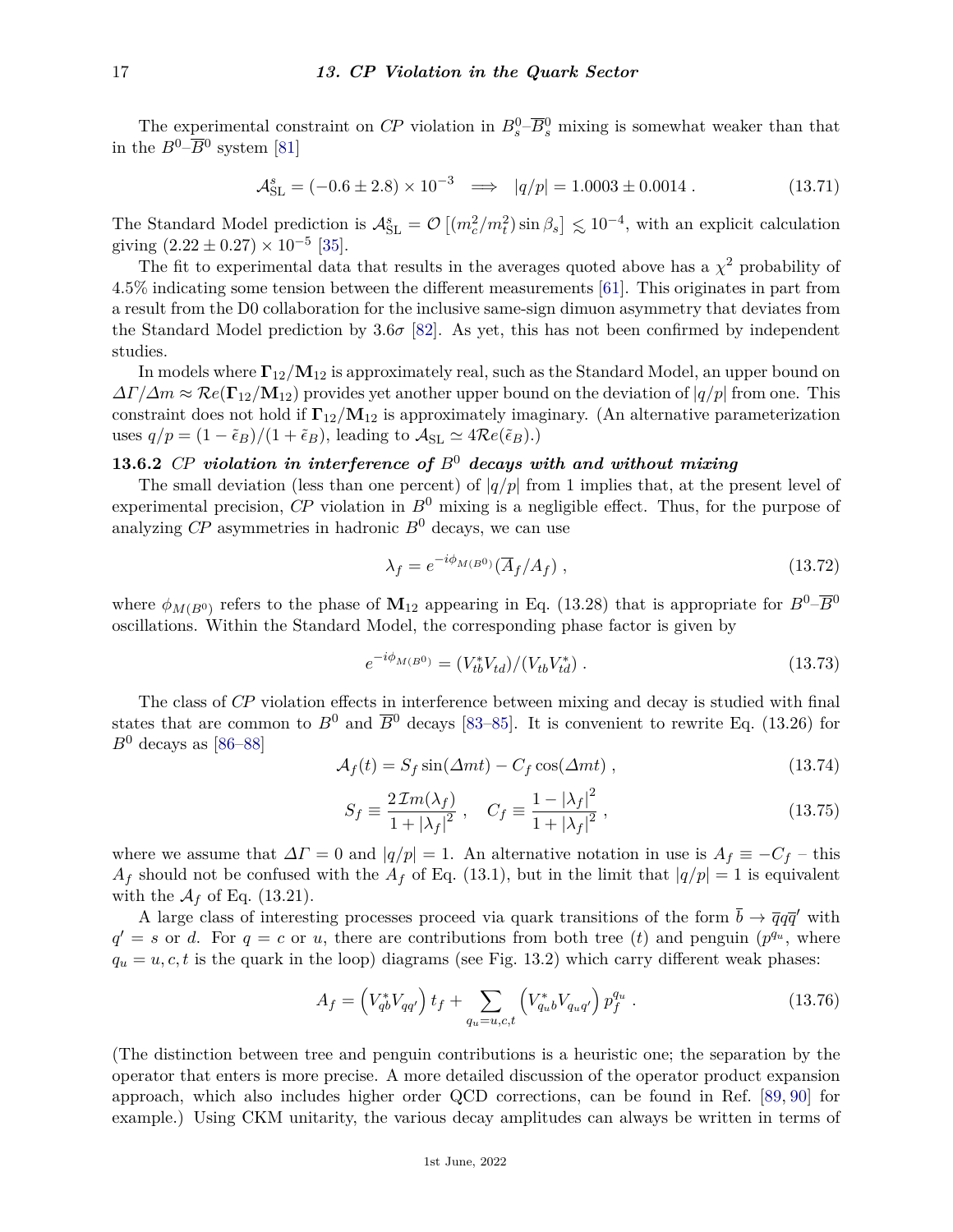The experimental constraint on *CP* violation in $B_s^0$–$\overline{B}_s^0$ mixing is somewhat weaker than that in the $B^0$–$\overline{B}^0$ system [81]

$$\mathcal{A}_{\rm SL}^s = (-0.6 \pm 2.8) \times 10^{-3} \implies |q/p| = 1.0003 \pm 0.0014 \,. \tag{13.71}$$

The Standard Model prediction is $\mathcal{A}_{\rm SL}^s = \mathcal{O}\left[(m_c^2/m_t^2)\sin\beta_s\right] \lesssim 10^{-4}$, with an explicit calculation giving $(2.22 \pm 0.27) \times 10^{-5}$ [35].

The fit to experimental data that results in the averages quoted above has a $\chi^2$ probability of 4.5% indicating some tension between the different measurements [61]. This originates in part from a result from the D0 collaboration for the inclusive same-sign dimuon asymmetry that deviates from the Standard Model prediction by $3.6\sigma$ [82]. As yet, this has not been confirmed by independent studies.

In models where $\mathbf{\Gamma}_{12}/\mathbf{M}_{12}$ is approximately real, such as the Standard Model, an upper bound on $\Delta\Gamma/\Delta m \approx \mathcal{R}e(\mathbf{\Gamma}_{12}/\mathbf{M}_{12})$ provides yet another upper bound on the deviation of $|q/p|$ from one. This constraint does not hold if $\mathbf{\Gamma}_{12}/\mathbf{M}_{12}$ is approximately imaginary. (An alternative parameterization uses $q/p = (1-\tilde{\epsilon}_B)/(1+\tilde{\epsilon}_B)$, leading to $\mathcal{A}_{\rm SL} \simeq 4\mathcal{R}e(\tilde{\epsilon}_B)$.)

### 13.6.2 *CP violation in interference of $B^0$ decays with and without mixing*

The small deviation (less than one percent) of $|q/p|$ from 1 implies that, at the present level of experimental precision, *CP* violation in $B^0$ mixing is a negligible effect. Thus, for the purpose of analyzing *CP* asymmetries in hadronic $B^0$ decays, we can use

$$\lambda_f = e^{-i\phi_{M(B^0)}}(\overline{A}_f/A_f) \,, \tag{13.72}$$

where $\phi_{M(B^0)}$ refers to the phase of $\mathbf{M}_{12}$ appearing in Eq. (13.28) that is appropriate for $B^0$–$\overline{B}^0$ oscillations. Within the Standard Model, the corresponding phase factor is given by

$$e^{-i\phi_{M(B^0)}} = (V_{tb}^*V_{td})/(V_{tb}V_{td}^*) \,. \tag{13.73}$$

The class of *CP* violation effects in interference between mixing and decay is studied with final states that are common to $B^0$ and $\overline{B}^0$ decays [83–85]. It is convenient to rewrite Eq. (13.26) for $B^0$ decays as [86–88]

$$\mathcal{A}_f(t) = S_f \sin(\Delta m t) - C_f \cos(\Delta m t) \,, \tag{13.74}$$

$$S_f \equiv \frac{2\,\mathcal{I}m(\lambda_f)}{1+|\lambda_f|^2} \,, \quad C_f \equiv \frac{1-|\lambda_f|^2}{1+|\lambda_f|^2} \,, \tag{13.75}$$

where we assume that $\Delta\Gamma = 0$ and $|q/p| = 1$. An alternative notation in use is $A_f \equiv -C_f$ – this $A_f$ should not be confused with the $A_f$ of Eq. (13.1), but in the limit that $|q/p| = 1$ is equivalent with the $\mathcal{A}_f$ of Eq. (13.21).

A large class of interesting processes proceed via quark transitions of the form $\bar{b} \to \overline{q}q\overline{q}'$ with $q' = s$ or $d$. For $q = c$ or $u$, there are contributions from both tree ($t$) and penguin ($p^{q_u}$, where $q_u = u, c, t$ is the quark in the loop) diagrams (see Fig. 13.2) which carry different weak phases:

$$A_f = \left(V_{qb}^*V_{qq'}\right)t_f + \sum_{q_u=u,c,t}\left(V_{q_ub}^*V_{q_uq'}\right)p_f^{q_u} \,. \tag{13.76}$$

(The distinction between tree and penguin contributions is a heuristic one; the separation by the operator that enters is more precise. A more detailed discussion of the operator product expansion approach, which also includes higher order QCD corrections, can be found in Ref. [89, 90] for example.) Using CKM unitarity, the various decay amplitudes can always be written in terms of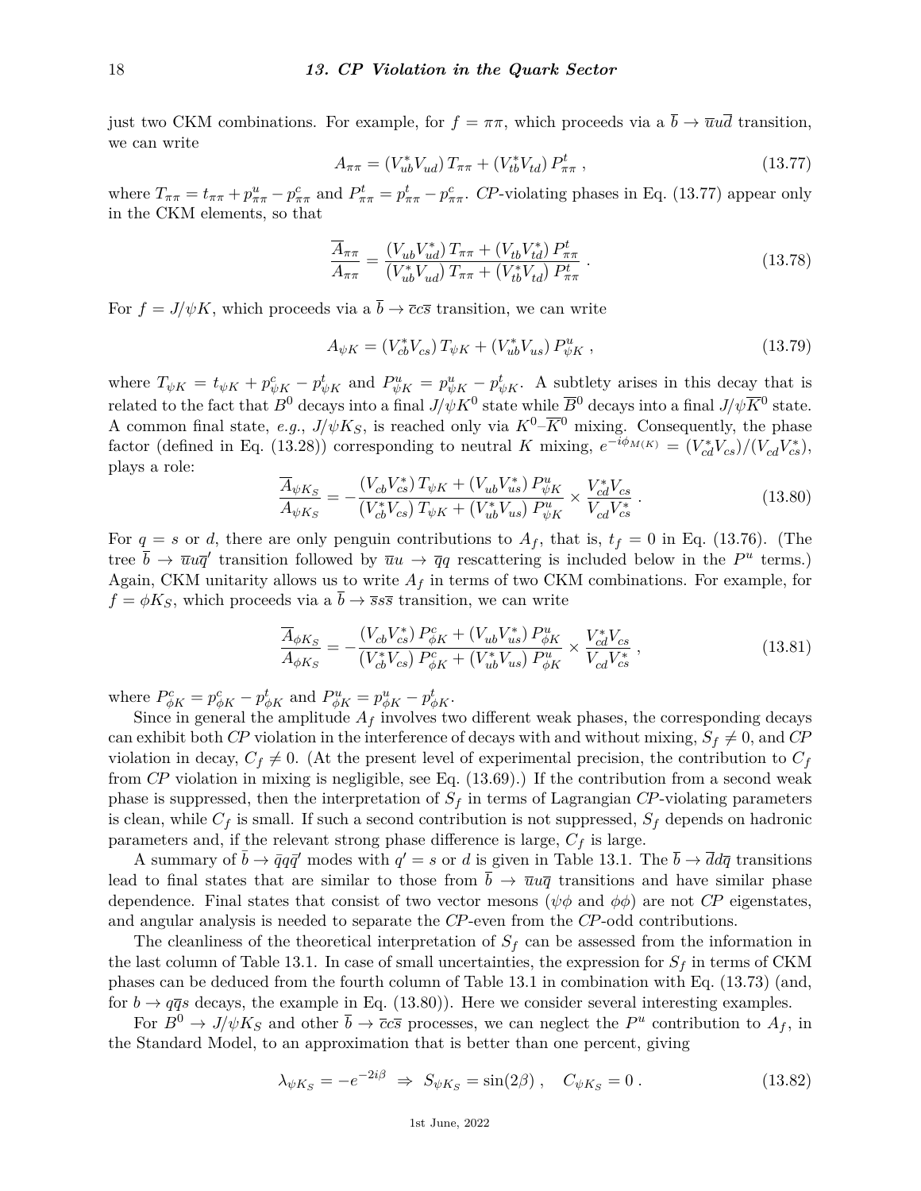just two CKM combinations. For example, for $f = \pi\pi$, which proceeds via a $\overline{b} \to \overline{u}u\overline{d}$ transition, we can write

$$A_{\pi\pi} = (V_{ub}^* V_{ud})\, T_{\pi\pi} + (V_{tb}^* V_{td})\, P_{\pi\pi}^t \,, \tag{13.77}$$

where $T_{\pi\pi} = t_{\pi\pi} + p_{\pi\pi}^u - p_{\pi\pi}^c$ and $P_{\pi\pi}^t = p_{\pi\pi}^t - p_{\pi\pi}^c$. *CP*-violating phases in Eq. (13.77) appear only in the CKM elements, so that

$$\frac{\overline{A}_{\pi\pi}}{A_{\pi\pi}} = \frac{(V_{ub} V_{ud}^*)\, T_{\pi\pi} + (V_{tb} V_{td}^*)\, P_{\pi\pi}^t}{(V_{ub}^* V_{ud})\, T_{\pi\pi} + (V_{tb}^* V_{td})\, P_{\pi\pi}^t} \,. \tag{13.78}$$

For $f = J/\psi K$, which proceeds via a $\overline{b} \to \overline{c}c\overline{s}$ transition, we can write

$$A_{\psi K} = (V_{cb}^* V_{cs})\, T_{\psi K} + (V_{ub}^* V_{us})\, P_{\psi K}^u \,, \tag{13.79}$$

where $T_{\psi K} = t_{\psi K} + p_{\psi K}^c - p_{\psi K}^t$ and $P_{\psi K}^u = p_{\psi K}^u - p_{\psi K}^t$. A subtlety arises in this decay that is related to the fact that $B^0$ decays into a final $J/\psi K^0$ state while $\overline{B}^0$ decays into a final $J/\psi \overline{K}^0$ state. A common final state, *e.g.*, $J/\psi K_S$, is reached only via $K^0$–$\overline{K}^0$ mixing. Consequently, the phase factor (defined in Eq. (13.28)) corresponding to neutral $K$ mixing, $e^{-i\phi_{M(K)}} = (V_{cd}^* V_{cs})/(V_{cd} V_{cs}^*)$, plays a role:

$$\frac{\overline{A}_{\psi K_S}}{A_{\psi K_S}} = -\frac{(V_{cb} V_{cs}^*)\, T_{\psi K} + (V_{ub} V_{us}^*)\, P_{\psi K}^u}{(V_{cb}^* V_{cs})\, T_{\psi K} + (V_{ub}^* V_{us})\, P_{\psi K}^u} \times \frac{V_{cd}^* V_{cs}}{V_{cd} V_{cs}^*} \,. \tag{13.80}$$

For $q = s$ or $d$, there are only penguin contributions to $A_f$, that is, $t_f = 0$ in Eq. (13.76). (The tree $\overline{b} \to \overline{u}u\overline{q}'$ transition followed by $\overline{u}u \to \overline{q}q$ rescattering is included below in the $P^u$ terms.) Again, CKM unitarity allows us to write $A_f$ in terms of two CKM combinations. For example, for $f = \phi K_S$, which proceeds via a $\overline{b} \to \overline{s}s\overline{s}$ transition, we can write

$$\frac{\overline{A}_{\phi K_S}}{A_{\phi K_S}} = -\frac{(V_{cb} V_{cs}^*)\, P_{\phi K}^c + (V_{ub} V_{us}^*)\, P_{\phi K}^u}{(V_{cb}^* V_{cs})\, P_{\phi K}^c + (V_{ub}^* V_{us})\, P_{\phi K}^u} \times \frac{V_{cd}^* V_{cs}}{V_{cd} V_{cs}^*} \,, \tag{13.81}$$

where $P_{\phi K}^c = p_{\phi K}^c - p_{\phi K}^t$ and $P_{\phi K}^u = p_{\phi K}^u - p_{\phi K}^t$.

Since in general the amplitude $A_f$ involves two different weak phases, the corresponding decays can exhibit both *CP* violation in the interference of decays with and without mixing, $S_f \neq 0$, and *CP* violation in decay, $C_f \neq 0$. (At the present level of experimental precision, the contribution to $C_f$ from *CP* violation in mixing is negligible, see Eq. (13.69).) If the contribution from a second weak phase is suppressed, then the interpretation of $S_f$ in terms of Lagrangian *CP*-violating parameters is clean, while $C_f$ is small. If such a second contribution is not suppressed, $S_f$ depends on hadronic parameters and, if the relevant strong phase difference is large, $C_f$ is large.

A summary of $\bar{b} \to \bar{q}q\bar{q}'$ modes with $q' = s$ or $d$ is given in Table 13.1. The $\overline{b} \to \overline{d}d\overline{q}$ transitions lead to final states that are similar to those from $\overline{b} \to \overline{u}u\overline{q}$ transitions and have similar phase dependence. Final states that consist of two vector mesons ($\psi\phi$ and $\phi\phi$) are not *CP* eigenstates, and angular analysis is needed to separate the *CP*-even from the *CP*-odd contributions.

The cleanliness of the theoretical interpretation of $S_f$ can be assessed from the information in the last column of Table 13.1. In case of small uncertainties, the expression for $S_f$ in terms of CKM phases can be deduced from the fourth column of Table 13.1 in combination with Eq. (13.73) (and, for $b \to q\overline{q}s$ decays, the example in Eq. (13.80)). Here we consider several interesting examples.

For $B^0 \to J/\psi K_S$ and other $\overline{b} \to \overline{c}c\overline{s}$ processes, we can neglect the $P^u$ contribution to $A_f$, in the Standard Model, to an approximation that is better than one percent, giving

$$\lambda_{\psi K_S} = -e^{-2i\beta} \;\Rightarrow\; S_{\psi K_S} = \sin(2\beta) \,, \quad C_{\psi K_S} = 0 \,. \tag{13.82}$$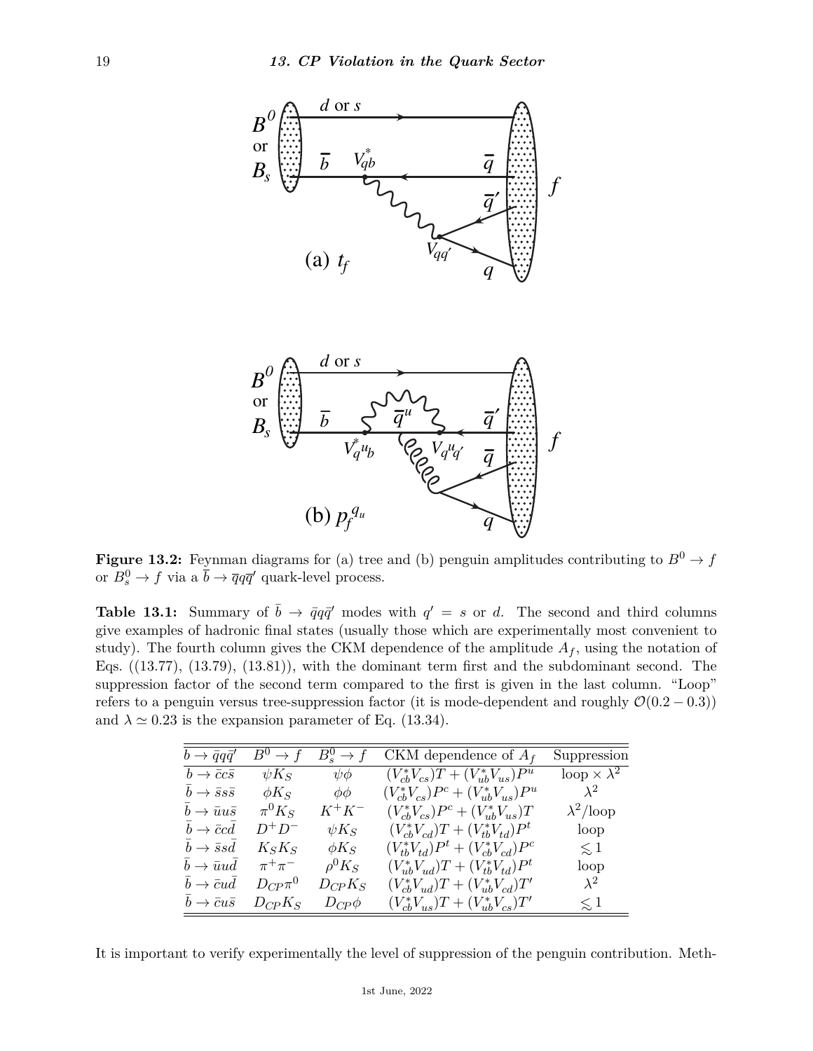**Figure 13.2:** Feynman diagrams for (a) tree and (b) penguin amplitudes contributing to $B^0 \to f$ or $B_s^0 \to f$ via a $\bar{b} \to \bar{q}q\bar{q}'$ quark-level process.

**Table 13.1:** Summary of $\bar{b} \to \bar{q}q\bar{q}'$ modes with $q' = s$ or $d$. The second and third columns give examples of hadronic final states (usually those which are experimentally most convenient to study). The fourth column gives the CKM dependence of the amplitude $A_f$, using the notation of Eqs. ((13.77), (13.79), (13.81)), with the dominant term first and the subdominant second. The suppression factor of the second term compared to the first is given in the last column. "Loop" refers to a penguin versus tree-suppression factor (it is mode-dependent and roughly $\mathcal{O}(0.2-0.3)$) and $\lambda \simeq 0.23$ is the expansion parameter of Eq. (13.34).

| $\bar{b} \to \bar{q}q\bar{q}'$ | $B^0 \to f$ | $B_s^0 \to f$ | CKM dependence of $A_f$ | Suppression |
|---|---|---|---|---|
| $\bar{b} \to \bar{c}c\bar{s}$ | $\psi K_S$ | $\psi\phi$ | $(V_{cb}^* V_{cs})T + (V_{ub}^* V_{us})P^u$ | $\text{loop} \times \lambda^2$ |
| $\bar{b} \to \bar{s}s\bar{s}$ | $\phi K_S$ | $\phi\phi$ | $(V_{cb}^* V_{cs})P^c + (V_{ub}^* V_{us})P^u$ | $\lambda^2$ |
| $\bar{b} \to \bar{u}u\bar{s}$ | $\pi^0 K_S$ | $K^+K^-$ | $(V_{cb}^* V_{cs})P^c + (V_{ub}^* V_{us})T$ | $\lambda^2/\text{loop}$ |
| $\bar{b} \to \bar{c}c\bar{d}$ | $D^+D^-$ | $\psi K_S$ | $(V_{cb}^* V_{cd})T + (V_{tb}^* V_{td})P^t$ | loop |
| $\bar{b} \to \bar{s}s\bar{d}$ | $K_S K_S$ | $\phi K_S$ | $(V_{tb}^* V_{td})P^t + (V_{cb}^* V_{cd})P^c$ | $\lesssim 1$ |
| $\bar{b} \to \bar{u}u\bar{d}$ | $\pi^+\pi^-$ | $\rho^0 K_S$ | $(V_{ub}^* V_{ud})T + (V_{tb}^* V_{td})P^t$ | loop |
| $\bar{b} \to \bar{c}u\bar{d}$ | $D_{CP}\pi^0$ | $D_{CP}K_S$ | $(V_{cb}^* V_{ud})T + (V_{ub}^* V_{cd})T'$ | $\lambda^2$ |
| $\bar{b} \to \bar{c}u\bar{s}$ | $D_{CP}K_S$ | $D_{CP}\phi$ | $(V_{cb}^* V_{us})T + (V_{ub}^* V_{cs})T'$ | $\lesssim 1$ |

It is important to verify experimentally the level of suppression of the penguin contribution. Meth-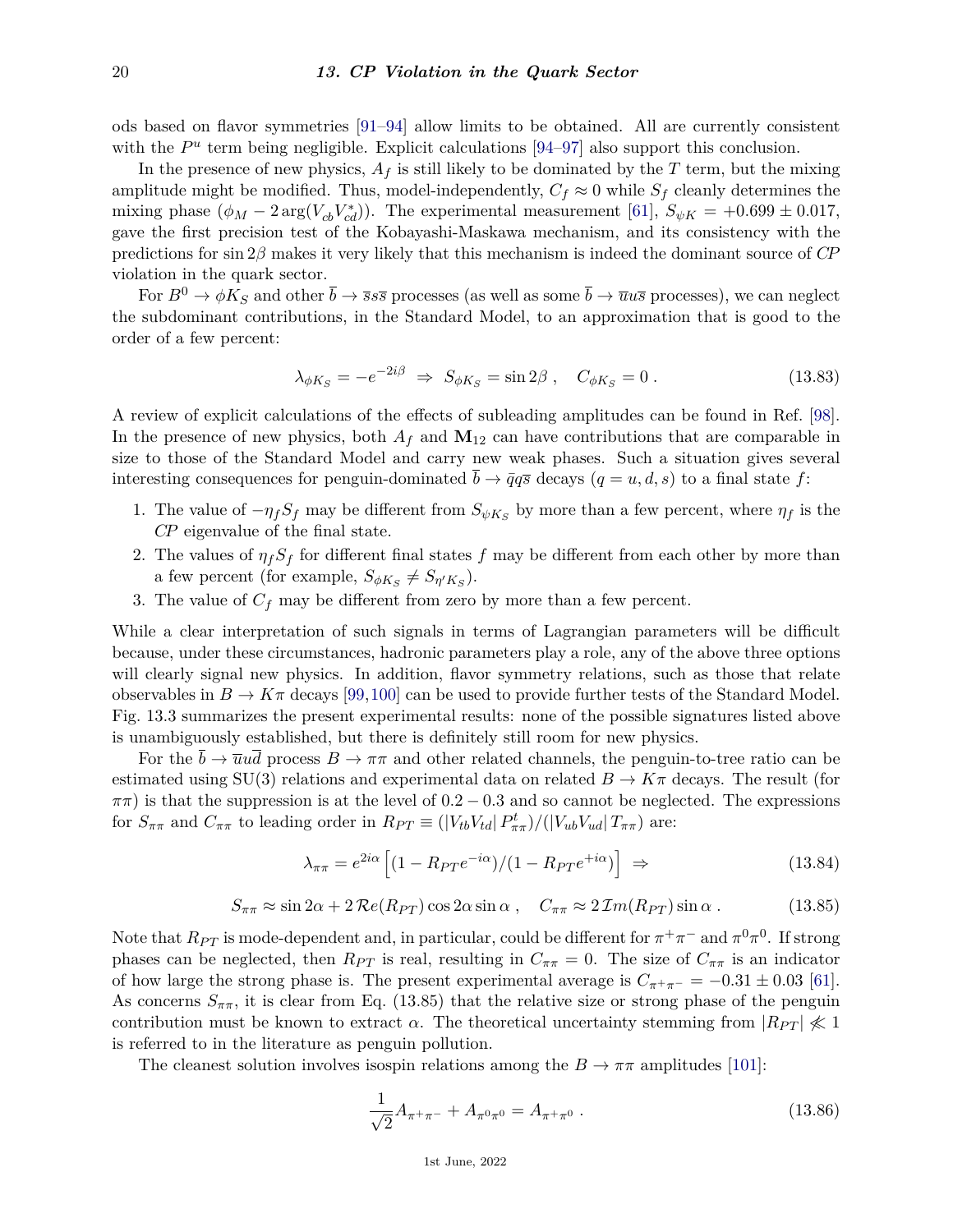ods based on flavor symmetries [91–94] allow limits to be obtained. All are currently consistent with the $P^u$ term being negligible. Explicit calculations [94–97] also support this conclusion.

In the presence of new physics, $A_f$ is still likely to be dominated by the $T$ term, but the mixing amplitude might be modified. Thus, model-independently, $C_f \approx 0$ while $S_f$ cleanly determines the mixing phase ($\phi_M - 2\arg(V_{cb}V_{cd}^*)$). The experimental measurement [61], $S_{\psi K} = +0.699 \pm 0.017$, gave the first precision test of the Kobayashi-Maskawa mechanism, and its consistency with the predictions for $\sin 2\beta$ makes it very likely that this mechanism is indeed the dominant source of *CP* violation in the quark sector.

For $B^0 \to \phi K_S$ and other $\overline{b} \to \overline{s}s\overline{s}$ processes (as well as some $\overline{b} \to \overline{u}u\overline{s}$ processes), we can neglect the subdominant contributions, in the Standard Model, to an approximation that is good to the order of a few percent:

$$\lambda_{\phi K_S} = -e^{-2i\beta} \;\Rightarrow\; S_{\phi K_S} = \sin 2\beta \,, \quad C_{\phi K_S} = 0 \,. \tag{13.83}$$

A review of explicit calculations of the effects of subleading amplitudes can be found in Ref. [98]. In the presence of new physics, both $A_f$ and $\mathbf{M}_{12}$ can have contributions that are comparable in size to those of the Standard Model and carry new weak phases. Such a situation gives several interesting consequences for penguin-dominated $\overline{b} \to \bar{q}q\overline{s}$ decays ($q = u, d, s$) to a final state $f$:

1. The value of $-\eta_f S_f$ may be different from $S_{\psi K_S}$ by more than a few percent, where $\eta_f$ is the *CP* eigenvalue of the final state.
2. The values of $\eta_f S_f$ for different final states $f$ may be different from each other by more than a few percent (for example, $S_{\phi K_S} \neq S_{\eta' K_S}$).
3. The value of $C_f$ may be different from zero by more than a few percent.

While a clear interpretation of such signals in terms of Lagrangian parameters will be difficult because, under these circumstances, hadronic parameters play a role, any of the above three options will clearly signal new physics. In addition, flavor symmetry relations, such as those that relate observables in $B \to K\pi$ decays [99,100] can be used to provide further tests of the Standard Model. Fig. 13.3 summarizes the present experimental results: none of the possible signatures listed above is unambiguously established, but there is definitely still room for new physics.

For the $\overline{b} \to \overline{u}u\overline{d}$ process $B \to \pi\pi$ and other related channels, the penguin-to-tree ratio can be estimated using SU(3) relations and experimental data on related $B \to K\pi$ decays. The result (for $\pi\pi$) is that the suppression is at the level of $0.2 - 0.3$ and so cannot be neglected. The expressions for $S_{\pi\pi}$ and $C_{\pi\pi}$ to leading order in $R_{PT} \equiv (|V_{tb}V_{td}|\, P^t_{\pi\pi})/(|V_{ub}V_{ud}|\, T_{\pi\pi})$ are:

$$\lambda_{\pi\pi} = e^{2i\alpha}\left[(1 - R_{PT}e^{-i\alpha})/(1 - R_{PT}e^{+i\alpha})\right] \;\Rightarrow \tag{13.84}$$

$$S_{\pi\pi} \approx \sin 2\alpha + 2\,\mathcal{R}e(R_{PT})\cos 2\alpha \sin\alpha \,, \quad C_{\pi\pi} \approx 2\,\mathcal{I}m(R_{PT})\sin\alpha \,. \tag{13.85}$$

Note that $R_{PT}$ is mode-dependent and, in particular, could be different for $\pi^+\pi^-$ and $\pi^0\pi^0$. If strong phases can be neglected, then $R_{PT}$ is real, resulting in $C_{\pi\pi} = 0$. The size of $C_{\pi\pi}$ is an indicator of how large the strong phase is. The present experimental average is $C_{\pi^+\pi^-} = -0.31 \pm 0.03$ [61]. As concerns $S_{\pi\pi}$, it is clear from Eq. (13.85) that the relative size or strong phase of the penguin contribution must be known to extract $\alpha$. The theoretical uncertainty stemming from $|R_{PT}| \not\ll 1$ is referred to in the literature as penguin pollution.

The cleanest solution involves isospin relations among the $B \to \pi\pi$ amplitudes [101]:

$$\frac{1}{\sqrt{2}}A_{\pi^+\pi^-} + A_{\pi^0\pi^0} = A_{\pi^+\pi^0} \,. \tag{13.86}$$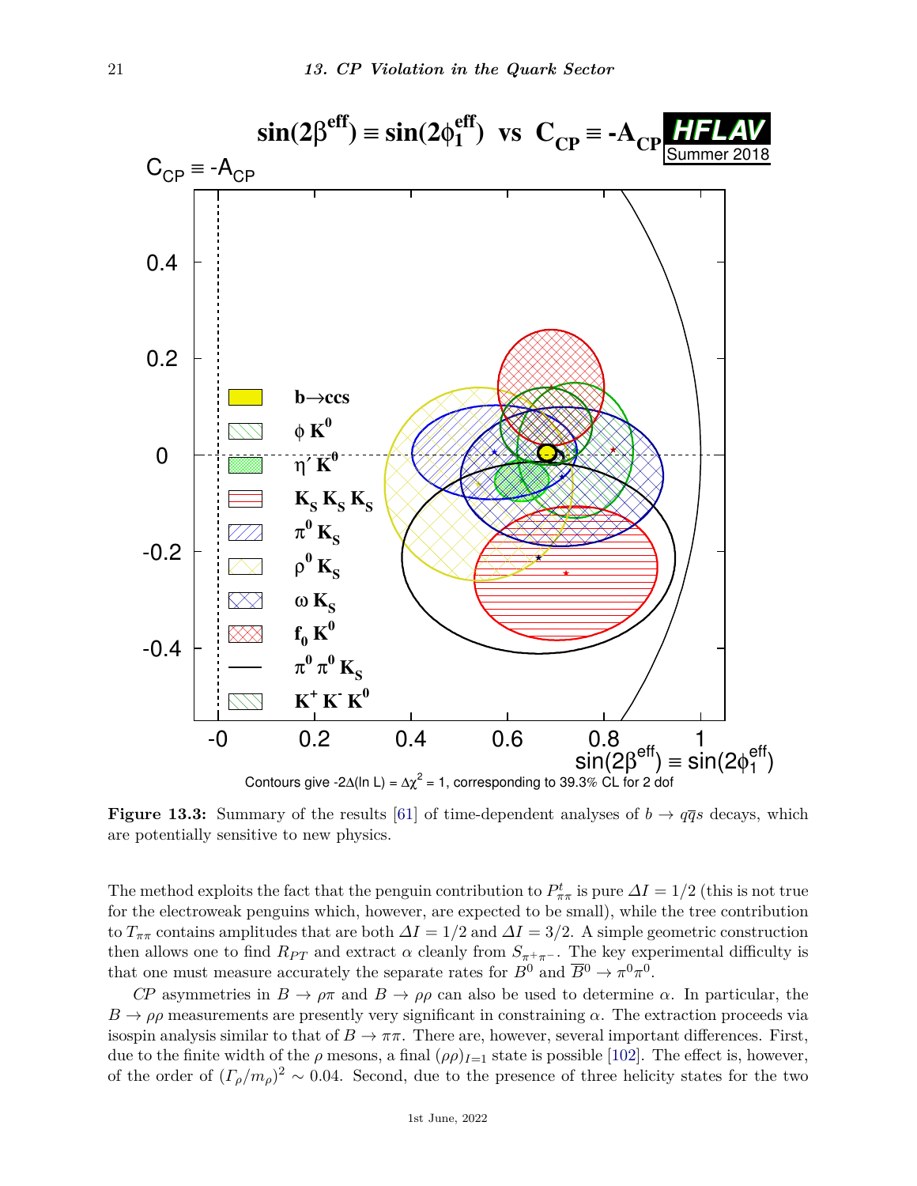Figure 13.3: Summary of the results [61] of time-dependent analyses of $b \to q\overline{q}s$ decays, which are potentially sensitive to new physics.

The method exploits the fact that the penguin contribution to $P^t_{\pi\pi}$ is pure $\Delta I = 1/2$ (this is not true for the electroweak penguins which, however, are expected to be small), while the tree contribution to $T_{\pi\pi}$ contains amplitudes that are both $\Delta I = 1/2$ and $\Delta I = 3/2$. A simple geometric construction then allows one to find $R_{PT}$ and extract $\alpha$ cleanly from $S_{\pi^+\pi^-}$. The key experimental difficulty is that one must measure accurately the separate rates for $B^0$ and $\overline{B}^0 \to \pi^0\pi^0$.

*CP* asymmetries in $B \to \rho\pi$ and $B \to \rho\rho$ can also be used to determine $\alpha$. In particular, the $B \to \rho\rho$ measurements are presently very significant in constraining $\alpha$. The extraction proceeds via isospin analysis similar to that of $B \to \pi\pi$. There are, however, several important differences. First, due to the finite width of the $\rho$ mesons, a final $(\rho\rho)_{I=1}$ state is possible [102]. The effect is, however, of the order of $(\Gamma_\rho/m_\rho)^2 \sim 0.04$. Second, due to the presence of three helicity states for the two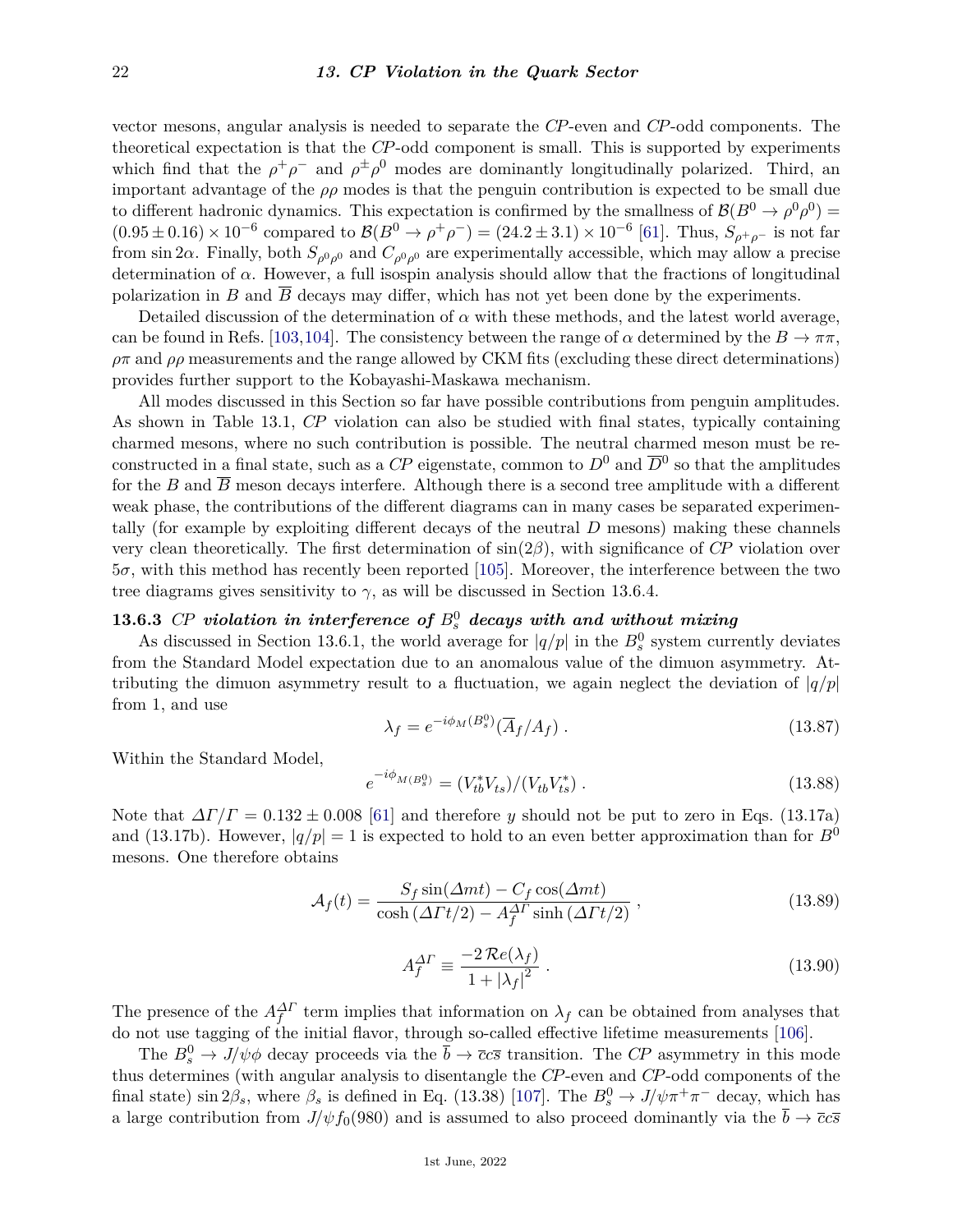vector mesons, angular analysis is needed to separate the *CP*-even and *CP*-odd components. The theoretical expectation is that the *CP*-odd component is small. This is supported by experiments which find that the $\rho^+\rho^-$ and $\rho^\pm\rho^0$ modes are dominantly longitudinally polarized. Third, an important advantage of the $\rho\rho$ modes is that the penguin contribution is expected to be small due to different hadronic dynamics. This expectation is confirmed by the smallness of $\mathcal{B}(B^0 \to \rho^0\rho^0) = (0.95 \pm 0.16) \times 10^{-6}$ compared to $\mathcal{B}(B^0 \to \rho^+\rho^-) = (24.2 \pm 3.1) \times 10^{-6}$ [61]. Thus, $S_{\rho^+\rho^-}$ is not far from $\sin 2\alpha$. Finally, both $S_{\rho^0\rho^0}$ and $C_{\rho^0\rho^0}$ are experimentally accessible, which may allow a precise determination of $\alpha$. However, a full isospin analysis should allow that the fractions of longitudinal polarization in $B$ and $\overline{B}$ decays may differ, which has not yet been done by the experiments.

Detailed discussion of the determination of $\alpha$ with these methods, and the latest world average, can be found in Refs. [103,104]. The consistency between the range of $\alpha$ determined by the $B \to \pi\pi$, $\rho\pi$ and $\rho\rho$ measurements and the range allowed by CKM fits (excluding these direct determinations) provides further support to the Kobayashi-Maskawa mechanism.

All modes discussed in this Section so far have possible contributions from penguin amplitudes. As shown in Table 13.1, *CP* violation can also be studied with final states, typically containing charmed mesons, where no such contribution is possible. The neutral charmed meson must be reconstructed in a final state, such as a *CP* eigenstate, common to $D^0$ and $\overline{D}^0$ so that the amplitudes for the $B$ and $\overline{B}$ meson decays interfere. Although there is a second tree amplitude with a different weak phase, the contributions of the different diagrams can in many cases be separated experimentally (for example by exploiting different decays of the neutral $D$ mesons) making these channels very clean theoretically. The first determination of $\sin(2\beta)$, with significance of *CP* violation over $5\sigma$, with this method has recently been reported [105]. Moreover, the interference between the two tree diagrams gives sensitivity to $\gamma$, as will be discussed in Section 13.6.4.

### 13.6.3 *CP* violation in interference of $B_s^0$ decays with and without mixing

As discussed in Section 13.6.1, the world average for $|q/p|$ in the $B_s^0$ system currently deviates from the Standard Model expectation due to an anomalous value of the dimuon asymmetry. Attributing the dimuon asymmetry result to a fluctuation, we again neglect the deviation of $|q/p|$ from 1, and use

$$\lambda_f = e^{-i\phi_M(B_s^0)}(\overline{A}_f/A_f) \, . \tag{13.87}$$

Within the Standard Model,

$$e^{-i\phi_M(B_s^0)} = (V_{tb}^* V_{ts})/(V_{tb} V_{ts}^*) \, . \tag{13.88}$$

Note that $\Delta\Gamma/\Gamma = 0.132 \pm 0.008$ [61] and therefore $y$ should not be put to zero in Eqs. (13.17a) and (13.17b). However, $|q/p| = 1$ is expected to hold to an even better approximation than for $B^0$ mesons. One therefore obtains

$$\mathcal{A}_f(t) = \frac{S_f \sin(\Delta m t) - C_f \cos(\Delta m t)}{\cosh(\Delta\Gamma t/2) - A_f^{\Delta\Gamma} \sinh(\Delta\Gamma t/2)} \, , \tag{13.89}$$

$$A_f^{\Delta\Gamma} \equiv \frac{-2\,\mathcal{R}e(\lambda_f)}{1 + |\lambda_f|^2} \, . \tag{13.90}$$

The presence of the $A_f^{\Delta\Gamma}$ term implies that information on $\lambda_f$ can be obtained from analyses that do not use tagging of the initial flavor, through so-called effective lifetime measurements [106].

The $B_s^0 \to J/\psi\phi$ decay proceeds via the $\overline{b} \to \overline{c}c\overline{s}$ transition. The *CP* asymmetry in this mode thus determines (with angular analysis to disentangle the *CP*-even and *CP*-odd components of the final state) $\sin 2\beta_s$, where $\beta_s$ is defined in Eq. (13.38) [107]. The $B_s^0 \to J/\psi\pi^+\pi^-$ decay, which has a large contribution from $J/\psi f_0(980)$ and is assumed to also proceed dominantly via the $\overline{b} \to \overline{c}c\overline{s}$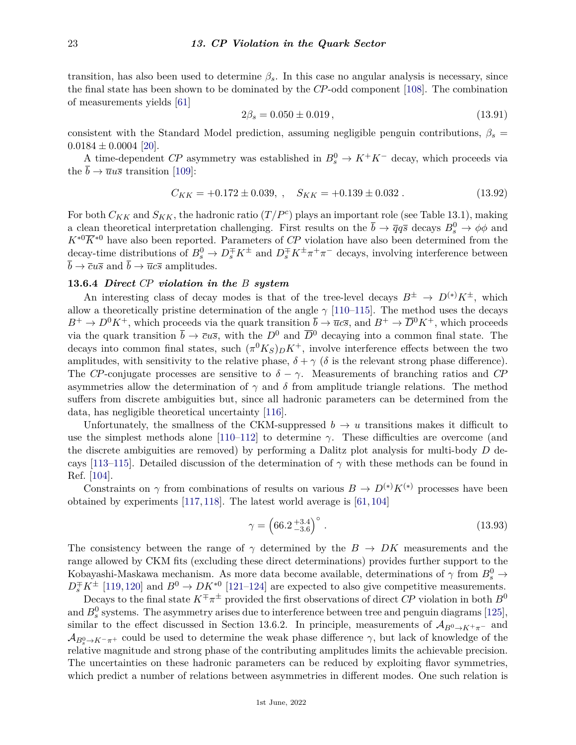transition, has also been used to determine $\beta_s$. In this case no angular analysis is necessary, since the final state has been shown to be dominated by the *CP*-odd component [108]. The combination of measurements yields [61]

$$2\beta_s = 0.050 \pm 0.019\,, \tag{13.91}$$

consistent with the Standard Model prediction, assuming negligible penguin contributions, $\beta_s = 0.0184 \pm 0.0004$ [20].

A time-dependent *CP* asymmetry was established in $B_s^0 \to K^+K^-$ decay, which proceeds via the $\overline{b} \to \overline{u}u\overline{s}$ transition [109]:

$$C_{KK} = +0.172 \pm 0.039,\ , \quad S_{KK} = +0.139 \pm 0.032\ . \tag{13.92}$$

For both $C_{KK}$ and $S_{KK}$, the hadronic ratio $(T/P^c)$ plays an important role (see Table 13.1), making a clean theoretical interpretation challenging. First results on the $\overline{b} \to \overline{q}q\overline{s}$ decays $B_s^0 \to \phi\phi$ and $K^{*0}\overline{K}^{*0}$ have also been reported. Parameters of *CP* violation have also been determined from the decay-time distributions of $B_s^0 \to D_s^{\mp}K^{\pm}$ and $D_s^{\mp}K^{\pm}\pi^+\pi^-$ decays, involving interference between $\overline{b} \to \overline{c}u\overline{s}$ and $\overline{b} \to \overline{u}c\overline{s}$ amplitudes.

### 13.6.4 *Direct CP violation in the B system*

An interesting class of decay modes is that of the tree-level decays $B^{\pm} \to D^{(*)}K^{\pm}$, which allow a theoretically pristine determination of the angle $\gamma$ [110–115]. The method uses the decays $B^+ \to D^0K^+$, which proceeds via the quark transition $\overline{b} \to \overline{u}c\overline{s}$, and $B^+ \to \overline{D}^0K^+$, which proceeds via the quark transition $\overline{b} \to \overline{c}u\overline{s}$, with the $D^0$ and $\overline{D}^0$ decaying into a common final state. The decays into common final states, such $(\pi^0K_S)_DK^+$, involve interference effects between the two amplitudes, with sensitivity to the relative phase, $\delta + \gamma$ ($\delta$ is the relevant strong phase difference). The *CP*-conjugate processes are sensitive to $\delta - \gamma$. Measurements of branching ratios and *CP* asymmetries allow the determination of $\gamma$ and $\delta$ from amplitude triangle relations. The method suffers from discrete ambiguities but, since all hadronic parameters can be determined from the data, has negligible theoretical uncertainty [116].

Unfortunately, the smallness of the CKM-suppressed $b \to u$ transitions makes it difficult to use the simplest methods alone [110–112] to determine $\gamma$. These difficulties are overcome (and the discrete ambiguities are removed) by performing a Dalitz plot analysis for multi-body $D$ decays [113–115]. Detailed discussion of the determination of $\gamma$ with these methods can be found in Ref. [104].

Constraints on $\gamma$ from combinations of results on various $B \to D^{(*)}K^{(*)}$ processes have been obtained by experiments [117, 118]. The latest world average is [61, 104]

$$\gamma = \left(66.2\,^{+3.4}_{-3.6}\right)^{\circ}\ . \tag{13.93}$$

The consistency between the range of $\gamma$ determined by the $B \to DK$ measurements and the range allowed by CKM fits (excluding these direct determinations) provides further support to the Kobayashi-Maskawa mechanism. As more data become available, determinations of $\gamma$ from $B_s^0 \to D_s^{\mp}K^{\pm}$ [119, 120] and $B^0 \to DK^{*0}$ [121–124] are expected to also give competitive measurements.

Decays to the final state $K^{\mp}\pi^{\pm}$ provided the first observations of direct *CP* violation in both $B^0$ and $B_s^0$ systems. The asymmetry arises due to interference between tree and penguin diagrams [125], similar to the effect discussed in Section 13.6.2. In principle, measurements of $\mathcal{A}_{B^0 \to K^+\pi^-}$ and $\mathcal{A}_{B_s^0 \to K^-\pi^+}$ could be used to determine the weak phase difference $\gamma$, but lack of knowledge of the relative magnitude and strong phase of the contributing amplitudes limits the achievable precision. The uncertainties on these hadronic parameters can be reduced by exploiting flavor symmetries, which predict a number of relations between asymmetries in different modes. One such relation is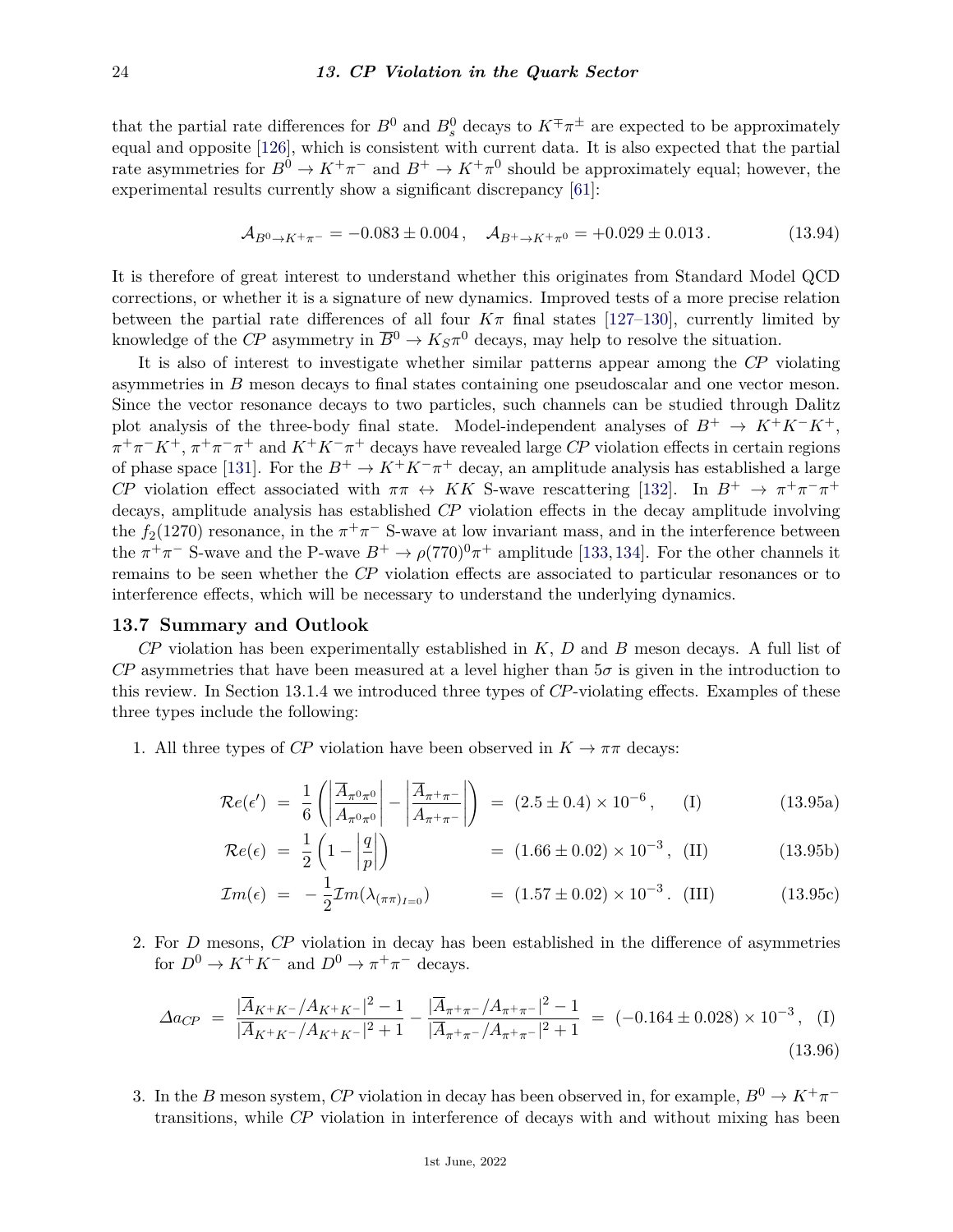that the partial rate differences for $B^0$ and $B_s^0$ decays to $K^\mp\pi^\pm$ are expected to be approximately equal and opposite [126], which is consistent with current data. It is also expected that the partial rate asymmetries for $B^0 \to K^+\pi^-$ and $B^+ \to K^+\pi^0$ should be approximately equal; however, the experimental results currently show a significant discrepancy [61]:

$$\mathcal{A}_{B^0\to K^+\pi^-} = -0.083 \pm 0.004\,, \quad \mathcal{A}_{B^+\to K^+\pi^0} = +0.029 \pm 0.013\,. \tag{13.94}$$

It is therefore of great interest to understand whether this originates from Standard Model QCD corrections, or whether it is a signature of new dynamics. Improved tests of a more precise relation between the partial rate differences of all four $K\pi$ final states [127–130], currently limited by knowledge of the *CP* asymmetry in $\overline{B}^0 \to K_S\pi^0$ decays, may help to resolve the situation.

It is also of interest to investigate whether similar patterns appear among the *CP* violating asymmetries in $B$ meson decays to final states containing one pseudoscalar and one vector meson. Since the vector resonance decays to two particles, such channels can be studied through Dalitz plot analysis of the three-body final state. Model-independent analyses of $B^+ \to K^+K^-K^+$, $\pi^+\pi^-K^+$, $\pi^+\pi^-\pi^+$ and $K^+K^-\pi^+$ decays have revealed large *CP* violation effects in certain regions of phase space [131]. For the $B^+ \to K^+K^-\pi^+$ decay, an amplitude analysis has established a large *CP* violation effect associated with $\pi\pi \leftrightarrow KK$ S-wave rescattering [132]. In $B^+ \to \pi^+\pi^-\pi^+$ decays, amplitude analysis has established *CP* violation effects in the decay amplitude involving the $f_2(1270)$ resonance, in the $\pi^+\pi^-$ S-wave at low invariant mass, and in the interference between the $\pi^+\pi^-$ S-wave and the P-wave $B^+ \to \rho(770)^0\pi^+$ amplitude [133,134]. For the other channels it remains to be seen whether the *CP* violation effects are associated to particular resonances or to interference effects, which will be necessary to understand the underlying dynamics.

## 13.7 Summary and Outlook

*CP* violation has been experimentally established in $K$, $D$ and $B$ meson decays. A full list of *CP* asymmetries that have been measured at a level higher than $5\sigma$ is given in the introduction to this review. In Section 13.1.4 we introduced three types of *CP*-violating effects. Examples of these three types include the following:

1. All three types of *CP* violation have been observed in $K \to \pi\pi$ decays:

$$\mathcal{R}e(\epsilon') = \frac{1}{6}\left(\left|\frac{\overline{A}_{\pi^0\pi^0}}{A_{\pi^0\pi^0}}\right| - \left|\frac{\overline{A}_{\pi^+\pi^-}}{A_{\pi^+\pi^-}}\right|\right) = (2.5 \pm 0.4) \times 10^{-6}\,, \quad \text{(I)} \tag{13.95a}$$

$$\mathcal{R}e(\epsilon) = \frac{1}{2}\left(1 - \left|\frac{q}{p}\right|\right) = (1.66 \pm 0.02) \times 10^{-3}\,, \quad \text{(II)} \tag{13.95b}$$

$$\mathcal{I}m(\epsilon) = -\frac{1}{2}\mathcal{I}m(\lambda_{(\pi\pi)_{I=0}}) = (1.57 \pm 0.02) \times 10^{-3}\,. \quad \text{(III)} \tag{13.95c}$$

2. For $D$ mesons, *CP* violation in decay has been established in the difference of asymmetries for $D^0 \to K^+K^-$ and $D^0 \to \pi^+\pi^-$ decays.

$$\Delta a_{CP} = \frac{|\overline{A}_{K^+K^-}/A_{K^+K^-}|^2 - 1}{|\overline{A}_{K^+K^-}/A_{K^+K^-}|^2 + 1} - \frac{|\overline{A}_{\pi^+\pi^-}/A_{\pi^+\pi^-}|^2 - 1}{|\overline{A}_{\pi^+\pi^-}/A_{\pi^+\pi^-}|^2 + 1} = (-0.164 \pm 0.028) \times 10^{-3}\,, \quad \text{(I)} \tag{13.96}$$

3. In the $B$ meson system, *CP* violation in decay has been observed in, for example, $B^0 \to K^+\pi^-$ transitions, while *CP* violation in interference of decays with and without mixing has been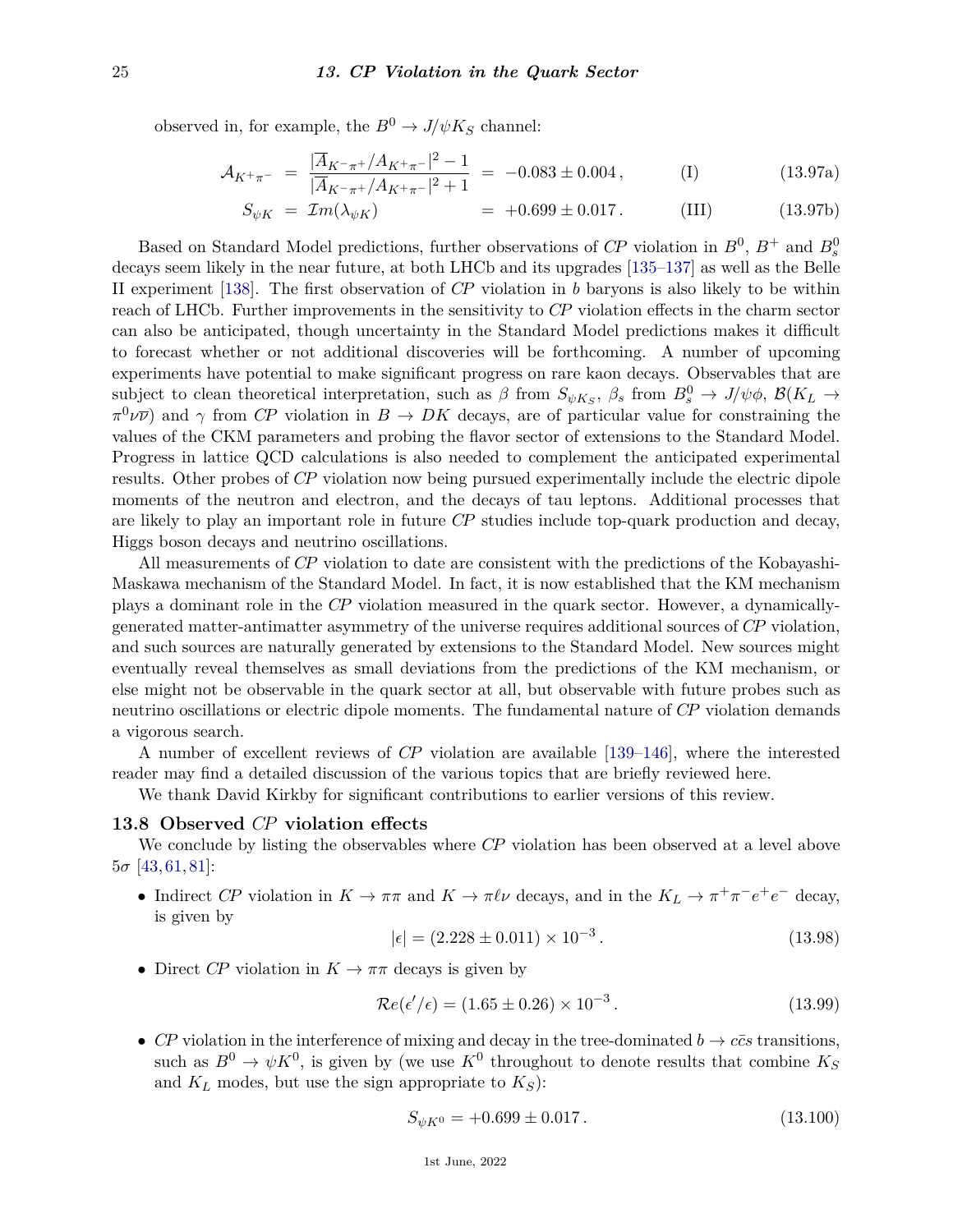observed in, for example, the $B^0 \to J/\psi K_S$ channel:

$$\mathcal{A}_{K^+\pi^-} = \frac{|\overline{A}_{K^-\pi^+}/A_{K^+\pi^-}|^2 - 1}{|\overline{A}_{K^-\pi^+}/A_{K^+\pi^-}|^2 + 1} = -0.083 \pm 0.004\,, \qquad \text{(I)} \qquad (13.97a)$$

$$S_{\psi K} = \mathcal{I}m(\lambda_{\psi K}) = +0.699 \pm 0.017\,. \qquad \text{(III)} \qquad (13.97b)$$

Based on Standard Model predictions, further observations of *CP* violation in $B^0$, $B^+$ and $B_s^0$ decays seem likely in the near future, at both LHCb and its upgrades [135–137] as well as the Belle II experiment [138]. The first observation of *CP* violation in $b$ baryons is also likely to be within reach of LHCb. Further improvements in the sensitivity to *CP* violation effects in the charm sector can also be anticipated, though uncertainty in the Standard Model predictions makes it difficult to forecast whether or not additional discoveries will be forthcoming. A number of upcoming experiments have potential to make significant progress on rare kaon decays. Observables that are subject to clean theoretical interpretation, such as $\beta$ from $S_{\psi K_S}$, $\beta_s$ from $B_s^0 \to J/\psi\phi$, $\mathcal{B}(K_L \to \pi^0\nu\overline{\nu})$ and $\gamma$ from *CP* violation in $B \to DK$ decays, are of particular value for constraining the values of the CKM parameters and probing the flavor sector of extensions to the Standard Model. Progress in lattice QCD calculations is also needed to complement the anticipated experimental results. Other probes of *CP* violation now being pursued experimentally include the electric dipole moments of the neutron and electron, and the decays of tau leptons. Additional processes that are likely to play an important role in future *CP* studies include top-quark production and decay, Higgs boson decays and neutrino oscillations.

All measurements of *CP* violation to date are consistent with the predictions of the Kobayashi-Maskawa mechanism of the Standard Model. In fact, it is now established that the KM mechanism plays a dominant role in the *CP* violation measured in the quark sector. However, a dynamically-generated matter-antimatter asymmetry of the universe requires additional sources of *CP* violation, and such sources are naturally generated by extensions to the Standard Model. New sources might eventually reveal themselves as small deviations from the predictions of the KM mechanism, or else might not be observable in the quark sector at all, but observable with future probes such as neutrino oscillations or electric dipole moments. The fundamental nature of *CP* violation demands a vigorous search.

A number of excellent reviews of *CP* violation are available [139–146], where the interested reader may find a detailed discussion of the various topics that are briefly reviewed here.

We thank David Kirkby for significant contributions to earlier versions of this review.

### 13.8 Observed *CP* violation effects

We conclude by listing the observables where *CP* violation has been observed at a level above $5\sigma$ [43, 61, 81]:

- Indirect *CP* violation in $K \to \pi\pi$ and $K \to \pi\ell\nu$ decays, and in the $K_L \to \pi^+\pi^-e^+e^-$ decay, is given by

$$|\epsilon| = (2.228 \pm 0.011) \times 10^{-3}\,. \qquad (13.98)$$

- Direct *CP* violation in $K \to \pi\pi$ decays is given by

$$\mathcal{R}e(\epsilon'/\epsilon) = (1.65 \pm 0.26) \times 10^{-3}\,. \qquad (13.99)$$

- *CP* violation in the interference of mixing and decay in the tree-dominated $b \to c\bar{c}s$ transitions, such as $B^0 \to \psi K^0$, is given by (we use $K^0$ throughout to denote results that combine $K_S$ and $K_L$ modes, but use the sign appropriate to $K_S$):

$$S_{\psi K^0} = +0.699 \pm 0.017\,. \qquad (13.100)$$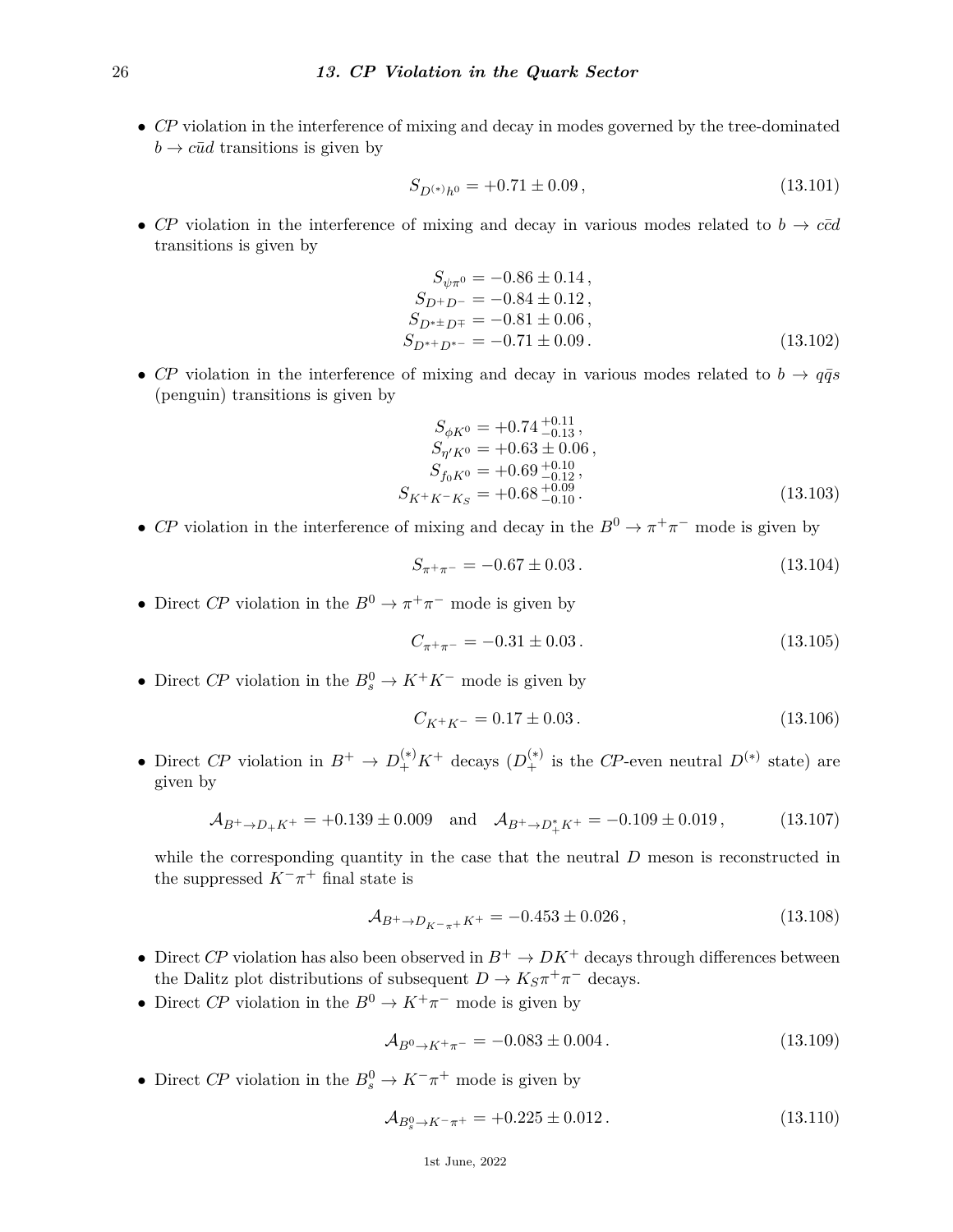- $CP$ violation in the interference of mixing and decay in modes governed by the tree-dominated $b \to c\bar{u}d$ transitions is given by

$$S_{D^{(*)}h^0} = +0.71 \pm 0.09\,, \tag{13.101}$$

- $CP$ violation in the interference of mixing and decay in various modes related to $b \to c\bar{c}d$ transitions is given by

$$\begin{aligned} S_{\psi\pi^0} &= -0.86 \pm 0.14\,, \\ S_{D^+D^-} &= -0.84 \pm 0.12\,, \\ S_{D^{*\pm}D^{\mp}} &= -0.81 \pm 0.06\,, \\ S_{D^{*+}D^{*-}} &= -0.71 \pm 0.09\,. \end{aligned} \tag{13.102}$$

- $CP$ violation in the interference of mixing and decay in various modes related to $b \to q\bar{q}s$ (penguin) transitions is given by

$$\begin{aligned} S_{\phi K^0} &= +0.74\,^{+0.11}_{-0.13}\,, \\ S_{\eta' K^0} &= +0.63 \pm 0.06\,, \\ S_{f_0 K^0} &= +0.69\,^{+0.10}_{-0.12}\,, \\ S_{K^+K^-K_S} &= +0.68\,^{+0.09}_{-0.10}\,. \end{aligned} \tag{13.103}$$

- $CP$ violation in the interference of mixing and decay in the $B^0 \to \pi^+\pi^-$ mode is given by

$$S_{\pi^+\pi^-} = -0.67 \pm 0.03\,. \tag{13.104}$$

- Direct $CP$ violation in the $B^0 \to \pi^+\pi^-$ mode is given by

$$C_{\pi^+\pi^-} = -0.31 \pm 0.03\,. \tag{13.105}$$

- Direct $CP$ violation in the $B_s^0 \to K^+K^-$ mode is given by

$$C_{K^+K^-} = 0.17 \pm 0.03\,. \tag{13.106}$$

- Direct $CP$ violation in $B^+ \to D_+^{(*)}K^+$ decays ($D_+^{(*)}$ is the $CP$-even neutral $D^{(*)}$ state) are given by

$$\mathcal{A}_{B^+\to D_+K^+} = +0.139 \pm 0.009 \quad \text{and} \quad \mathcal{A}_{B^+\to D_+^*K^+} = -0.109 \pm 0.019\,, \tag{13.107}$$

  while the corresponding quantity in the case that the neutral $D$ meson is reconstructed in the suppressed $K^-\pi^+$ final state is

$$\mathcal{A}_{B^+\to D_{K^-\pi^+}K^+} = -0.453 \pm 0.026\,, \tag{13.108}$$

- Direct $CP$ violation has also been observed in $B^+ \to DK^+$ decays through differences between the Dalitz plot distributions of subsequent $D \to K_S\pi^+\pi^-$ decays.
- Direct $CP$ violation in the $B^0 \to K^+\pi^-$ mode is given by

$$\mathcal{A}_{B^0\to K^+\pi^-} = -0.083 \pm 0.004\,. \tag{13.109}$$

- Direct $CP$ violation in the $B_s^0 \to K^-\pi^+$ mode is given by

$$\mathcal{A}_{B_s^0\to K^-\pi^+} = +0.225 \pm 0.012\,. \tag{13.110}$$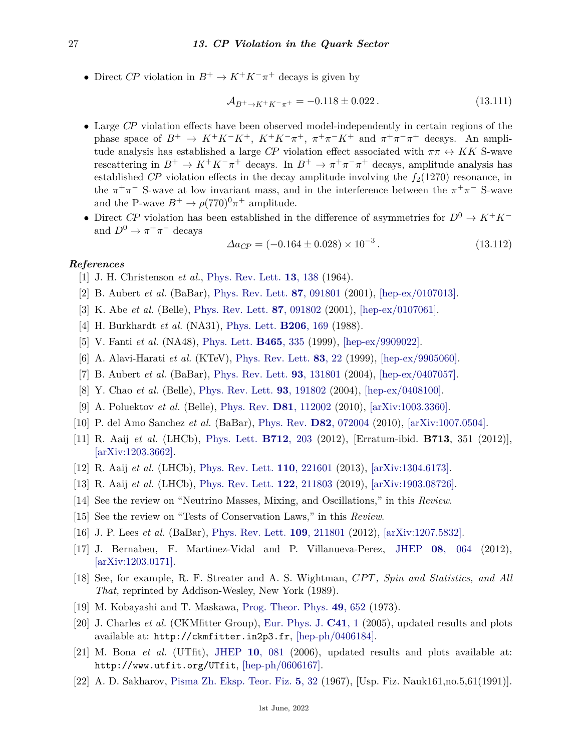- Direct $CP$ violation in $B^+ \to K^+K^-\pi^+$ decays is given by

$$\mathcal{A}_{B^+\to K^+K^-\pi^+} = -0.118 \pm 0.022\,. \tag{13.111}$$

- Large $CP$ violation effects have been observed model-independently in certain regions of the phase space of $B^+ \to K^+K^-K^+$, $K^+K^-\pi^+$, $\pi^+\pi^-K^+$ and $\pi^+\pi^-\pi^+$ decays. An amplitude analysis has established a large $CP$ violation effect associated with $\pi\pi \leftrightarrow KK$ S-wave rescattering in $B^+ \to K^+K^-\pi^+$ decays. In $B^+ \to \pi^+\pi^-\pi^+$ decays, amplitude analysis has established $CP$ violation effects in the decay amplitude involving the $f_2(1270)$ resonance, in the $\pi^+\pi^-$ S-wave at low invariant mass, and in the interference between the $\pi^+\pi^-$ S-wave and the P-wave $B^+ \to \rho(770)^0\pi^+$ amplitude.
- Direct $CP$ violation has been established in the difference of asymmetries for $D^0 \to K^+K^-$ and $D^0 \to \pi^+\pi^-$ decays

$$\Delta a_{CP} = (-0.164 \pm 0.028) \times 10^{-3}\,. \tag{13.112}$$

### References

[1] J. H. Christenson *et al.*, Phys. Rev. Lett. **13**, 138 (1964).

[2] B. Aubert *et al.* (BaBar), Phys. Rev. Lett. **87**, 091801 (2001), [hep-ex/0107013].

[3] K. Abe *et al.* (Belle), Phys. Rev. Lett. **87**, 091802 (2001), [hep-ex/0107061].

[4] H. Burkhardt *et al.* (NA31), Phys. Lett. **B206**, 169 (1988).

[5] V. Fanti *et al.* (NA48), Phys. Lett. **B465**, 335 (1999), [hep-ex/9909022].

[6] A. Alavi-Harati *et al.* (KTeV), Phys. Rev. Lett. **83**, 22 (1999), [hep-ex/9905060].

[7] B. Aubert *et al.* (BaBar), Phys. Rev. Lett. **93**, 131801 (2004), [hep-ex/0407057].

[8] Y. Chao *et al.* (Belle), Phys. Rev. Lett. **93**, 191802 (2004), [hep-ex/0408100].

[9] A. Poluektov *et al.* (Belle), Phys. Rev. **D81**, 112002 (2010), [arXiv:1003.3360].

[10] P. del Amo Sanchez *et al.* (BaBar), Phys. Rev. **D82**, 072004 (2010), [arXiv:1007.0504].

[11] R. Aaij *et al.* (LHCb), Phys. Lett. **B712**, 203 (2012), [Erratum-ibid. **B713**, 351 (2012)], [arXiv:1203.3662].

[12] R. Aaij *et al.* (LHCb), Phys. Rev. Lett. **110**, 221601 (2013), [arXiv:1304.6173].

[13] R. Aaij *et al.* (LHCb), Phys. Rev. Lett. **122**, 211803 (2019), [arXiv:1903.08726].

[14] See the review on "Neutrino Masses, Mixing, and Oscillations," in this *Review*.

[15] See the review on "Tests of Conservation Laws," in this *Review*.

[16] J. P. Lees *et al.* (BaBar), Phys. Rev. Lett. **109**, 211801 (2012), [arXiv:1207.5832].

[17] J. Bernabeu, F. Martinez-Vidal and P. Villanueva-Perez, JHEP **08**, 064 (2012), [arXiv:1203.0171].

[18] See, for example, R. F. Streater and A. S. Wightman, *CPT, Spin and Statistics, and All That,* reprinted by Addison-Wesley, New York (1989).

[19] M. Kobayashi and T. Maskawa, Prog. Theor. Phys. **49**, 652 (1973).

[20] J. Charles *et al.* (CKMfitter Group), Eur. Phys. J. **C41**, 1 (2005), updated results and plots available at: `http://ckmfitter.in2p3.fr`, [hep-ph/0406184].

[21] M. Bona *et al.* (UTfit), JHEP **10**, 081 (2006), updated results and plots available at: `http://www.utfit.org/UTfit`, [hep-ph/0606167].

[22] A. D. Sakharov, Pisma Zh. Eksp. Teor. Fiz. **5**, 32 (1967), [Usp. Fiz. Nauk161,no.5,61(1991)].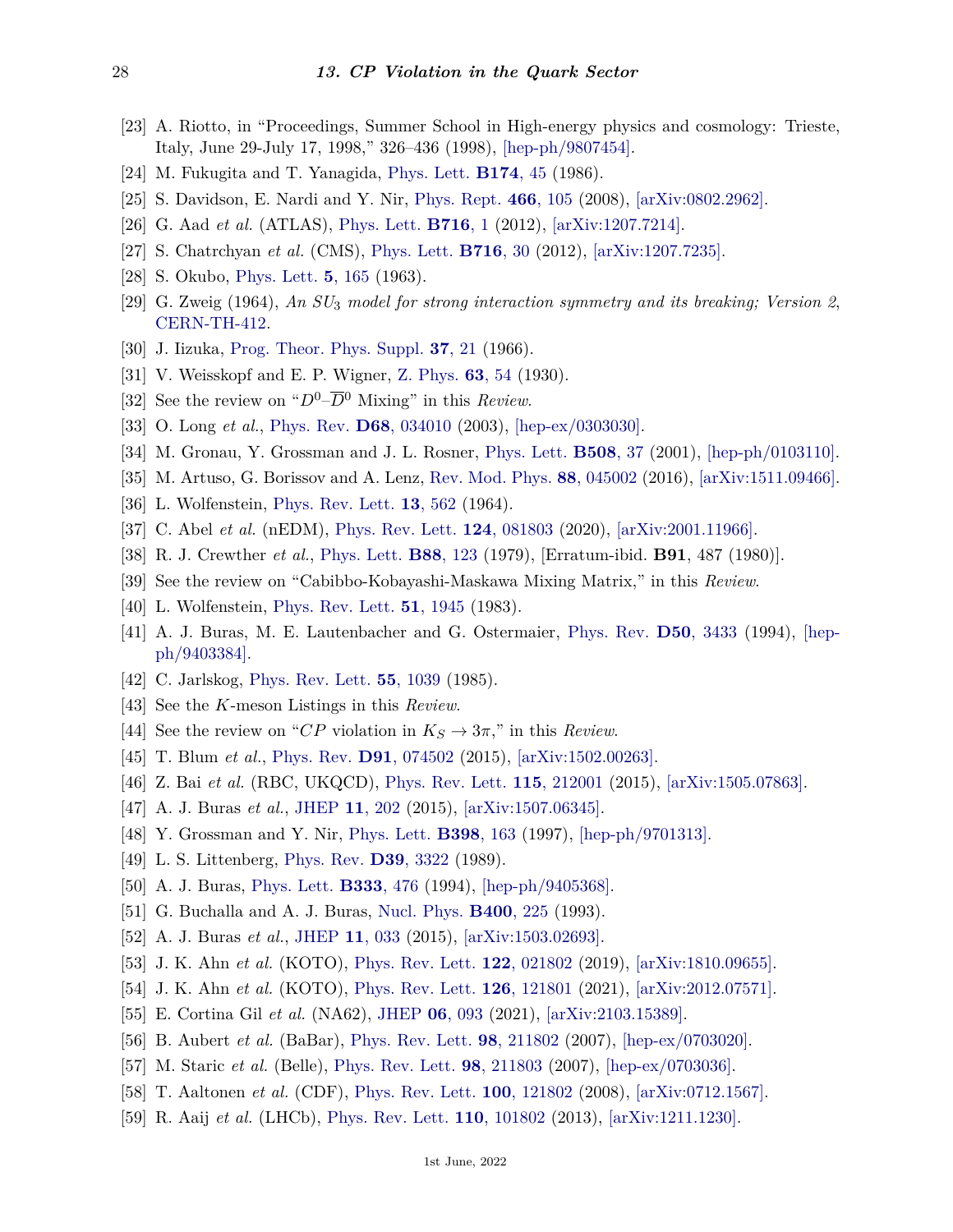[23] A. Riotto, in "Proceedings, Summer School in High-energy physics and cosmology: Trieste, Italy, June 29-July 17, 1998," 326–436 (1998), [hep-ph/9807454].

[24] M. Fukugita and T. Yanagida, Phys. Lett. **B174**, 45 (1986).

[25] S. Davidson, E. Nardi and Y. Nir, Phys. Rept. **466**, 105 (2008), [arXiv:0802.2962].

[26] G. Aad *et al.* (ATLAS), Phys. Lett. **B716**, 1 (2012), [arXiv:1207.7214].

[27] S. Chatrchyan *et al.* (CMS), Phys. Lett. **B716**, 30 (2012), [arXiv:1207.7235].

[28] S. Okubo, Phys. Lett. **5**, 165 (1963).

[29] G. Zweig (1964), *An $SU_3$ model for strong interaction symmetry and its breaking; Version 2*, CERN-TH-412.

[30] J. Iizuka, Prog. Theor. Phys. Suppl. **37**, 21 (1966).

[31] V. Weisskopf and E. P. Wigner, Z. Phys. **63**, 54 (1930).

[32] See the review on "$D^0$–$\overline{D}^0$ Mixing" in this *Review*.

[33] O. Long *et al.*, Phys. Rev. **D68**, 034010 (2003), [hep-ex/0303030].

[34] M. Gronau, Y. Grossman and J. L. Rosner, Phys. Lett. **B508**, 37 (2001), [hep-ph/0103110].

[35] M. Artuso, G. Borissov and A. Lenz, Rev. Mod. Phys. **88**, 045002 (2016), [arXiv:1511.09466].

[36] L. Wolfenstein, Phys. Rev. Lett. **13**, 562 (1964).

[37] C. Abel *et al.* (nEDM), Phys. Rev. Lett. **124**, 081803 (2020), [arXiv:2001.11966].

[38] R. J. Crewther *et al.*, Phys. Lett. **B88**, 123 (1979), [Erratum-ibid. **B91**, 487 (1980)].

[39] See the review on "Cabibbo-Kobayashi-Maskawa Mixing Matrix," in this *Review*.

[40] L. Wolfenstein, Phys. Rev. Lett. **51**, 1945 (1983).

[41] A. J. Buras, M. E. Lautenbacher and G. Ostermaier, Phys. Rev. **D50**, 3433 (1994), [hep-ph/9403384].

[42] C. Jarlskog, Phys. Rev. Lett. **55**, 1039 (1985).

[43] See the $K$-meson Listings in this *Review*.

[44] See the review on "$CP$ violation in $K_S \to 3\pi$," in this *Review*.

[45] T. Blum *et al.*, Phys. Rev. **D91**, 074502 (2015), [arXiv:1502.00263].

[46] Z. Bai *et al.* (RBC, UKQCD), Phys. Rev. Lett. **115**, 212001 (2015), [arXiv:1505.07863].

[47] A. J. Buras *et al.*, JHEP **11**, 202 (2015), [arXiv:1507.06345].

[48] Y. Grossman and Y. Nir, Phys. Lett. **B398**, 163 (1997), [hep-ph/9701313].

[49] L. S. Littenberg, Phys. Rev. **D39**, 3322 (1989).

[50] A. J. Buras, Phys. Lett. **B333**, 476 (1994), [hep-ph/9405368].

[51] G. Buchalla and A. J. Buras, Nucl. Phys. **B400**, 225 (1993).

[52] A. J. Buras *et al.*, JHEP **11**, 033 (2015), [arXiv:1503.02693].

[53] J. K. Ahn *et al.* (KOTO), Phys. Rev. Lett. **122**, 021802 (2019), [arXiv:1810.09655].

[54] J. K. Ahn *et al.* (KOTO), Phys. Rev. Lett. **126**, 121801 (2021), [arXiv:2012.07571].

[55] E. Cortina Gil *et al.* (NA62), JHEP **06**, 093 (2021), [arXiv:2103.15389].

[56] B. Aubert *et al.* (BaBar), Phys. Rev. Lett. **98**, 211802 (2007), [hep-ex/0703020].

[57] M. Staric *et al.* (Belle), Phys. Rev. Lett. **98**, 211803 (2007), [hep-ex/0703036].

[58] T. Aaltonen *et al.* (CDF), Phys. Rev. Lett. **100**, 121802 (2008), [arXiv:0712.1567].

[59] R. Aaij *et al.* (LHCb), Phys. Rev. Lett. **110**, 101802 (2013), [arXiv:1211.1230].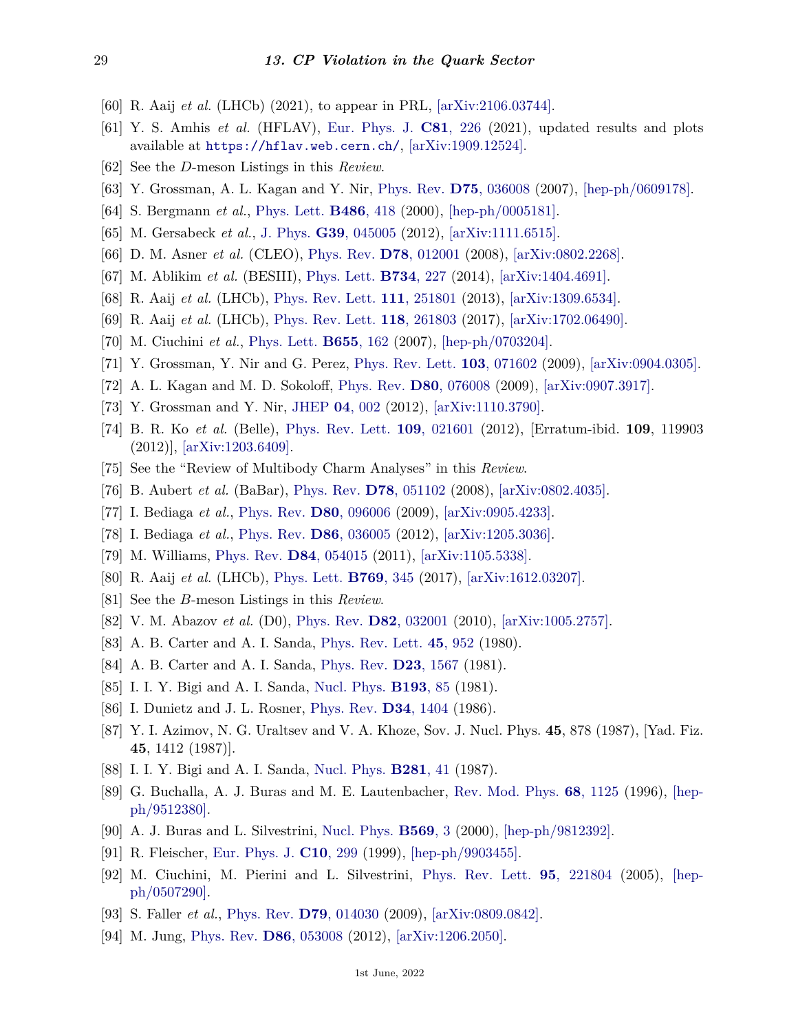[60] R. Aaij *et al.* (LHCb) (2021), to appear in PRL, [arXiv:2106.03744].

[61] Y. S. Amhis *et al.* (HFLAV), Eur. Phys. J. **C81**, 226 (2021), updated results and plots available at `https://hflav.web.cern.ch/`, [arXiv:1909.12524].

[62] See the *D*-meson Listings in this *Review*.

[63] Y. Grossman, A. L. Kagan and Y. Nir, Phys. Rev. **D75**, 036008 (2007), [hep-ph/0609178].

[64] S. Bergmann *et al.*, Phys. Lett. **B486**, 418 (2000), [hep-ph/0005181].

[65] M. Gersabeck *et al.*, J. Phys. **G39**, 045005 (2012), [arXiv:1111.6515].

[66] D. M. Asner *et al.* (CLEO), Phys. Rev. **D78**, 012001 (2008), [arXiv:0802.2268].

[67] M. Ablikim *et al.* (BESIII), Phys. Lett. **B734**, 227 (2014), [arXiv:1404.4691].

[68] R. Aaij *et al.* (LHCb), Phys. Rev. Lett. **111**, 251801 (2013), [arXiv:1309.6534].

[69] R. Aaij *et al.* (LHCb), Phys. Rev. Lett. **118**, 261803 (2017), [arXiv:1702.06490].

[70] M. Ciuchini *et al.*, Phys. Lett. **B655**, 162 (2007), [hep-ph/0703204].

[71] Y. Grossman, Y. Nir and G. Perez, Phys. Rev. Lett. **103**, 071602 (2009), [arXiv:0904.0305].

[72] A. L. Kagan and M. D. Sokoloff, Phys. Rev. **D80**, 076008 (2009), [arXiv:0907.3917].

[73] Y. Grossman and Y. Nir, JHEP **04**, 002 (2012), [arXiv:1110.3790].

[74] B. R. Ko *et al.* (Belle), Phys. Rev. Lett. **109**, 021601 (2012), [Erratum-ibid. **109**, 119903 (2012)], [arXiv:1203.6409].

[75] See the "Review of Multibody Charm Analyses" in this *Review*.

[76] B. Aubert *et al.* (BaBar), Phys. Rev. **D78**, 051102 (2008), [arXiv:0802.4035].

[77] I. Bediaga *et al.*, Phys. Rev. **D80**, 096006 (2009), [arXiv:0905.4233].

[78] I. Bediaga *et al.*, Phys. Rev. **D86**, 036005 (2012), [arXiv:1205.3036].

[79] M. Williams, Phys. Rev. **D84**, 054015 (2011), [arXiv:1105.5338].

[80] R. Aaij *et al.* (LHCb), Phys. Lett. **B769**, 345 (2017), [arXiv:1612.03207].

[81] See the *B*-meson Listings in this *Review*.

[82] V. M. Abazov *et al.* (D0), Phys. Rev. **D82**, 032001 (2010), [arXiv:1005.2757].

[83] A. B. Carter and A. I. Sanda, Phys. Rev. Lett. **45**, 952 (1980).

[84] A. B. Carter and A. I. Sanda, Phys. Rev. **D23**, 1567 (1981).

[85] I. I. Y. Bigi and A. I. Sanda, Nucl. Phys. **B193**, 85 (1981).

[86] I. Dunietz and J. L. Rosner, Phys. Rev. **D34**, 1404 (1986).

[87] Y. I. Azimov, N. G. Uraltsev and V. A. Khoze, Sov. J. Nucl. Phys. **45**, 878 (1987), [Yad. Fiz. **45**, 1412 (1987)].

[88] I. I. Y. Bigi and A. I. Sanda, Nucl. Phys. **B281**, 41 (1987).

[89] G. Buchalla, A. J. Buras and M. E. Lautenbacher, Rev. Mod. Phys. **68**, 1125 (1996), [hep-ph/9512380].

[90] A. J. Buras and L. Silvestrini, Nucl. Phys. **B569**, 3 (2000), [hep-ph/9812392].

[91] R. Fleischer, Eur. Phys. J. **C10**, 299 (1999), [hep-ph/9903455].

[92] M. Ciuchini, M. Pierini and L. Silvestrini, Phys. Rev. Lett. **95**, 221804 (2005), [hep-ph/0507290].

[93] S. Faller *et al.*, Phys. Rev. **D79**, 014030 (2009), [arXiv:0809.0842].

[94] M. Jung, Phys. Rev. **D86**, 053008 (2012), [arXiv:1206.2050].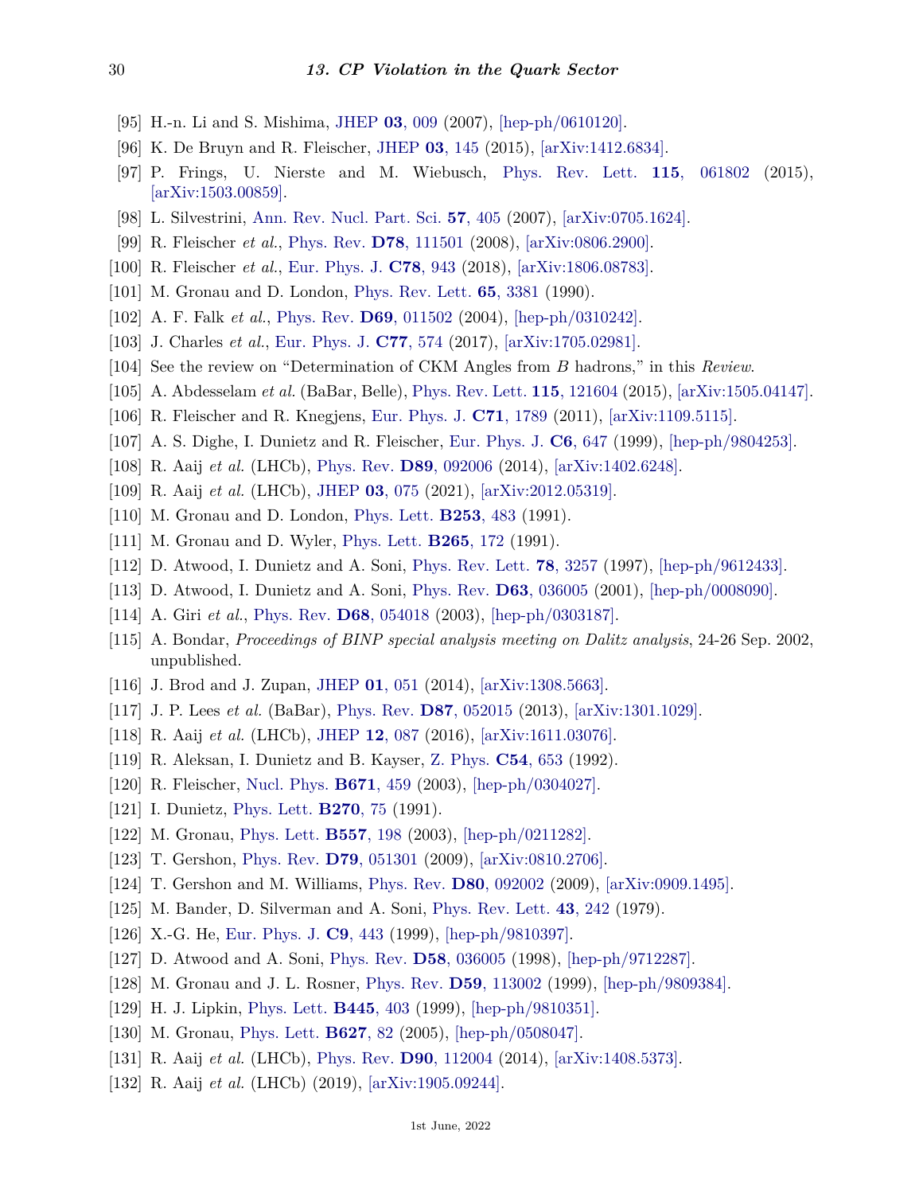[95] H.-n. Li and S. Mishima, JHEP **03**, 009 (2007), [hep-ph/0610120].

[96] K. De Bruyn and R. Fleischer, JHEP **03**, 145 (2015), [arXiv:1412.6834].

[97] P. Frings, U. Nierste and M. Wiebusch, Phys. Rev. Lett. **115**, 061802 (2015), [arXiv:1503.00859].

[98] L. Silvestrini, Ann. Rev. Nucl. Part. Sci. **57**, 405 (2007), [arXiv:0705.1624].

[99] R. Fleischer *et al.*, Phys. Rev. **D78**, 111501 (2008), [arXiv:0806.2900].

[100] R. Fleischer *et al.*, Eur. Phys. J. **C78**, 943 (2018), [arXiv:1806.08783].

[101] M. Gronau and D. London, Phys. Rev. Lett. **65**, 3381 (1990).

[102] A. F. Falk *et al.*, Phys. Rev. **D69**, 011502 (2004), [hep-ph/0310242].

[103] J. Charles *et al.*, Eur. Phys. J. **C77**, 574 (2017), [arXiv:1705.02981].

[104] See the review on "Determination of CKM Angles from $B$ hadrons," in this *Review*.

[105] A. Abdesselam *et al.* (BaBar, Belle), Phys. Rev. Lett. **115**, 121604 (2015), [arXiv:1505.04147].

[106] R. Fleischer and R. Knegjens, Eur. Phys. J. **C71**, 1789 (2011), [arXiv:1109.5115].

[107] A. S. Dighe, I. Dunietz and R. Fleischer, Eur. Phys. J. **C6**, 647 (1999), [hep-ph/9804253].

[108] R. Aaij *et al.* (LHCb), Phys. Rev. **D89**, 092006 (2014), [arXiv:1402.6248].

[109] R. Aaij *et al.* (LHCb), JHEP **03**, 075 (2021), [arXiv:2012.05319].

[110] M. Gronau and D. London, Phys. Lett. **B253**, 483 (1991).

[111] M. Gronau and D. Wyler, Phys. Lett. **B265**, 172 (1991).

[112] D. Atwood, I. Dunietz and A. Soni, Phys. Rev. Lett. **78**, 3257 (1997), [hep-ph/9612433].

[113] D. Atwood, I. Dunietz and A. Soni, Phys. Rev. **D63**, 036005 (2001), [hep-ph/0008090].

[114] A. Giri *et al.*, Phys. Rev. **D68**, 054018 (2003), [hep-ph/0303187].

[115] A. Bondar, *Proceedings of BINP special analysis meeting on Dalitz analysis*, 24-26 Sep. 2002, unpublished.

[116] J. Brod and J. Zupan, JHEP **01**, 051 (2014), [arXiv:1308.5663].

[117] J. P. Lees *et al.* (BaBar), Phys. Rev. **D87**, 052015 (2013), [arXiv:1301.1029].

[118] R. Aaij *et al.* (LHCb), JHEP **12**, 087 (2016), [arXiv:1611.03076].

[119] R. Aleksan, I. Dunietz and B. Kayser, Z. Phys. **C54**, 653 (1992).

[120] R. Fleischer, Nucl. Phys. **B671**, 459 (2003), [hep-ph/0304027].

[121] I. Dunietz, Phys. Lett. **B270**, 75 (1991).

[122] M. Gronau, Phys. Lett. **B557**, 198 (2003), [hep-ph/0211282].

[123] T. Gershon, Phys. Rev. **D79**, 051301 (2009), [arXiv:0810.2706].

[124] T. Gershon and M. Williams, Phys. Rev. **D80**, 092002 (2009), [arXiv:0909.1495].

[125] M. Bander, D. Silverman and A. Soni, Phys. Rev. Lett. **43**, 242 (1979).

[126] X.-G. He, Eur. Phys. J. **C9**, 443 (1999), [hep-ph/9810397].

[127] D. Atwood and A. Soni, Phys. Rev. **D58**, 036005 (1998), [hep-ph/9712287].

[128] M. Gronau and J. L. Rosner, Phys. Rev. **D59**, 113002 (1999), [hep-ph/9809384].

[129] H. J. Lipkin, Phys. Lett. **B445**, 403 (1999), [hep-ph/9810351].

[130] M. Gronau, Phys. Lett. **B627**, 82 (2005), [hep-ph/0508047].

[131] R. Aaij *et al.* (LHCb), Phys. Rev. **D90**, 112004 (2014), [arXiv:1408.5373].

[132] R. Aaij *et al.* (LHCb) (2019), [arXiv:1905.09244].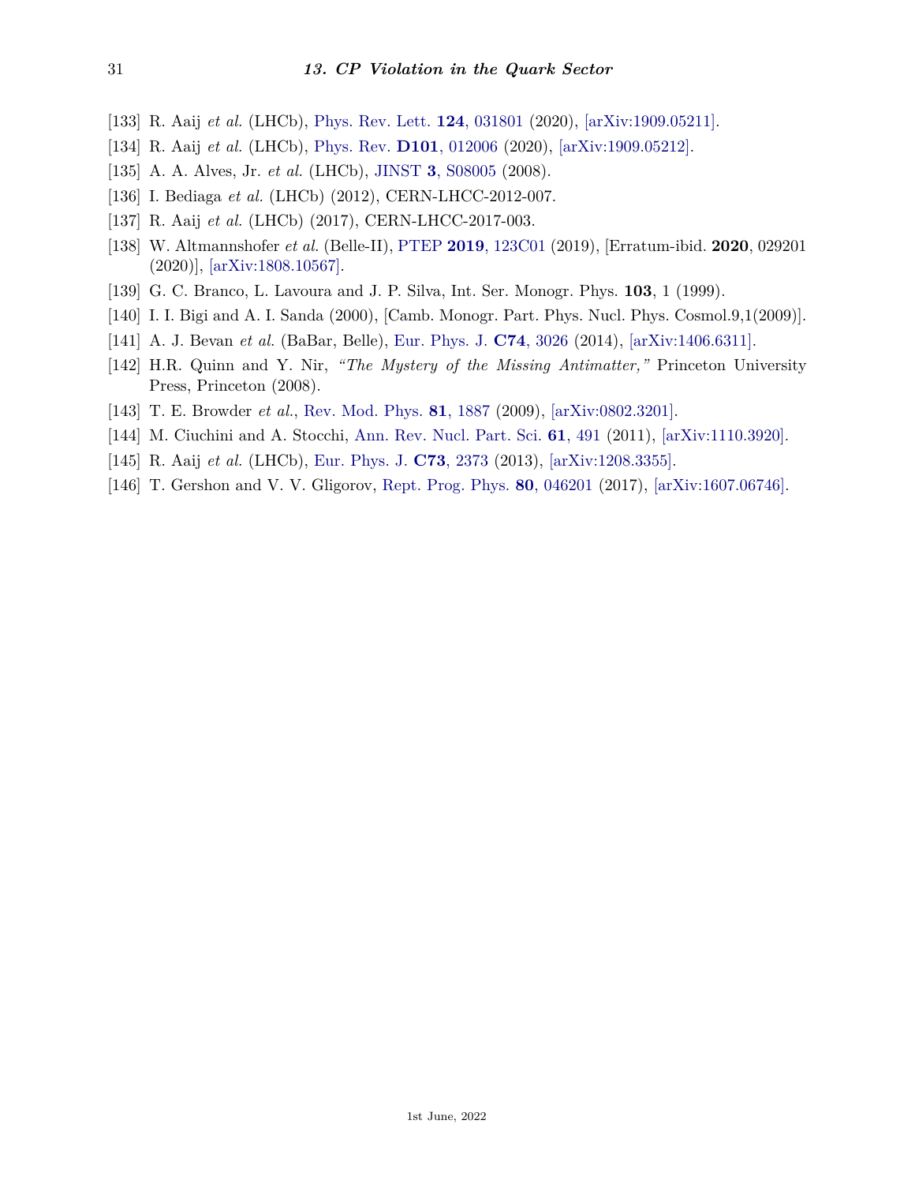[133] R. Aaij *et al.* (LHCb), Phys. Rev. Lett. **124**, 031801 (2020), [arXiv:1909.05211].

[134] R. Aaij *et al.* (LHCb), Phys. Rev. **D101**, 012006 (2020), [arXiv:1909.05212].

[135] A. A. Alves, Jr. *et al.* (LHCb), JINST **3**, S08005 (2008).

[136] I. Bediaga *et al.* (LHCb) (2012), CERN-LHCC-2012-007.

[137] R. Aaij *et al.* (LHCb) (2017), CERN-LHCC-2017-003.

[138] W. Altmannshofer *et al.* (Belle-II), PTEP **2019**, 123C01 (2019), [Erratum-ibid. **2020**, 029201 (2020)], [arXiv:1808.10567].

[139] G. C. Branco, L. Lavoura and J. P. Silva, Int. Ser. Monogr. Phys. **103**, 1 (1999).

[140] I. I. Bigi and A. I. Sanda (2000), [Camb. Monogr. Part. Phys. Nucl. Phys. Cosmol.9,1(2009)].

[141] A. J. Bevan *et al.* (BaBar, Belle), Eur. Phys. J. **C74**, 3026 (2014), [arXiv:1406.6311].

[142] H.R. Quinn and Y. Nir, *"The Mystery of the Missing Antimatter,"* Princeton University Press, Princeton (2008).

[143] T. E. Browder *et al.*, Rev. Mod. Phys. **81**, 1887 (2009), [arXiv:0802.3201].

[144] M. Ciuchini and A. Stocchi, Ann. Rev. Nucl. Part. Sci. **61**, 491 (2011), [arXiv:1110.3920].

[145] R. Aaij *et al.* (LHCb), Eur. Phys. J. **C73**, 2373 (2013), [arXiv:1208.3355].

[146] T. Gershon and V. V. Gligorov, Rept. Prog. Phys. **80**, 046201 (2017), [arXiv:1607.06746].